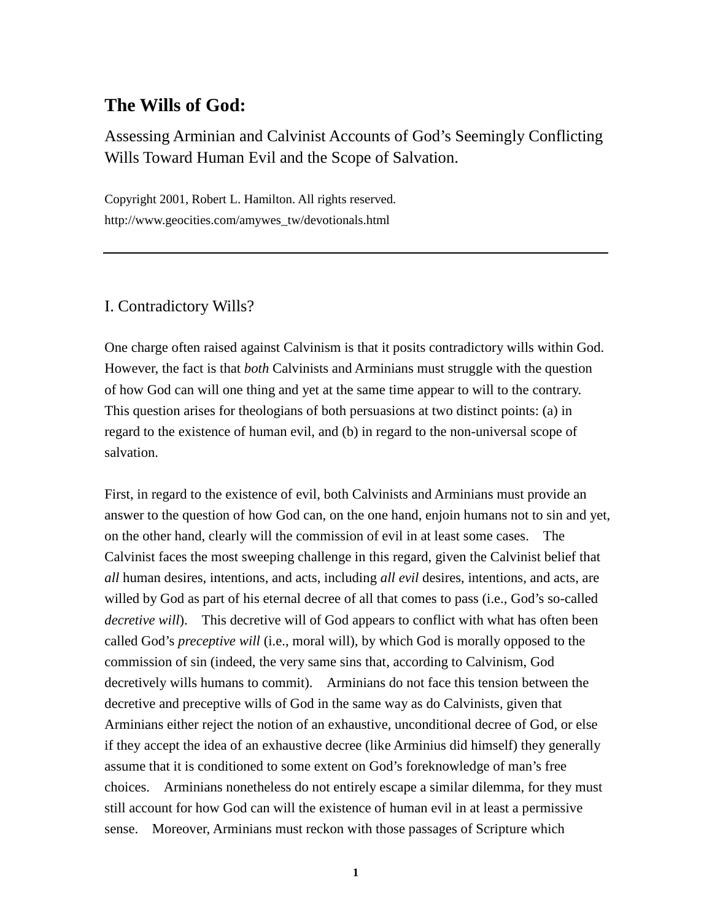# The Wills of God:

## Assessing Arminian and Calvinist Accounts of God's Seemingly Conflicting Wills Toward Human Evil and the Scope of Salvation.

Copyright 2001, Robert L. Hamilton. All rights reserved.
http://www.geocities.com/amywes_tw/devotionals.html

---

## I. Contradictory Wills?

One charge often raised against Calvinism is that it posits contradictory wills within God. However, the fact is that *both* Calvinists and Arminians must struggle with the question of how God can will one thing and yet at the same time appear to will to the contrary. This question arises for theologians of both persuasions at two distinct points: (a) in regard to the existence of human evil, and (b) in regard to the non-universal scope of salvation.

First, in regard to the existence of evil, both Calvinists and Arminians must provide an answer to the question of how God can, on the one hand, enjoin humans not to sin and yet, on the other hand, clearly will the commission of evil in at least some cases. The Calvinist faces the most sweeping challenge in this regard, given the Calvinist belief that *all* human desires, intentions, and acts, including *all evil* desires, intentions, and acts, are willed by God as part of his eternal decree of all that comes to pass (i.e., God's so-called *decretive will*). This decretive will of God appears to conflict with what has often been called God's *preceptive will* (i.e., moral will), by which God is morally opposed to the commission of sin (indeed, the very same sins that, according to Calvinism, God decretively wills humans to commit). Arminians do not face this tension between the decretive and preceptive wills of God in the same way as do Calvinists, given that Arminians either reject the notion of an exhaustive, unconditional decree of God, or else if they accept the idea of an exhaustive decree (like Arminius did himself) they generally assume that it is conditioned to some extent on God's foreknowledge of man's free choices. Arminians nonetheless do not entirely escape a similar dilemma, for they must still account for how God can will the existence of human evil in at least a permissive sense. Moreover, Arminians must reckon with those passages of Scripture which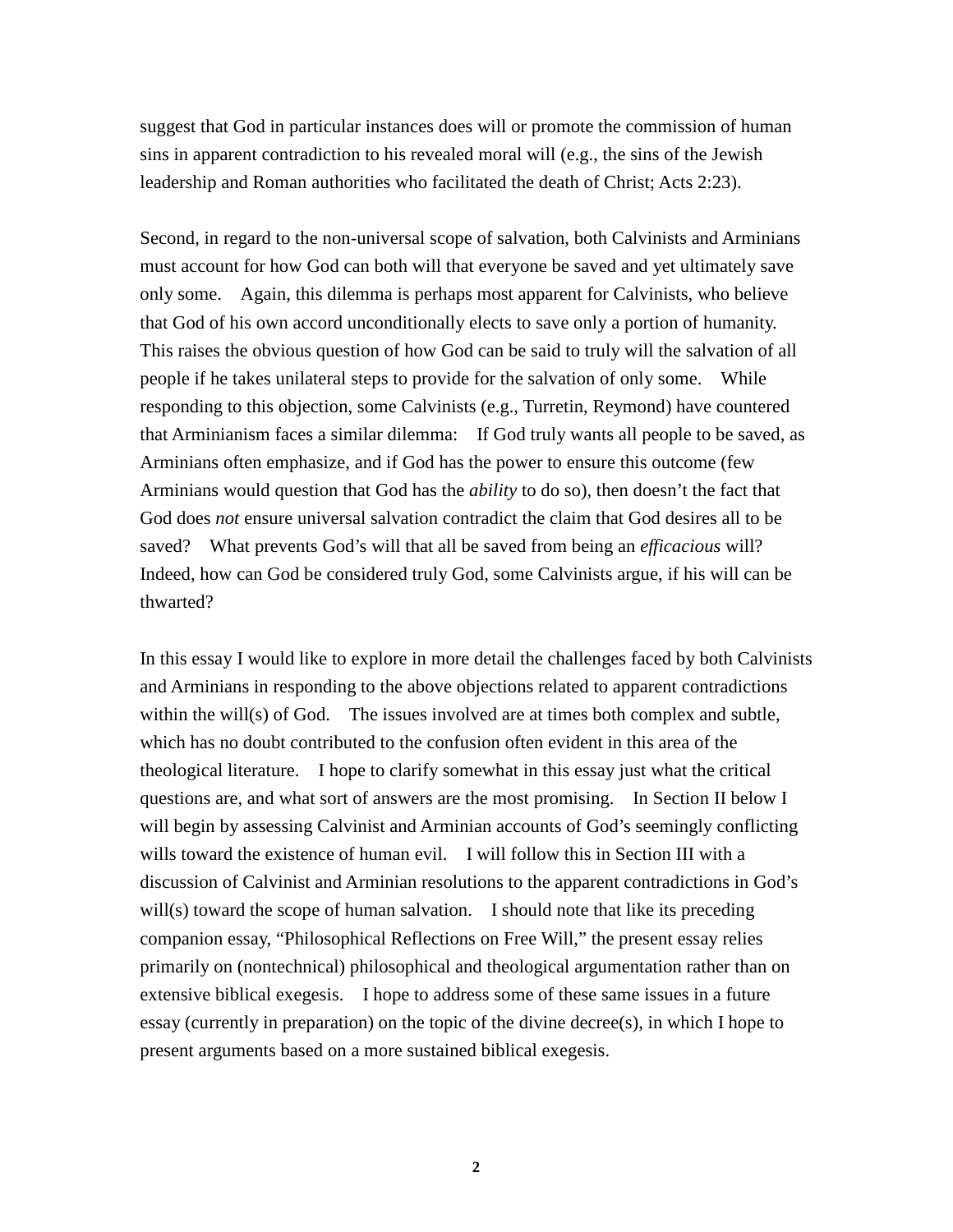suggest that God in particular instances does will or promote the commission of human sins in apparent contradiction to his revealed moral will (e.g., the sins of the Jewish leadership and Roman authorities who facilitated the death of Christ; Acts 2:23).

Second, in regard to the non-universal scope of salvation, both Calvinists and Arminians must account for how God can both will that everyone be saved and yet ultimately save only some. Again, this dilemma is perhaps most apparent for Calvinists, who believe that God of his own accord unconditionally elects to save only a portion of humanity. This raises the obvious question of how God can be said to truly will the salvation of all people if he takes unilateral steps to provide for the salvation of only some. While responding to this objection, some Calvinists (e.g., Turretin, Reymond) have countered that Arminianism faces a similar dilemma: If God truly wants all people to be saved, as Arminians often emphasize, and if God has the power to ensure this outcome (few Arminians would question that God has the *ability* to do so), then doesn't the fact that God does *not* ensure universal salvation contradict the claim that God desires all to be saved? What prevents God's will that all be saved from being an *efficacious* will? Indeed, how can God be considered truly God, some Calvinists argue, if his will can be thwarted?

In this essay I would like to explore in more detail the challenges faced by both Calvinists and Arminians in responding to the above objections related to apparent contradictions within the will(s) of God. The issues involved are at times both complex and subtle, which has no doubt contributed to the confusion often evident in this area of the theological literature. I hope to clarify somewhat in this essay just what the critical questions are, and what sort of answers are the most promising. In Section II below I will begin by assessing Calvinist and Arminian accounts of God's seemingly conflicting wills toward the existence of human evil. I will follow this in Section III with a discussion of Calvinist and Arminian resolutions to the apparent contradictions in God's will(s) toward the scope of human salvation. I should note that like its preceding companion essay, "Philosophical Reflections on Free Will," the present essay relies primarily on (nontechnical) philosophical and theological argumentation rather than on extensive biblical exegesis. I hope to address some of these same issues in a future essay (currently in preparation) on the topic of the divine decree(s), in which I hope to present arguments based on a more sustained biblical exegesis.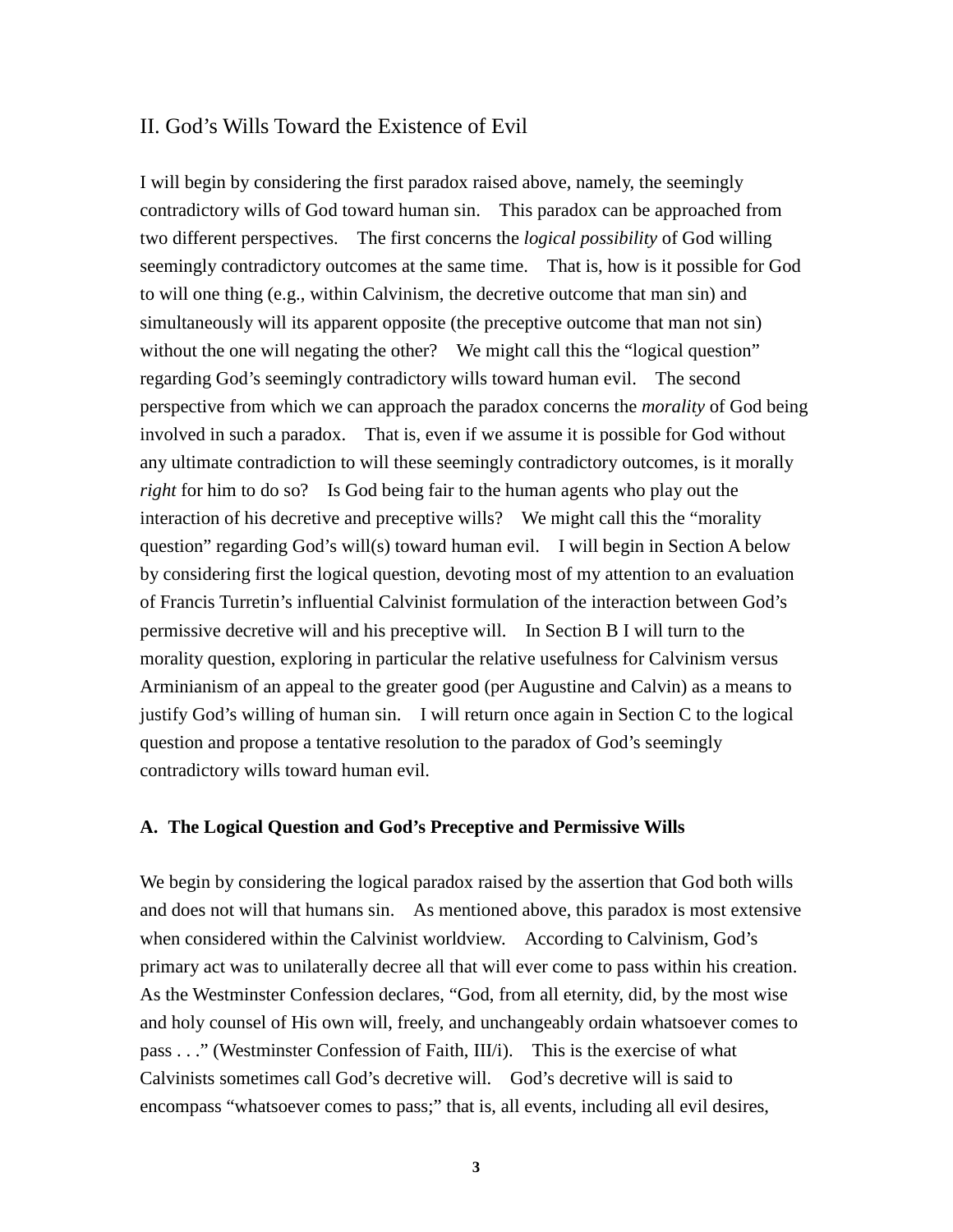## II. God's Wills Toward the Existence of Evil

I will begin by considering the first paradox raised above, namely, the seemingly contradictory wills of God toward human sin. This paradox can be approached from two different perspectives. The first concerns the *logical possibility* of God willing seemingly contradictory outcomes at the same time. That is, how is it possible for God to will one thing (e.g., within Calvinism, the decretive outcome that man sin) and simultaneously will its apparent opposite (the preceptive outcome that man not sin) without the one will negating the other? We might call this the "logical question" regarding God's seemingly contradictory wills toward human evil. The second perspective from which we can approach the paradox concerns the *morality* of God being involved in such a paradox. That is, even if we assume it is possible for God without any ultimate contradiction to will these seemingly contradictory outcomes, is it morally *right* for him to do so? Is God being fair to the human agents who play out the interaction of his decretive and preceptive wills? We might call this the "morality question" regarding God's will(s) toward human evil. I will begin in Section A below by considering first the logical question, devoting most of my attention to an evaluation of Francis Turretin's influential Calvinist formulation of the interaction between God's permissive decretive will and his preceptive will. In Section B I will turn to the morality question, exploring in particular the relative usefulness for Calvinism versus Arminianism of an appeal to the greater good (per Augustine and Calvin) as a means to justify God's willing of human sin. I will return once again in Section C to the logical question and propose a tentative resolution to the paradox of God's seemingly contradictory wills toward human evil.

### A. The Logical Question and God's Preceptive and Permissive Wills

We begin by considering the logical paradox raised by the assertion that God both wills and does not will that humans sin. As mentioned above, this paradox is most extensive when considered within the Calvinist worldview. According to Calvinism, God's primary act was to unilaterally decree all that will ever come to pass within his creation. As the Westminster Confession declares, "God, from all eternity, did, by the most wise and holy counsel of His own will, freely, and unchangeably ordain whatsoever comes to pass . . ." (Westminster Confession of Faith, III/i). This is the exercise of what Calvinists sometimes call God's decretive will. God's decretive will is said to encompass "whatsoever comes to pass;" that is, all events, including all evil desires,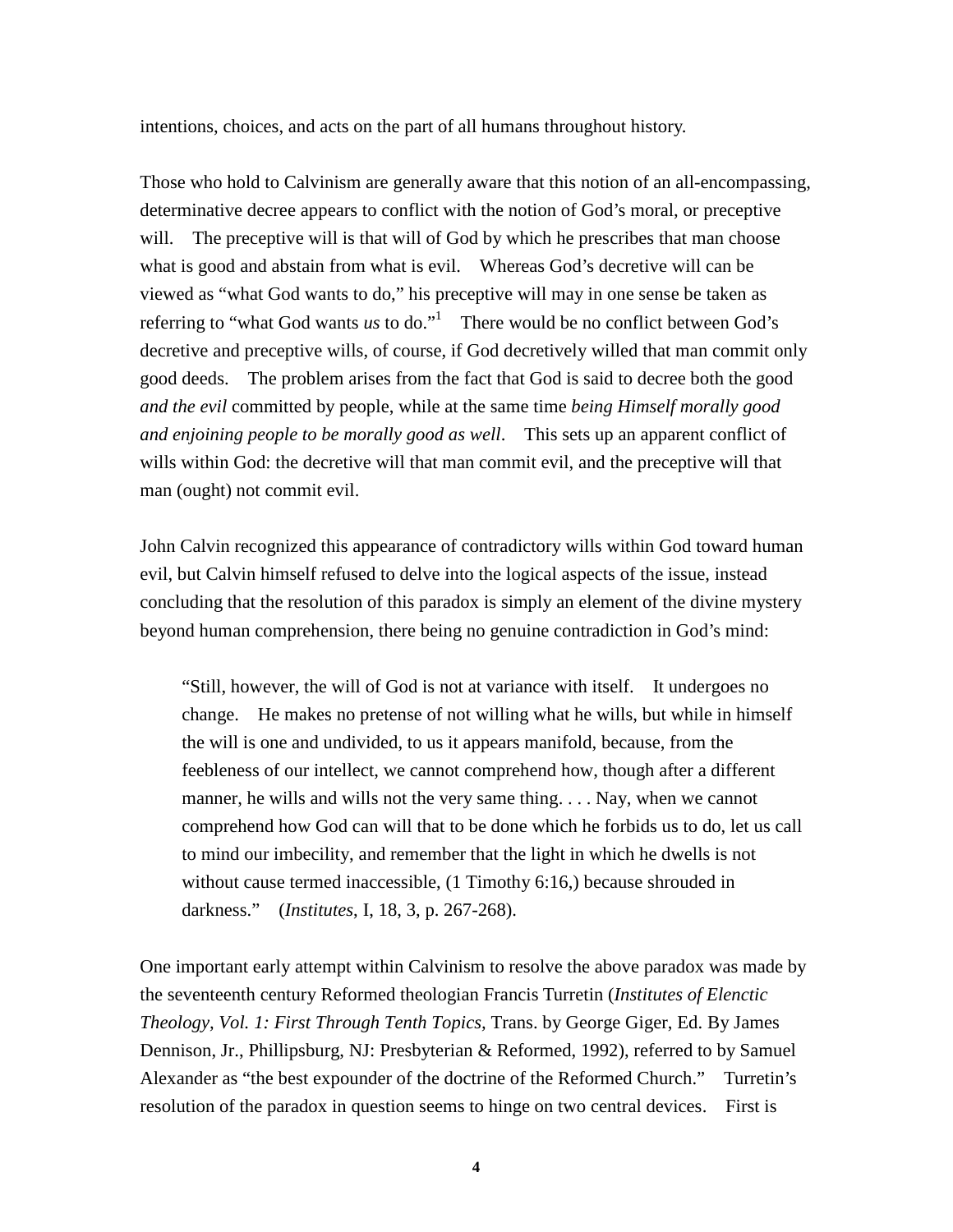intentions, choices, and acts on the part of all humans throughout history.

Those who hold to Calvinism are generally aware that this notion of an all-encompassing, determinative decree appears to conflict with the notion of God's moral, or preceptive will. The preceptive will is that will of God by which he prescribes that man choose what is good and abstain from what is evil. Whereas God's decretive will can be viewed as "what God wants to do," his preceptive will may in one sense be taken as referring to "what God wants *us* to do."[1] There would be no conflict between God's decretive and preceptive wills, of course, if God decretively willed that man commit only good deeds. The problem arises from the fact that God is said to decree both the good *and the evil* committed by people, while at the same time *being Himself morally good and enjoining people to be morally good as well*. This sets up an apparent conflict of wills within God: the decretive will that man commit evil, and the preceptive will that man (ought) not commit evil.

John Calvin recognized this appearance of contradictory wills within God toward human evil, but Calvin himself refused to delve into the logical aspects of the issue, instead concluding that the resolution of this paradox is simply an element of the divine mystery beyond human comprehension, there being no genuine contradiction in God's mind:

> "Still, however, the will of God is not at variance with itself. It undergoes no change. He makes no pretense of not willing what he wills, but while in himself the will is one and undivided, to us it appears manifold, because, from the feebleness of our intellect, we cannot comprehend how, though after a different manner, he wills and wills not the very same thing. . . . Nay, when we cannot comprehend how God can will that to be done which he forbids us to do, let us call to mind our imbecility, and remember that the light in which he dwells is not without cause termed inaccessible, (1 Timothy 6:16,) because shrouded in darkness." (*Institutes*, I, 18, 3, p. 267-268).

One important early attempt within Calvinism to resolve the above paradox was made by the seventeenth century Reformed theologian Francis Turretin (*Institutes of Elenctic Theology, Vol. 1: First Through Tenth Topics*, Trans. by George Giger, Ed. By James Dennison, Jr., Phillipsburg, NJ: Presbyterian & Reformed, 1992), referred to by Samuel Alexander as "the best expounder of the doctrine of the Reformed Church." Turretin's resolution of the paradox in question seems to hinge on two central devices. First is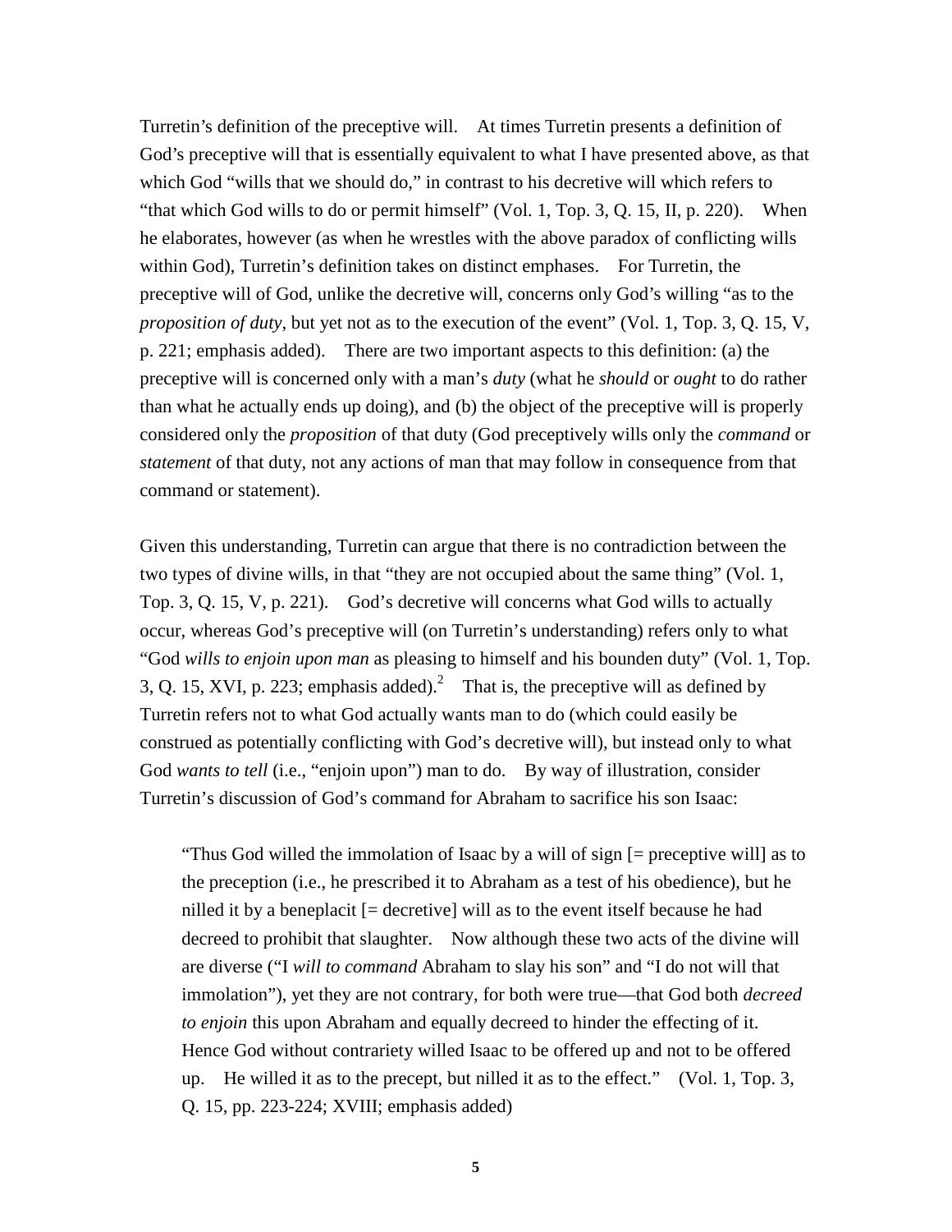Turretin's definition of the preceptive will. At times Turretin presents a definition of God's preceptive will that is essentially equivalent to what I have presented above, as that which God "wills that we should do," in contrast to his decretive will which refers to "that which God wills to do or permit himself" (Vol. 1, Top. 3, Q. 15, II, p. 220). When he elaborates, however (as when he wrestles with the above paradox of conflicting wills within God), Turretin's definition takes on distinct emphases. For Turretin, the preceptive will of God, unlike the decretive will, concerns only God's willing "as to the *proposition of duty*, but yet not as to the execution of the event" (Vol. 1, Top. 3, Q. 15, V, p. 221; emphasis added). There are two important aspects to this definition: (a) the preceptive will is concerned only with a man's *duty* (what he *should* or *ought* to do rather than what he actually ends up doing), and (b) the object of the preceptive will is properly considered only the *proposition* of that duty (God preceptively wills only the *command* or *statement* of that duty, not any actions of man that may follow in consequence from that command or statement).

Given this understanding, Turretin can argue that there is no contradiction between the two types of divine wills, in that "they are not occupied about the same thing" (Vol. 1, Top. 3, Q. 15, V, p. 221). God's decretive will concerns what God wills to actually occur, whereas God's preceptive will (on Turretin's understanding) refers only to what "God *wills to enjoin upon man* as pleasing to himself and his bounden duty" (Vol. 1, Top. 3, Q. 15, XVI, p. 223; emphasis added).[2] That is, the preceptive will as defined by Turretin refers not to what God actually wants man to do (which could easily be construed as potentially conflicting with God's decretive will), but instead only to what God *wants to tell* (i.e., "enjoin upon") man to do. By way of illustration, consider Turretin's discussion of God's command for Abraham to sacrifice his son Isaac:

> "Thus God willed the immolation of Isaac by a will of sign [= preceptive will] as to the preception (i.e., he prescribed it to Abraham as a test of his obedience), but he nilled it by a beneplacit [= decretive] will as to the event itself because he had decreed to prohibit that slaughter. Now although these two acts of the divine will are diverse ("I *will to command* Abraham to slay his son" and "I do not will that immolation"), yet they are not contrary, for both were true—that God both *decreed to enjoin* this upon Abraham and equally decreed to hinder the effecting of it. Hence God without contrariety willed Isaac to be offered up and not to be offered up. He willed it as to the precept, but nilled it as to the effect." (Vol. 1, Top. 3, Q. 15, pp. 223-224; XVIII; emphasis added)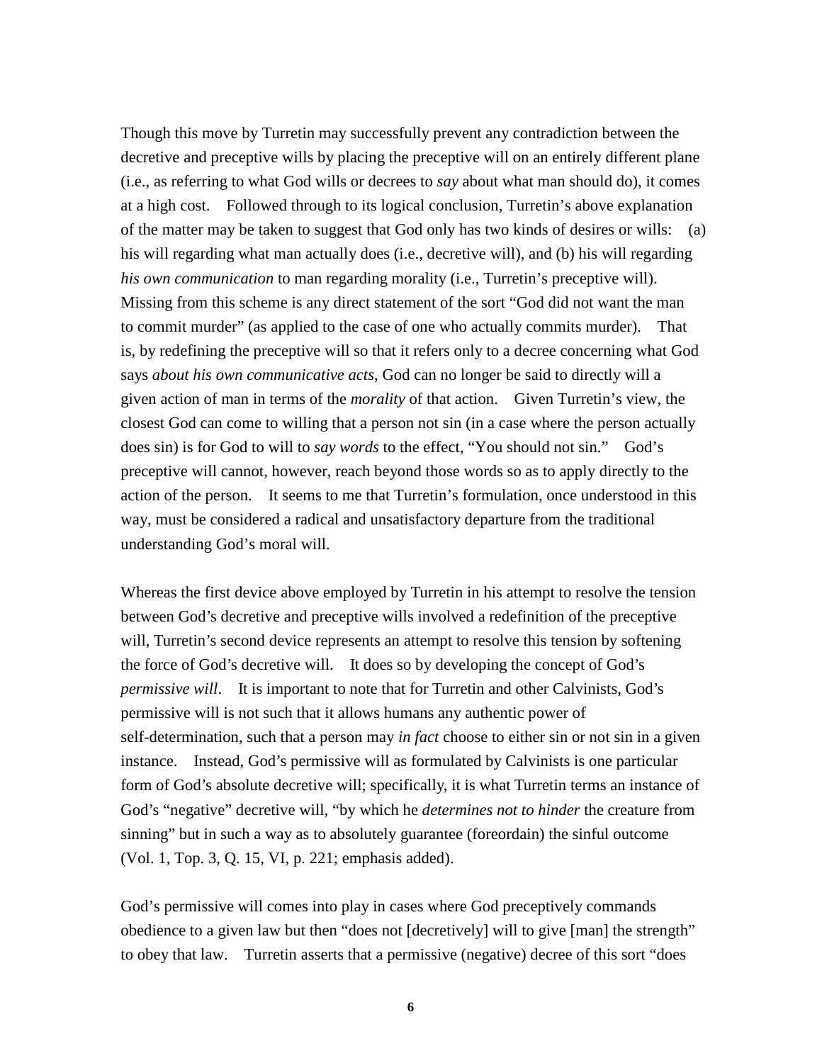Though this move by Turretin may successfully prevent any contradiction between the decretive and preceptive wills by placing the preceptive will on an entirely different plane (i.e., as referring to what God wills or decrees to *say* about what man should do), it comes at a high cost. Followed through to its logical conclusion, Turretin's above explanation of the matter may be taken to suggest that God only has two kinds of desires or wills: (a) his will regarding what man actually does (i.e., decretive will), and (b) his will regarding *his own communication* to man regarding morality (i.e., Turretin's preceptive will). Missing from this scheme is any direct statement of the sort "God did not want the man to commit murder" (as applied to the case of one who actually commits murder). That is, by redefining the preceptive will so that it refers only to a decree concerning what God says *about his own communicative acts*, God can no longer be said to directly will a given action of man in terms of the *morality* of that action. Given Turretin's view, the closest God can come to willing that a person not sin (in a case where the person actually does sin) is for God to will to *say words* to the effect, "You should not sin." God's preceptive will cannot, however, reach beyond those words so as to apply directly to the action of the person. It seems to me that Turretin's formulation, once understood in this way, must be considered a radical and unsatisfactory departure from the traditional understanding God's moral will.

Whereas the first device above employed by Turretin in his attempt to resolve the tension between God's decretive and preceptive wills involved a redefinition of the preceptive will, Turretin's second device represents an attempt to resolve this tension by softening the force of God's decretive will. It does so by developing the concept of God's *permissive will*. It is important to note that for Turretin and other Calvinists, God's permissive will is not such that it allows humans any authentic power of self-determination, such that a person may *in fact* choose to either sin or not sin in a given instance. Instead, God's permissive will as formulated by Calvinists is one particular form of God's absolute decretive will; specifically, it is what Turretin terms an instance of God's "negative" decretive will, "by which he *determines not to hinder* the creature from sinning" but in such a way as to absolutely guarantee (foreordain) the sinful outcome (Vol. 1, Top. 3, Q. 15, VI, p. 221; emphasis added).

God's permissive will comes into play in cases where God preceptively commands obedience to a given law but then "does not [decretively] will to give [man] the strength" to obey that law. Turretin asserts that a permissive (negative) decree of this sort "does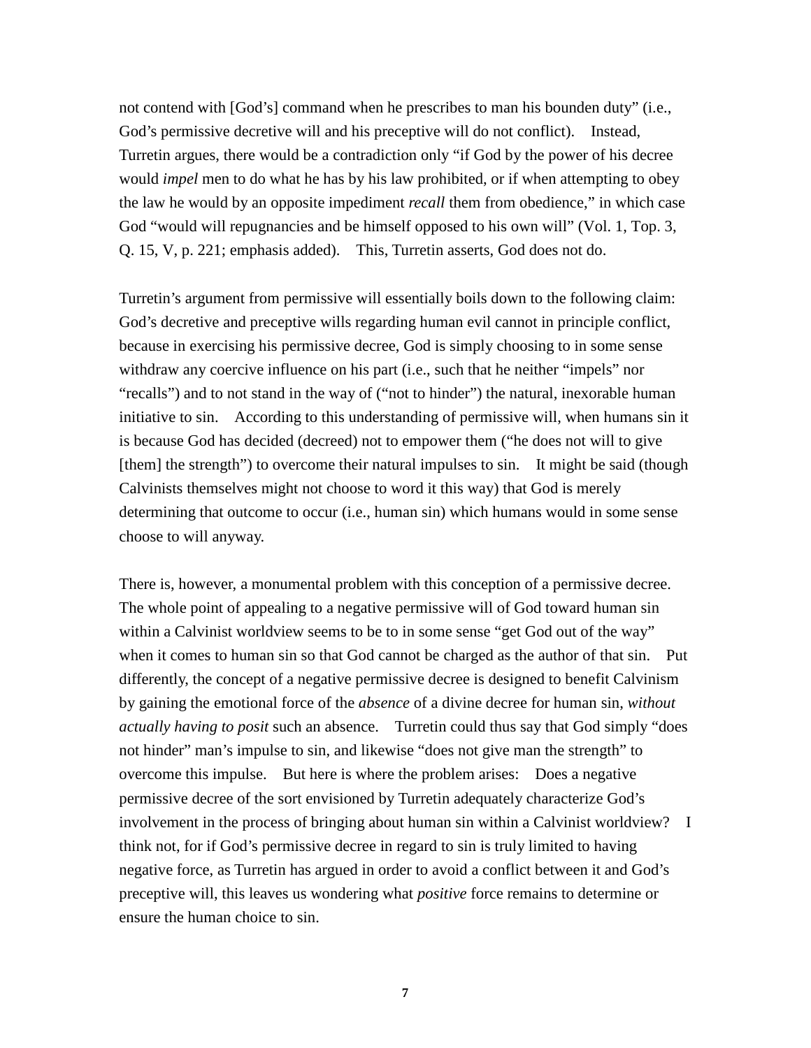not contend with [God's] command when he prescribes to man his bounden duty" (i.e., God's permissive decretive will and his preceptive will do not conflict). Instead, Turretin argues, there would be a contradiction only "if God by the power of his decree would *impel* men to do what he has by his law prohibited, or if when attempting to obey the law he would by an opposite impediment *recall* them from obedience," in which case God "would will repugnancies and be himself opposed to his own will" (Vol. 1, Top. 3, Q. 15, V, p. 221; emphasis added). This, Turretin asserts, God does not do.

Turretin's argument from permissive will essentially boils down to the following claim: God's decretive and preceptive wills regarding human evil cannot in principle conflict, because in exercising his permissive decree, God is simply choosing to in some sense withdraw any coercive influence on his part (i.e., such that he neither "impels" nor "recalls") and to not stand in the way of ("not to hinder") the natural, inexorable human initiative to sin. According to this understanding of permissive will, when humans sin it is because God has decided (decreed) not to empower them ("he does not will to give [them] the strength") to overcome their natural impulses to sin. It might be said (though Calvinists themselves might not choose to word it this way) that God is merely determining that outcome to occur (i.e., human sin) which humans would in some sense choose to will anyway.

There is, however, a monumental problem with this conception of a permissive decree. The whole point of appealing to a negative permissive will of God toward human sin within a Calvinist worldview seems to be to in some sense "get God out of the way" when it comes to human sin so that God cannot be charged as the author of that sin. Put differently, the concept of a negative permissive decree is designed to benefit Calvinism by gaining the emotional force of the *absence* of a divine decree for human sin, *without actually having to posit* such an absence. Turretin could thus say that God simply "does not hinder" man's impulse to sin, and likewise "does not give man the strength" to overcome this impulse. But here is where the problem arises: Does a negative permissive decree of the sort envisioned by Turretin adequately characterize God's involvement in the process of bringing about human sin within a Calvinist worldview? I think not, for if God's permissive decree in regard to sin is truly limited to having negative force, as Turretin has argued in order to avoid a conflict between it and God's preceptive will, this leaves us wondering what *positive* force remains to determine or ensure the human choice to sin.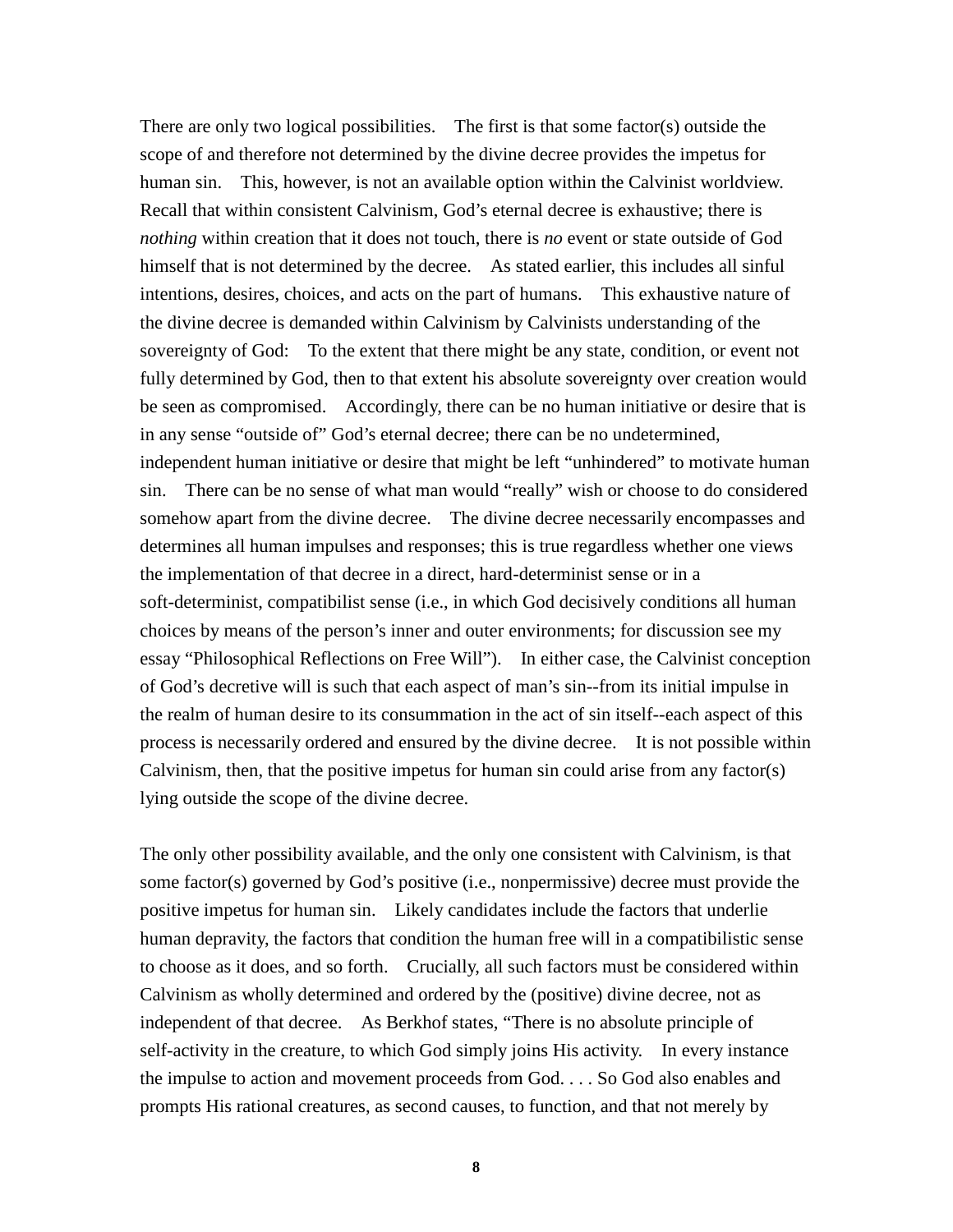There are only two logical possibilities. The first is that some factor(s) outside the scope of and therefore not determined by the divine decree provides the impetus for human sin. This, however, is not an available option within the Calvinist worldview. Recall that within consistent Calvinism, God's eternal decree is exhaustive; there is *nothing* within creation that it does not touch, there is *no* event or state outside of God himself that is not determined by the decree. As stated earlier, this includes all sinful intentions, desires, choices, and acts on the part of humans. This exhaustive nature of the divine decree is demanded within Calvinism by Calvinists understanding of the sovereignty of God: To the extent that there might be any state, condition, or event not fully determined by God, then to that extent his absolute sovereignty over creation would be seen as compromised. Accordingly, there can be no human initiative or desire that is in any sense "outside of" God's eternal decree; there can be no undetermined, independent human initiative or desire that might be left "unhindered" to motivate human sin. There can be no sense of what man would "really" wish or choose to do considered somehow apart from the divine decree. The divine decree necessarily encompasses and determines all human impulses and responses; this is true regardless whether one views the implementation of that decree in a direct, hard-determinist sense or in a soft-determinist, compatibilist sense (i.e., in which God decisively conditions all human choices by means of the person's inner and outer environments; for discussion see my essay "Philosophical Reflections on Free Will"). In either case, the Calvinist conception of God's decretive will is such that each aspect of man's sin--from its initial impulse in the realm of human desire to its consummation in the act of sin itself--each aspect of this process is necessarily ordered and ensured by the divine decree. It is not possible within Calvinism, then, that the positive impetus for human sin could arise from any factor(s) lying outside the scope of the divine decree.

The only other possibility available, and the only one consistent with Calvinism, is that some factor(s) governed by God's positive (i.e., nonpermissive) decree must provide the positive impetus for human sin. Likely candidates include the factors that underlie human depravity, the factors that condition the human free will in a compatibilistic sense to choose as it does, and so forth. Crucially, all such factors must be considered within Calvinism as wholly determined and ordered by the (positive) divine decree, not as independent of that decree. As Berkhof states, "There is no absolute principle of self-activity in the creature, to which God simply joins His activity. In every instance the impulse to action and movement proceeds from God. . . . So God also enables and prompts His rational creatures, as second causes, to function, and that not merely by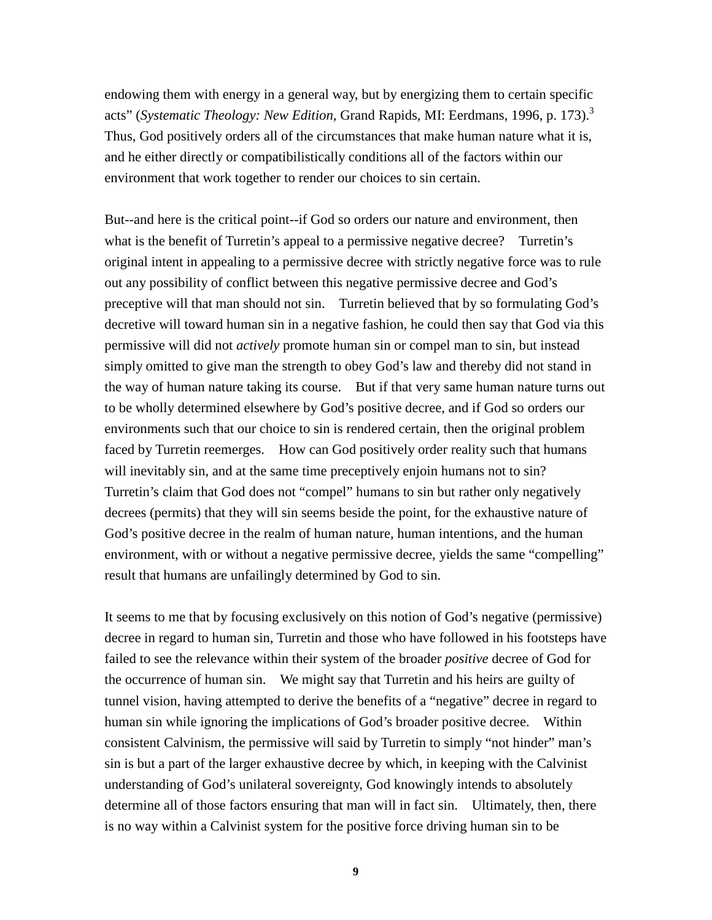endowing them with energy in a general way, but by energizing them to certain specific acts" (*Systematic Theology: New Edition*, Grand Rapids, MI: Eerdmans, 1996, p. 173).[3] Thus, God positively orders all of the circumstances that make human nature what it is, and he either directly or compatibilistically conditions all of the factors within our environment that work together to render our choices to sin certain.

But--and here is the critical point--if God so orders our nature and environment, then what is the benefit of Turretin's appeal to a permissive negative decree? Turretin's original intent in appealing to a permissive decree with strictly negative force was to rule out any possibility of conflict between this negative permissive decree and God's preceptive will that man should not sin. Turretin believed that by so formulating God's decretive will toward human sin in a negative fashion, he could then say that God via this permissive will did not *actively* promote human sin or compel man to sin, but instead simply omitted to give man the strength to obey God's law and thereby did not stand in the way of human nature taking its course. But if that very same human nature turns out to be wholly determined elsewhere by God's positive decree, and if God so orders our environments such that our choice to sin is rendered certain, then the original problem faced by Turretin reemerges. How can God positively order reality such that humans will inevitably sin, and at the same time preceptively enjoin humans not to sin? Turretin's claim that God does not "compel" humans to sin but rather only negatively decrees (permits) that they will sin seems beside the point, for the exhaustive nature of God's positive decree in the realm of human nature, human intentions, and the human environment, with or without a negative permissive decree, yields the same "compelling" result that humans are unfailingly determined by God to sin.

It seems to me that by focusing exclusively on this notion of God's negative (permissive) decree in regard to human sin, Turretin and those who have followed in his footsteps have failed to see the relevance within their system of the broader *positive* decree of God for the occurrence of human sin. We might say that Turretin and his heirs are guilty of tunnel vision, having attempted to derive the benefits of a "negative" decree in regard to human sin while ignoring the implications of God's broader positive decree. Within consistent Calvinism, the permissive will said by Turretin to simply "not hinder" man's sin is but a part of the larger exhaustive decree by which, in keeping with the Calvinist understanding of God's unilateral sovereignty, God knowingly intends to absolutely determine all of those factors ensuring that man will in fact sin. Ultimately, then, there is no way within a Calvinist system for the positive force driving human sin to be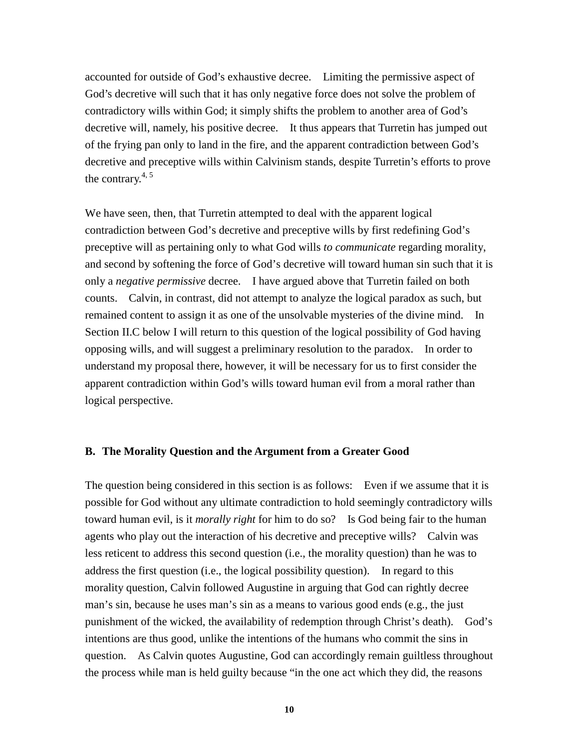accounted for outside of God's exhaustive decree. Limiting the permissive aspect of God's decretive will such that it has only negative force does not solve the problem of contradictory wills within God; it simply shifts the problem to another area of God's decretive will, namely, his positive decree. It thus appears that Turretin has jumped out of the frying pan only to land in the fire, and the apparent contradiction between God's decretive and preceptive wills within Calvinism stands, despite Turretin's efforts to prove the contrary.[4, 5]

We have seen, then, that Turretin attempted to deal with the apparent logical contradiction between God's decretive and preceptive wills by first redefining God's preceptive will as pertaining only to what God wills *to communicate* regarding morality, and second by softening the force of God's decretive will toward human sin such that it is only a *negative permissive* decree. I have argued above that Turretin failed on both counts. Calvin, in contrast, did not attempt to analyze the logical paradox as such, but remained content to assign it as one of the unsolvable mysteries of the divine mind. In Section II.C below I will return to this question of the logical possibility of God having opposing wills, and will suggest a preliminary resolution to the paradox. In order to understand my proposal there, however, it will be necessary for us to first consider the apparent contradiction within God's wills toward human evil from a moral rather than logical perspective.

### B. The Morality Question and the Argument from a Greater Good

The question being considered in this section is as follows: Even if we assume that it is possible for God without any ultimate contradiction to hold seemingly contradictory wills toward human evil, is it *morally right* for him to do so? Is God being fair to the human agents who play out the interaction of his decretive and preceptive wills? Calvin was less reticent to address this second question (i.e., the morality question) than he was to address the first question (i.e., the logical possibility question). In regard to this morality question, Calvin followed Augustine in arguing that God can rightly decree man's sin, because he uses man's sin as a means to various good ends (e.g., the just punishment of the wicked, the availability of redemption through Christ's death). God's intentions are thus good, unlike the intentions of the humans who commit the sins in question. As Calvin quotes Augustine, God can accordingly remain guiltless throughout the process while man is held guilty because "in the one act which they did, the reasons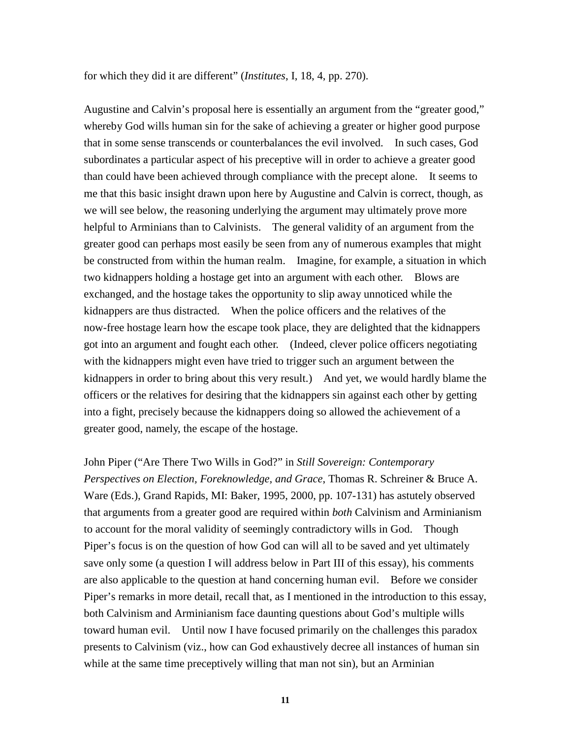for which they did it are different" (*Institutes*, I, 18, 4, pp. 270).

Augustine and Calvin's proposal here is essentially an argument from the "greater good," whereby God wills human sin for the sake of achieving a greater or higher good purpose that in some sense transcends or counterbalances the evil involved. In such cases, God subordinates a particular aspect of his preceptive will in order to achieve a greater good than could have been achieved through compliance with the precept alone. It seems to me that this basic insight drawn upon here by Augustine and Calvin is correct, though, as we will see below, the reasoning underlying the argument may ultimately prove more helpful to Arminians than to Calvinists. The general validity of an argument from the greater good can perhaps most easily be seen from any of numerous examples that might be constructed from within the human realm. Imagine, for example, a situation in which two kidnappers holding a hostage get into an argument with each other. Blows are exchanged, and the hostage takes the opportunity to slip away unnoticed while the kidnappers are thus distracted. When the police officers and the relatives of the now-free hostage learn how the escape took place, they are delighted that the kidnappers got into an argument and fought each other. (Indeed, clever police officers negotiating with the kidnappers might even have tried to trigger such an argument between the kidnappers in order to bring about this very result.) And yet, we would hardly blame the officers or the relatives for desiring that the kidnappers sin against each other by getting into a fight, precisely because the kidnappers doing so allowed the achievement of a greater good, namely, the escape of the hostage.

John Piper ("Are There Two Wills in God?" in *Still Sovereign: Contemporary Perspectives on Election, Foreknowledge, and Grace*, Thomas R. Schreiner & Bruce A. Ware (Eds.), Grand Rapids, MI: Baker, 1995, 2000, pp. 107-131) has astutely observed that arguments from a greater good are required within *both* Calvinism and Arminianism to account for the moral validity of seemingly contradictory wills in God. Though Piper's focus is on the question of how God can will all to be saved and yet ultimately save only some (a question I will address below in Part III of this essay), his comments are also applicable to the question at hand concerning human evil. Before we consider Piper's remarks in more detail, recall that, as I mentioned in the introduction to this essay, both Calvinism and Arminianism face daunting questions about God's multiple wills toward human evil. Until now I have focused primarily on the challenges this paradox presents to Calvinism (viz., how can God exhaustively decree all instances of human sin while at the same time preceptively willing that man not sin), but an Arminian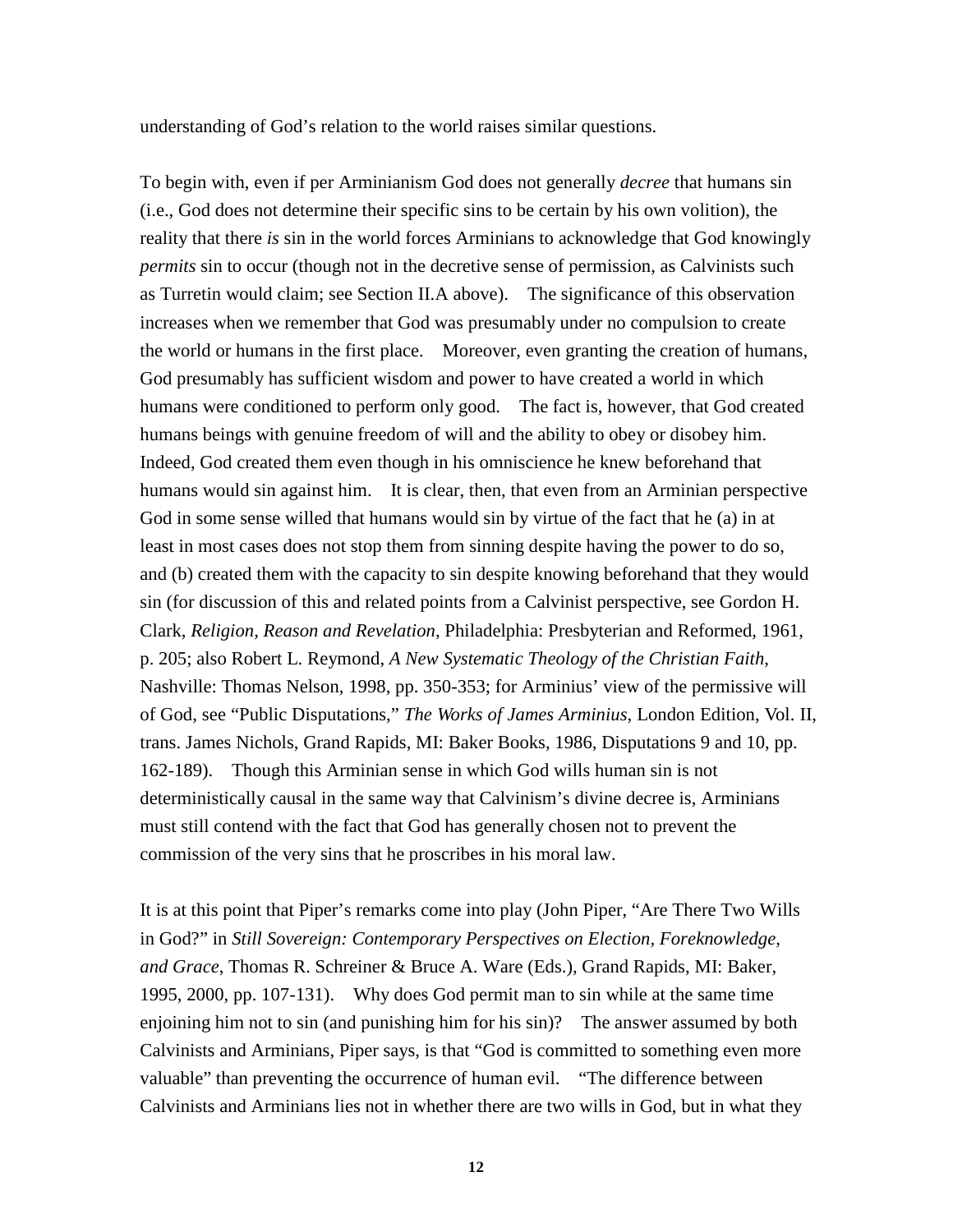understanding of God's relation to the world raises similar questions.

To begin with, even if per Arminianism God does not generally *decree* that humans sin (i.e., God does not determine their specific sins to be certain by his own volition), the reality that there *is* sin in the world forces Arminians to acknowledge that God knowingly *permits* sin to occur (though not in the decretive sense of permission, as Calvinists such as Turretin would claim; see Section II.A above). The significance of this observation increases when we remember that God was presumably under no compulsion to create the world or humans in the first place. Moreover, even granting the creation of humans, God presumably has sufficient wisdom and power to have created a world in which humans were conditioned to perform only good. The fact is, however, that God created humans beings with genuine freedom of will and the ability to obey or disobey him. Indeed, God created them even though in his omniscience he knew beforehand that humans would sin against him. It is clear, then, that even from an Arminian perspective God in some sense willed that humans would sin by virtue of the fact that he (a) in at least in most cases does not stop them from sinning despite having the power to do so, and (b) created them with the capacity to sin despite knowing beforehand that they would sin (for discussion of this and related points from a Calvinist perspective, see Gordon H. Clark, *Religion, Reason and Revelation*, Philadelphia: Presbyterian and Reformed, 1961, p. 205; also Robert L. Reymond, *A New Systematic Theology of the Christian Faith*, Nashville: Thomas Nelson, 1998, pp. 350-353; for Arminius' view of the permissive will of God, see "Public Disputations," *The Works of James Arminius*, London Edition, Vol. II, trans. James Nichols, Grand Rapids, MI: Baker Books, 1986, Disputations 9 and 10, pp. 162-189). Though this Arminian sense in which God wills human sin is not deterministically causal in the same way that Calvinism's divine decree is, Arminians must still contend with the fact that God has generally chosen not to prevent the commission of the very sins that he proscribes in his moral law.

It is at this point that Piper's remarks come into play (John Piper, "Are There Two Wills in God?" in *Still Sovereign: Contemporary Perspectives on Election, Foreknowledge, and Grace*, Thomas R. Schreiner & Bruce A. Ware (Eds.), Grand Rapids, MI: Baker, 1995, 2000, pp. 107-131). Why does God permit man to sin while at the same time enjoining him not to sin (and punishing him for his sin)? The answer assumed by both Calvinists and Arminians, Piper says, is that "God is committed to something even more valuable" than preventing the occurrence of human evil. "The difference between Calvinists and Arminians lies not in whether there are two wills in God, but in what they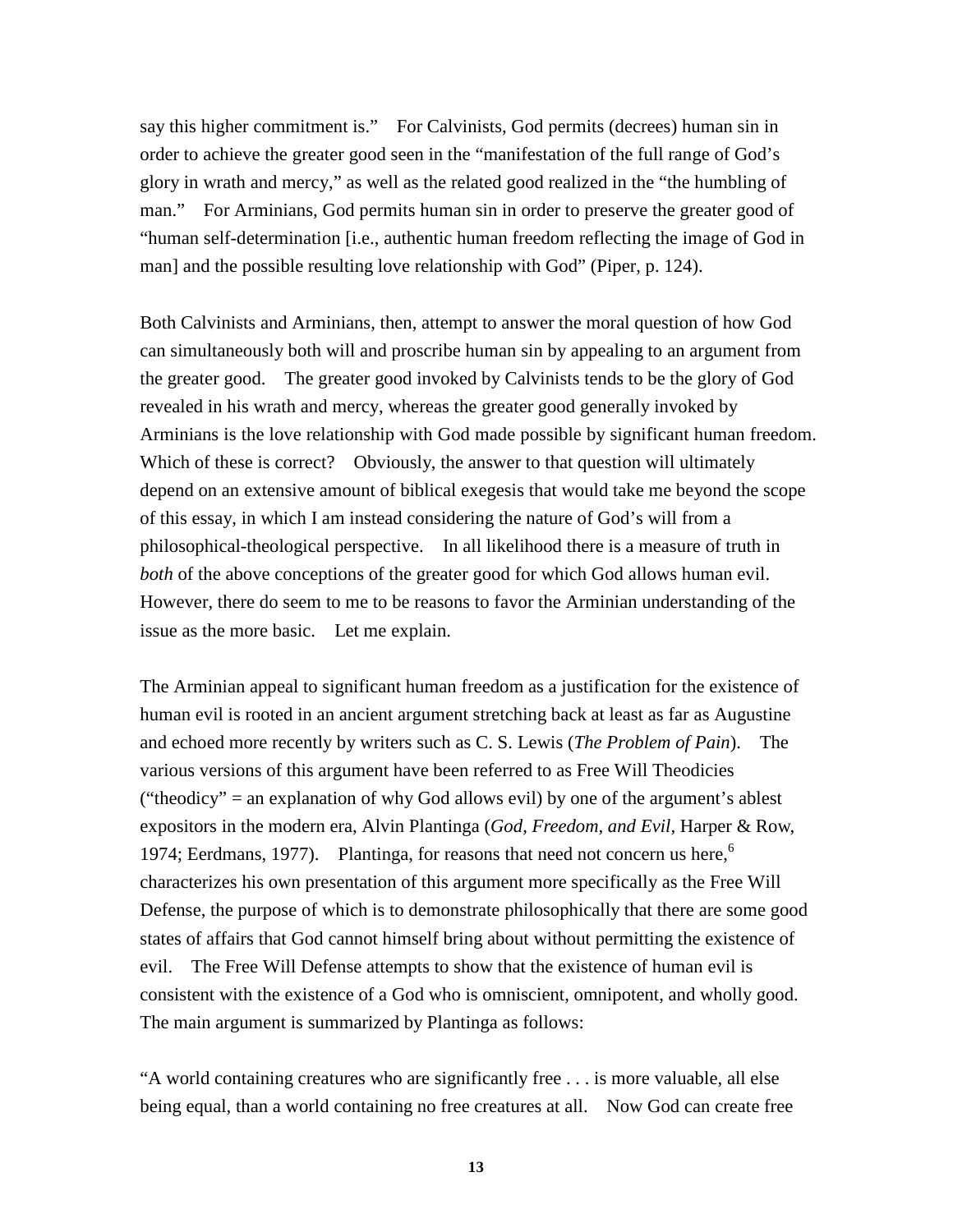say this higher commitment is." For Calvinists, God permits (decrees) human sin in order to achieve the greater good seen in the "manifestation of the full range of God's glory in wrath and mercy," as well as the related good realized in the "the humbling of man." For Arminians, God permits human sin in order to preserve the greater good of "human self-determination [i.e., authentic human freedom reflecting the image of God in man] and the possible resulting love relationship with God" (Piper, p. 124).

Both Calvinists and Arminians, then, attempt to answer the moral question of how God can simultaneously both will and proscribe human sin by appealing to an argument from the greater good. The greater good invoked by Calvinists tends to be the glory of God revealed in his wrath and mercy, whereas the greater good generally invoked by Arminians is the love relationship with God made possible by significant human freedom. Which of these is correct? Obviously, the answer to that question will ultimately depend on an extensive amount of biblical exegesis that would take me beyond the scope of this essay, in which I am instead considering the nature of God's will from a philosophical-theological perspective. In all likelihood there is a measure of truth in *both* of the above conceptions of the greater good for which God allows human evil. However, there do seem to me to be reasons to favor the Arminian understanding of the issue as the more basic. Let me explain.

The Arminian appeal to significant human freedom as a justification for the existence of human evil is rooted in an ancient argument stretching back at least as far as Augustine and echoed more recently by writers such as C. S. Lewis (*The Problem of Pain*). The various versions of this argument have been referred to as Free Will Theodicies ("theodicy" = an explanation of why God allows evil) by one of the argument's ablest expositors in the modern era, Alvin Plantinga (*God, Freedom, and Evil*, Harper & Row, 1974; Eerdmans, 1977). Plantinga, for reasons that need not concern us here,[6] characterizes his own presentation of this argument more specifically as the Free Will Defense, the purpose of which is to demonstrate philosophically that there are some good states of affairs that God cannot himself bring about without permitting the existence of evil. The Free Will Defense attempts to show that the existence of human evil is consistent with the existence of a God who is omniscient, omnipotent, and wholly good. The main argument is summarized by Plantinga as follows:

"A world containing creatures who are significantly free . . . is more valuable, all else being equal, than a world containing no free creatures at all. Now God can create free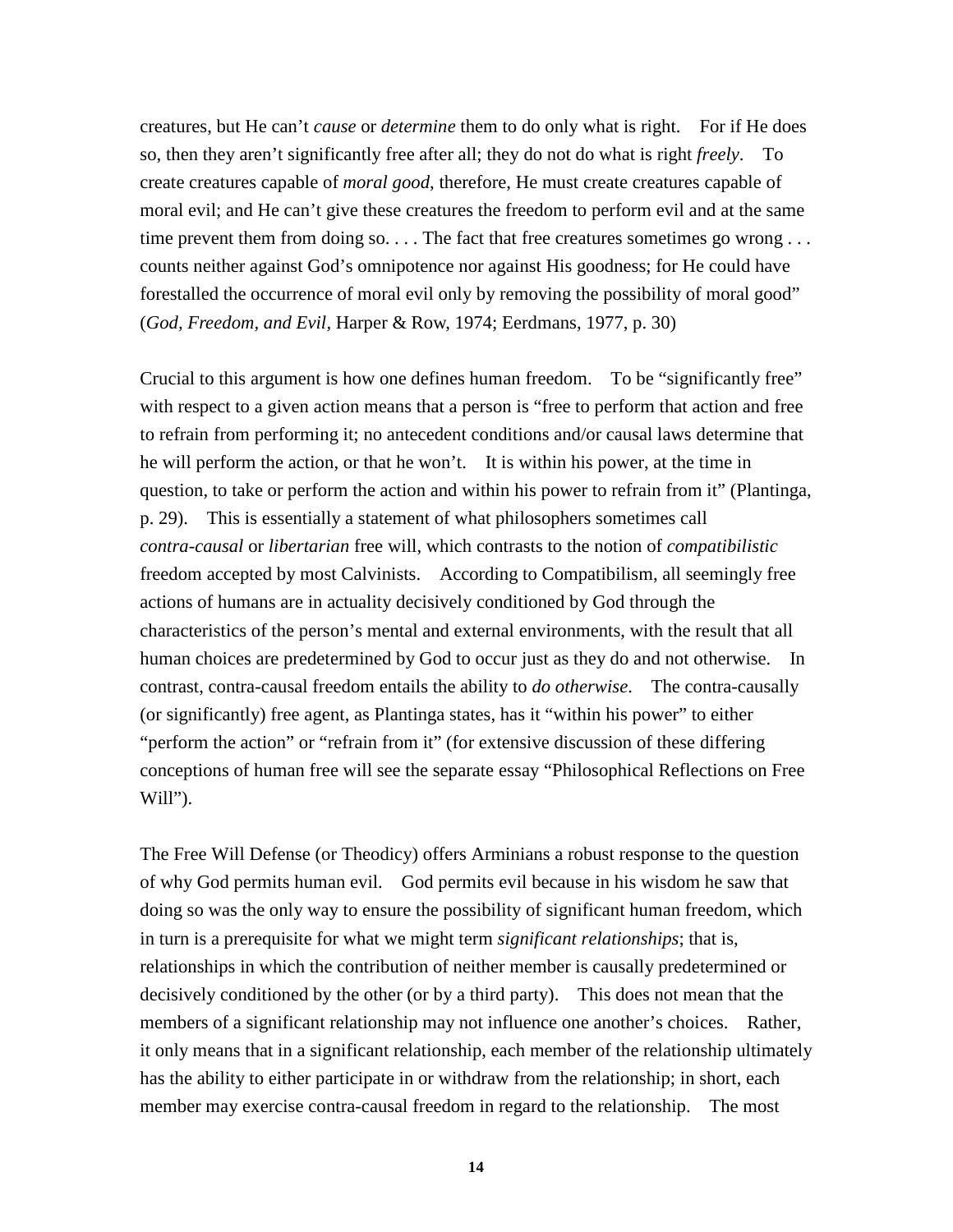creatures, but He can't *cause* or *determine* them to do only what is right. For if He does so, then they aren't significantly free after all; they do not do what is right *freely*. To create creatures capable of *moral good*, therefore, He must create creatures capable of moral evil; and He can't give these creatures the freedom to perform evil and at the same time prevent them from doing so. . . . The fact that free creatures sometimes go wrong . . . counts neither against God's omnipotence nor against His goodness; for He could have forestalled the occurrence of moral evil only by removing the possibility of moral good" (*God, Freedom, and Evil*, Harper & Row, 1974; Eerdmans, 1977, p. 30)

Crucial to this argument is how one defines human freedom. To be "significantly free" with respect to a given action means that a person is "free to perform that action and free to refrain from performing it; no antecedent conditions and/or causal laws determine that he will perform the action, or that he won't. It is within his power, at the time in question, to take or perform the action and within his power to refrain from it" (Plantinga, p. 29). This is essentially a statement of what philosophers sometimes call *contra-causal* or *libertarian* free will, which contrasts to the notion of *compatibilistic* freedom accepted by most Calvinists. According to Compatibilism, all seemingly free actions of humans are in actuality decisively conditioned by God through the characteristics of the person's mental and external environments, with the result that all human choices are predetermined by God to occur just as they do and not otherwise. In contrast, contra-causal freedom entails the ability to *do otherwise*. The contra-causally (or significantly) free agent, as Plantinga states, has it "within his power" to either "perform the action" or "refrain from it" (for extensive discussion of these differing conceptions of human free will see the separate essay "Philosophical Reflections on Free Will").

The Free Will Defense (or Theodicy) offers Arminians a robust response to the question of why God permits human evil. God permits evil because in his wisdom he saw that doing so was the only way to ensure the possibility of significant human freedom, which in turn is a prerequisite for what we might term *significant relationships*; that is, relationships in which the contribution of neither member is causally predetermined or decisively conditioned by the other (or by a third party). This does not mean that the members of a significant relationship may not influence one another's choices. Rather, it only means that in a significant relationship, each member of the relationship ultimately has the ability to either participate in or withdraw from the relationship; in short, each member may exercise contra-causal freedom in regard to the relationship. The most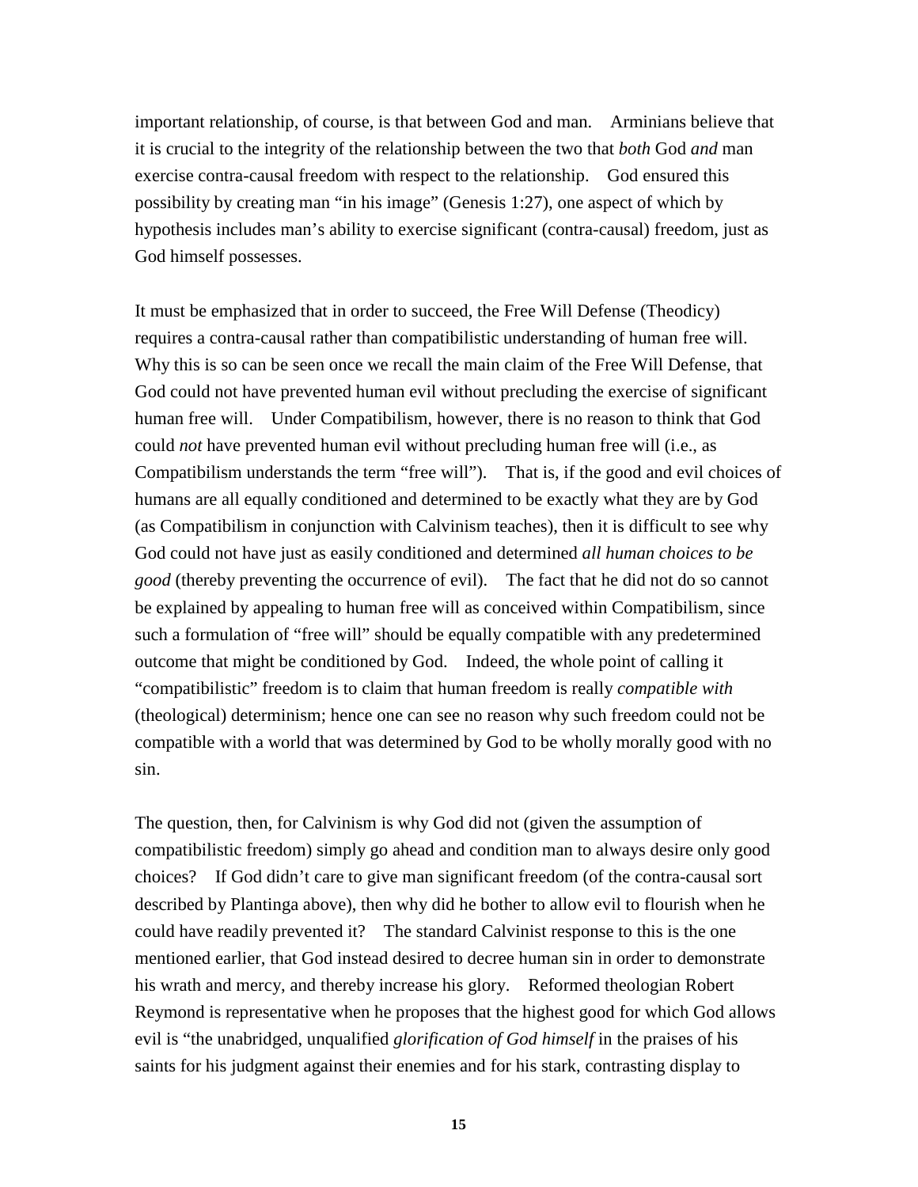important relationship, of course, is that between God and man. Arminians believe that it is crucial to the integrity of the relationship between the two that *both* God *and* man exercise contra-causal freedom with respect to the relationship. God ensured this possibility by creating man "in his image" (Genesis 1:27), one aspect of which by hypothesis includes man's ability to exercise significant (contra-causal) freedom, just as God himself possesses.

It must be emphasized that in order to succeed, the Free Will Defense (Theodicy) requires a contra-causal rather than compatibilistic understanding of human free will. Why this is so can be seen once we recall the main claim of the Free Will Defense, that God could not have prevented human evil without precluding the exercise of significant human free will. Under Compatibilism, however, there is no reason to think that God could *not* have prevented human evil without precluding human free will (i.e., as Compatibilism understands the term "free will"). That is, if the good and evil choices of humans are all equally conditioned and determined to be exactly what they are by God (as Compatibilism in conjunction with Calvinism teaches), then it is difficult to see why God could not have just as easily conditioned and determined *all human choices to be good* (thereby preventing the occurrence of evil). The fact that he did not do so cannot be explained by appealing to human free will as conceived within Compatibilism, since such a formulation of "free will" should be equally compatible with any predetermined outcome that might be conditioned by God. Indeed, the whole point of calling it "compatibilistic" freedom is to claim that human freedom is really *compatible with* (theological) determinism; hence one can see no reason why such freedom could not be compatible with a world that was determined by God to be wholly morally good with no sin.

The question, then, for Calvinism is why God did not (given the assumption of compatibilistic freedom) simply go ahead and condition man to always desire only good choices? If God didn't care to give man significant freedom (of the contra-causal sort described by Plantinga above), then why did he bother to allow evil to flourish when he could have readily prevented it? The standard Calvinist response to this is the one mentioned earlier, that God instead desired to decree human sin in order to demonstrate his wrath and mercy, and thereby increase his glory. Reformed theologian Robert Reymond is representative when he proposes that the highest good for which God allows evil is "the unabridged, unqualified *glorification of God himself* in the praises of his saints for his judgment against their enemies and for his stark, contrasting display to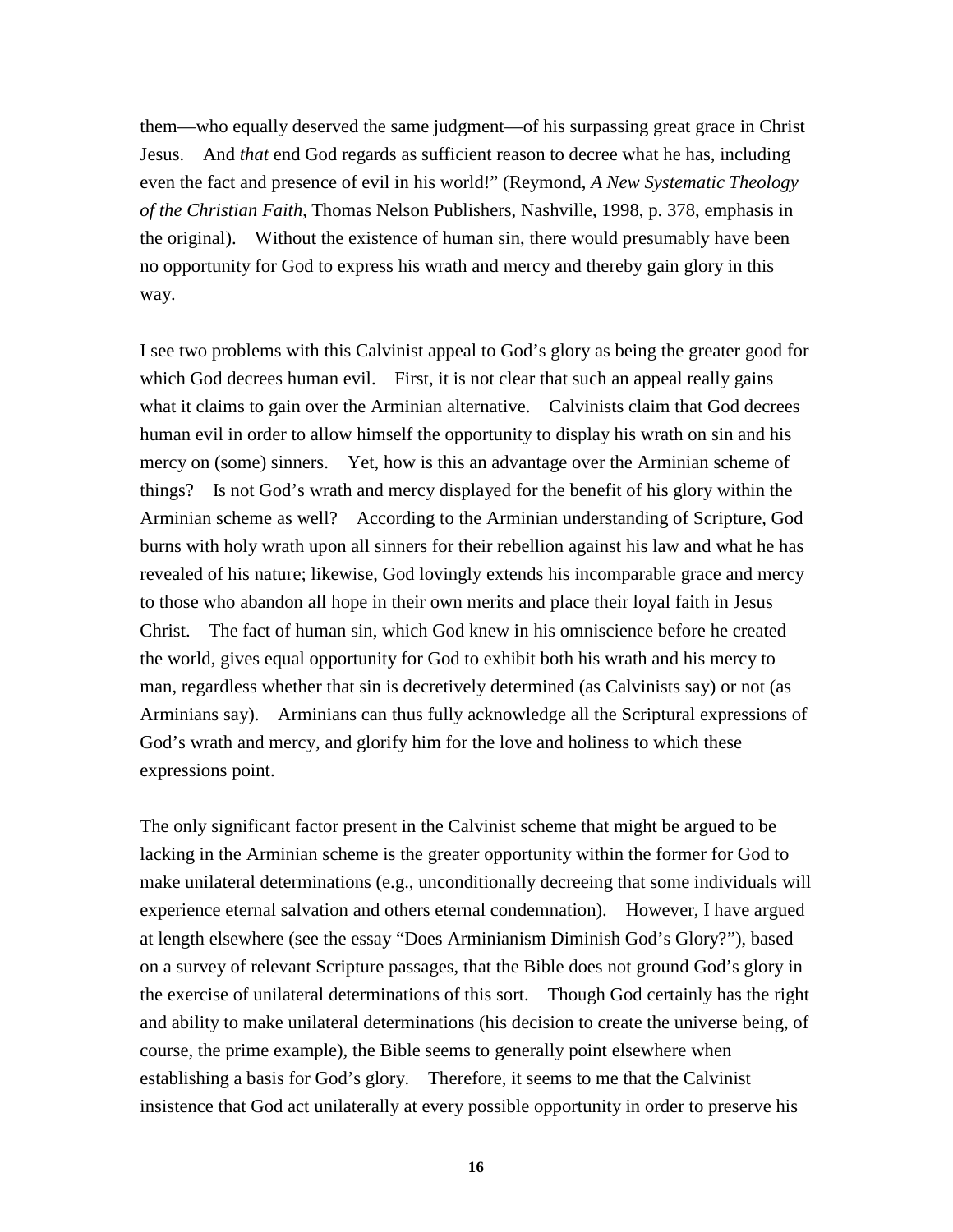them—who equally deserved the same judgment—of his surpassing great grace in Christ Jesus. And *that* end God regards as sufficient reason to decree what he has, including even the fact and presence of evil in his world!" (Reymond, *A New Systematic Theology of the Christian Faith*, Thomas Nelson Publishers, Nashville, 1998, p. 378, emphasis in the original). Without the existence of human sin, there would presumably have been no opportunity for God to express his wrath and mercy and thereby gain glory in this way.

I see two problems with this Calvinist appeal to God's glory as being the greater good for which God decrees human evil. First, it is not clear that such an appeal really gains what it claims to gain over the Arminian alternative. Calvinists claim that God decrees human evil in order to allow himself the opportunity to display his wrath on sin and his mercy on (some) sinners. Yet, how is this an advantage over the Arminian scheme of things? Is not God's wrath and mercy displayed for the benefit of his glory within the Arminian scheme as well? According to the Arminian understanding of Scripture, God burns with holy wrath upon all sinners for their rebellion against his law and what he has revealed of his nature; likewise, God lovingly extends his incomparable grace and mercy to those who abandon all hope in their own merits and place their loyal faith in Jesus Christ. The fact of human sin, which God knew in his omniscience before he created the world, gives equal opportunity for God to exhibit both his wrath and his mercy to man, regardless whether that sin is decretively determined (as Calvinists say) or not (as Arminians say). Arminians can thus fully acknowledge all the Scriptural expressions of God's wrath and mercy, and glorify him for the love and holiness to which these expressions point.

The only significant factor present in the Calvinist scheme that might be argued to be lacking in the Arminian scheme is the greater opportunity within the former for God to make unilateral determinations (e.g., unconditionally decreeing that some individuals will experience eternal salvation and others eternal condemnation). However, I have argued at length elsewhere (see the essay "Does Arminianism Diminish God's Glory?"), based on a survey of relevant Scripture passages, that the Bible does not ground God's glory in the exercise of unilateral determinations of this sort. Though God certainly has the right and ability to make unilateral determinations (his decision to create the universe being, of course, the prime example), the Bible seems to generally point elsewhere when establishing a basis for God's glory. Therefore, it seems to me that the Calvinist insistence that God act unilaterally at every possible opportunity in order to preserve his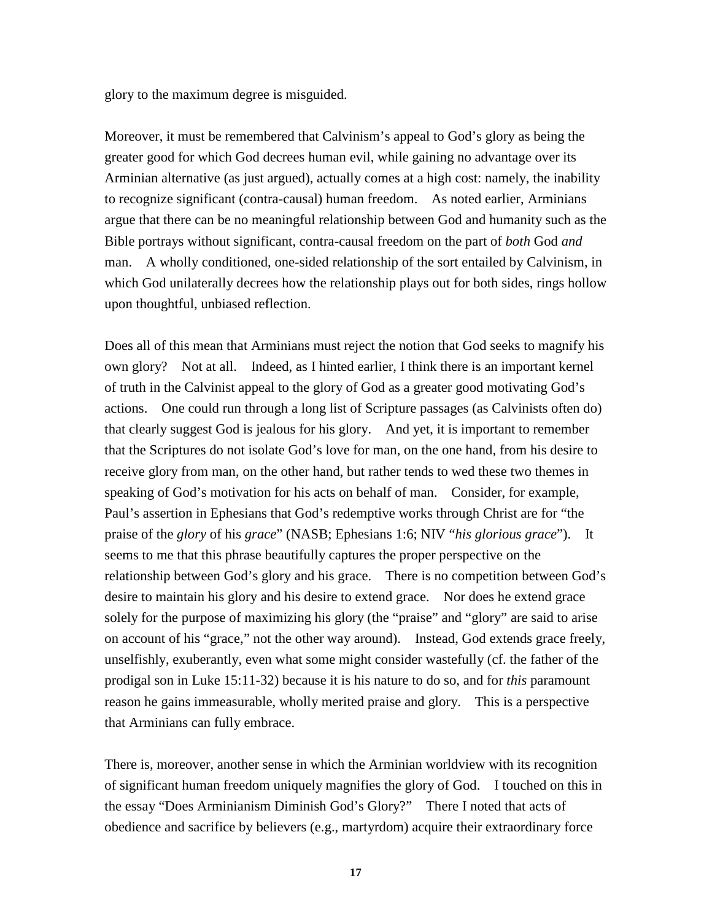glory to the maximum degree is misguided.

Moreover, it must be remembered that Calvinism's appeal to God's glory as being the greater good for which God decrees human evil, while gaining no advantage over its Arminian alternative (as just argued), actually comes at a high cost: namely, the inability to recognize significant (contra-causal) human freedom. As noted earlier, Arminians argue that there can be no meaningful relationship between God and humanity such as the Bible portrays without significant, contra-causal freedom on the part of *both* God *and* man. A wholly conditioned, one-sided relationship of the sort entailed by Calvinism, in which God unilaterally decrees how the relationship plays out for both sides, rings hollow upon thoughtful, unbiased reflection.

Does all of this mean that Arminians must reject the notion that God seeks to magnify his own glory? Not at all. Indeed, as I hinted earlier, I think there is an important kernel of truth in the Calvinist appeal to the glory of God as a greater good motivating God's actions. One could run through a long list of Scripture passages (as Calvinists often do) that clearly suggest God is jealous for his glory. And yet, it is important to remember that the Scriptures do not isolate God's love for man, on the one hand, from his desire to receive glory from man, on the other hand, but rather tends to wed these two themes in speaking of God's motivation for his acts on behalf of man. Consider, for example, Paul's assertion in Ephesians that God's redemptive works through Christ are for "the praise of the *glory* of his *grace*" (NASB; Ephesians 1:6; NIV "*his glorious grace*"). It seems to me that this phrase beautifully captures the proper perspective on the relationship between God's glory and his grace. There is no competition between God's desire to maintain his glory and his desire to extend grace. Nor does he extend grace solely for the purpose of maximizing his glory (the "praise" and "glory" are said to arise on account of his "grace," not the other way around). Instead, God extends grace freely, unselfishly, exuberantly, even what some might consider wastefully (cf. the father of the prodigal son in Luke 15:11-32) because it is his nature to do so, and for *this* paramount reason he gains immeasurable, wholly merited praise and glory. This is a perspective that Arminians can fully embrace.

There is, moreover, another sense in which the Arminian worldview with its recognition of significant human freedom uniquely magnifies the glory of God. I touched on this in the essay "Does Arminianism Diminish God's Glory?" There I noted that acts of obedience and sacrifice by believers (e.g., martyrdom) acquire their extraordinary force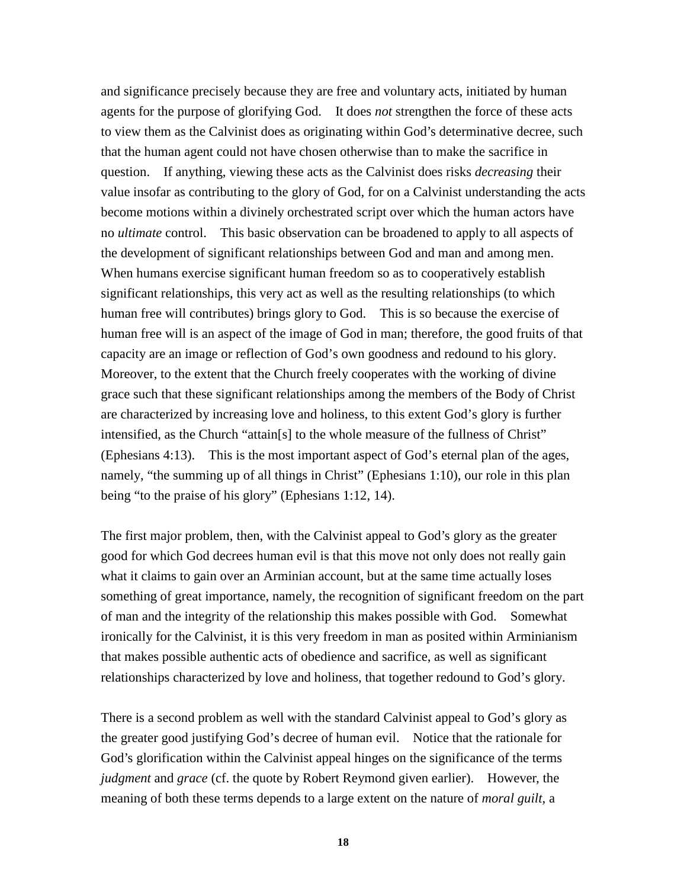and significance precisely because they are free and voluntary acts, initiated by human agents for the purpose of glorifying God. It does *not* strengthen the force of these acts to view them as the Calvinist does as originating within God's determinative decree, such that the human agent could not have chosen otherwise than to make the sacrifice in question. If anything, viewing these acts as the Calvinist does risks *decreasing* their value insofar as contributing to the glory of God, for on a Calvinist understanding the acts become motions within a divinely orchestrated script over which the human actors have no *ultimate* control. This basic observation can be broadened to apply to all aspects of the development of significant relationships between God and man and among men. When humans exercise significant human freedom so as to cooperatively establish significant relationships, this very act as well as the resulting relationships (to which human free will contributes) brings glory to God. This is so because the exercise of human free will is an aspect of the image of God in man; therefore, the good fruits of that capacity are an image or reflection of God's own goodness and redound to his glory. Moreover, to the extent that the Church freely cooperates with the working of divine grace such that these significant relationships among the members of the Body of Christ are characterized by increasing love and holiness, to this extent God's glory is further intensified, as the Church "attain[s] to the whole measure of the fullness of Christ" (Ephesians 4:13). This is the most important aspect of God's eternal plan of the ages, namely, "the summing up of all things in Christ" (Ephesians 1:10), our role in this plan being "to the praise of his glory" (Ephesians 1:12, 14).

The first major problem, then, with the Calvinist appeal to God's glory as the greater good for which God decrees human evil is that this move not only does not really gain what it claims to gain over an Arminian account, but at the same time actually loses something of great importance, namely, the recognition of significant freedom on the part of man and the integrity of the relationship this makes possible with God. Somewhat ironically for the Calvinist, it is this very freedom in man as posited within Arminianism that makes possible authentic acts of obedience and sacrifice, as well as significant relationships characterized by love and holiness, that together redound to God's glory.

There is a second problem as well with the standard Calvinist appeal to God's glory as the greater good justifying God's decree of human evil. Notice that the rationale for God's glorification within the Calvinist appeal hinges on the significance of the terms *judgment* and *grace* (cf. the quote by Robert Reymond given earlier). However, the meaning of both these terms depends to a large extent on the nature of *moral guilt*, a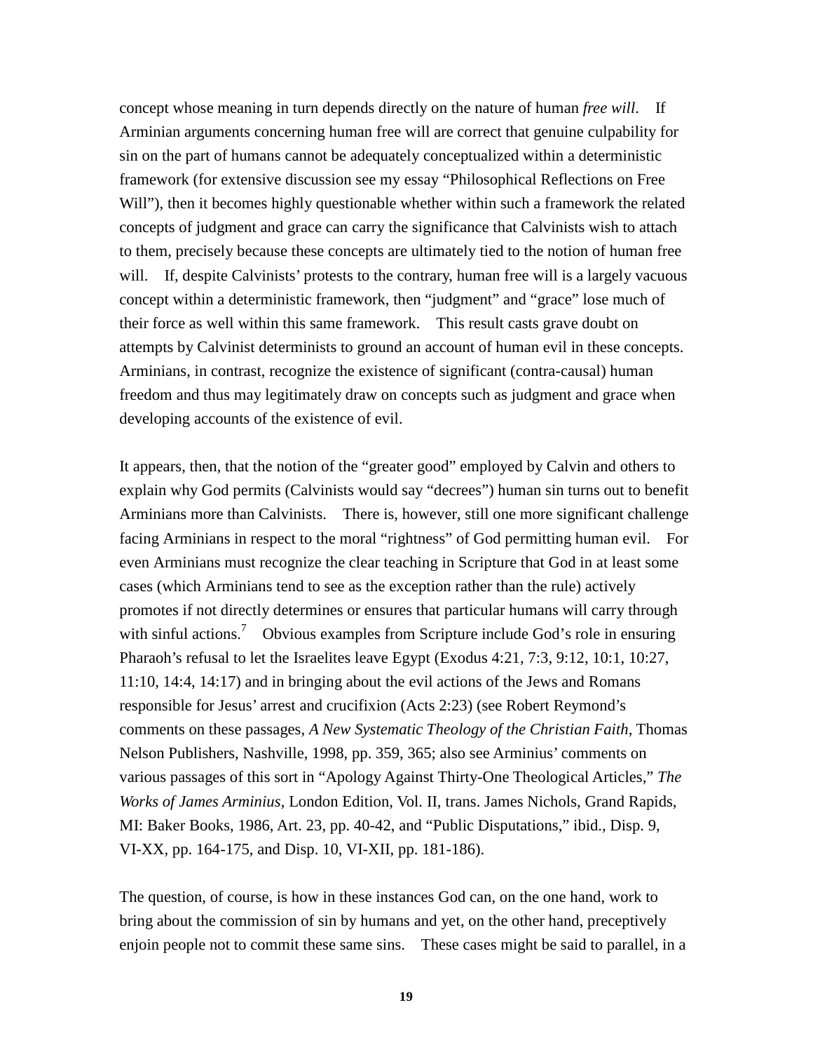concept whose meaning in turn depends directly on the nature of human *free will*. If Arminian arguments concerning human free will are correct that genuine culpability for sin on the part of humans cannot be adequately conceptualized within a deterministic framework (for extensive discussion see my essay "Philosophical Reflections on Free Will"), then it becomes highly questionable whether within such a framework the related concepts of judgment and grace can carry the significance that Calvinists wish to attach to them, precisely because these concepts are ultimately tied to the notion of human free will. If, despite Calvinists' protests to the contrary, human free will is a largely vacuous concept within a deterministic framework, then "judgment" and "grace" lose much of their force as well within this same framework. This result casts grave doubt on attempts by Calvinist determinists to ground an account of human evil in these concepts. Arminians, in contrast, recognize the existence of significant (contra-causal) human freedom and thus may legitimately draw on concepts such as judgment and grace when developing accounts of the existence of evil.

It appears, then, that the notion of the "greater good" employed by Calvin and others to explain why God permits (Calvinists would say "decrees") human sin turns out to benefit Arminians more than Calvinists. There is, however, still one more significant challenge facing Arminians in respect to the moral "rightness" of God permitting human evil. For even Arminians must recognize the clear teaching in Scripture that God in at least some cases (which Arminians tend to see as the exception rather than the rule) actively promotes if not directly determines or ensures that particular humans will carry through with sinful actions.[7] Obvious examples from Scripture include God's role in ensuring Pharaoh's refusal to let the Israelites leave Egypt (Exodus 4:21, 7:3, 9:12, 10:1, 10:27, 11:10, 14:4, 14:17) and in bringing about the evil actions of the Jews and Romans responsible for Jesus' arrest and crucifixion (Acts 2:23) (see Robert Reymond's comments on these passages, *A New Systematic Theology of the Christian Faith*, Thomas Nelson Publishers, Nashville, 1998, pp. 359, 365; also see Arminius' comments on various passages of this sort in "Apology Against Thirty-One Theological Articles," *The Works of James Arminius*, London Edition, Vol. II, trans. James Nichols, Grand Rapids, MI: Baker Books, 1986, Art. 23, pp. 40-42, and "Public Disputations," ibid., Disp. 9, VI-XX, pp. 164-175, and Disp. 10, VI-XII, pp. 181-186).

The question, of course, is how in these instances God can, on the one hand, work to bring about the commission of sin by humans and yet, on the other hand, preceptively enjoin people not to commit these same sins. These cases might be said to parallel, in a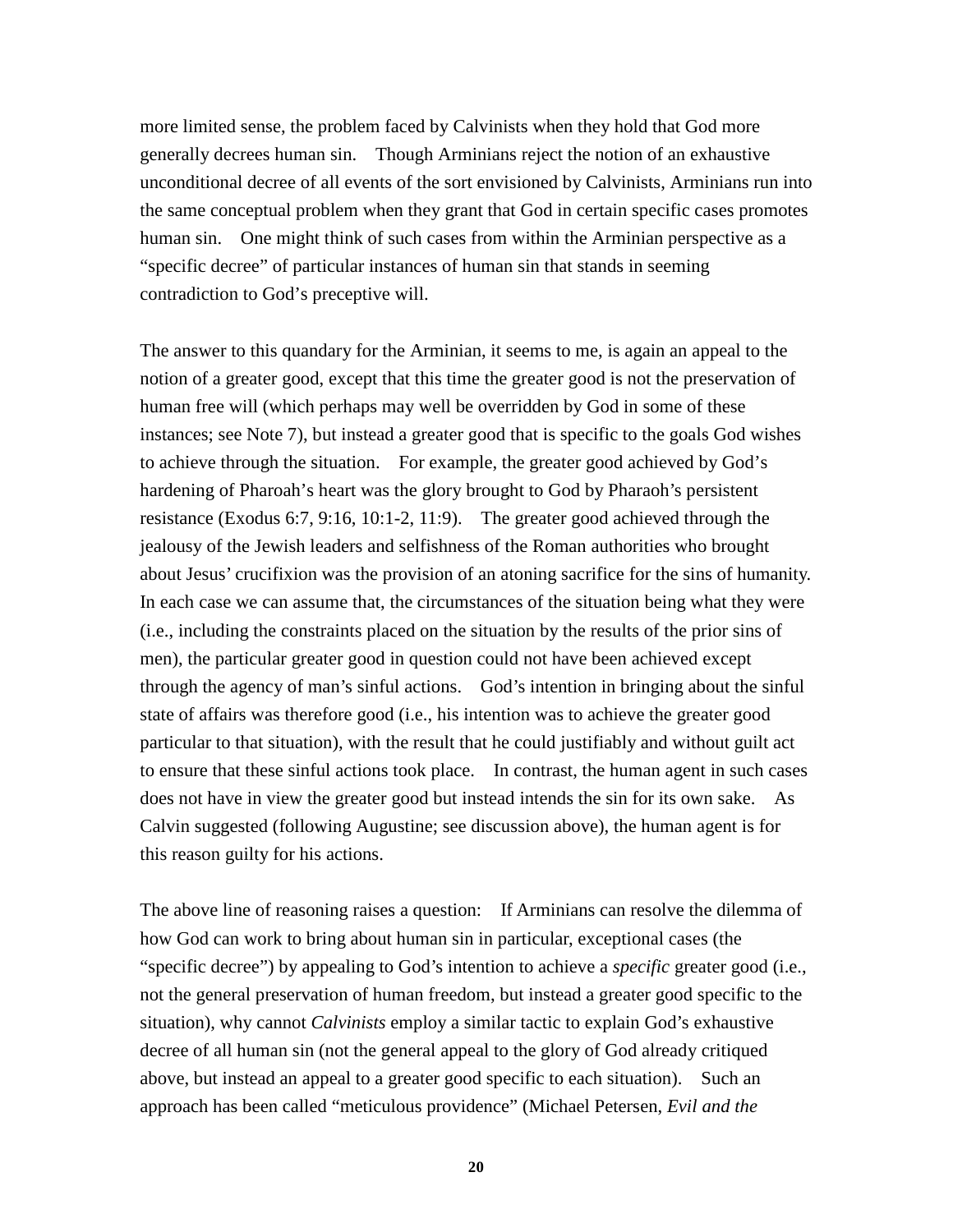more limited sense, the problem faced by Calvinists when they hold that God more generally decrees human sin. Though Arminians reject the notion of an exhaustive unconditional decree of all events of the sort envisioned by Calvinists, Arminians run into the same conceptual problem when they grant that God in certain specific cases promotes human sin. One might think of such cases from within the Arminian perspective as a "specific decree" of particular instances of human sin that stands in seeming contradiction to God's preceptive will.

The answer to this quandary for the Arminian, it seems to me, is again an appeal to the notion of a greater good, except that this time the greater good is not the preservation of human free will (which perhaps may well be overridden by God in some of these instances; see Note 7), but instead a greater good that is specific to the goals God wishes to achieve through the situation. For example, the greater good achieved by God's hardening of Pharoah's heart was the glory brought to God by Pharaoh's persistent resistance (Exodus 6:7, 9:16, 10:1-2, 11:9). The greater good achieved through the jealousy of the Jewish leaders and selfishness of the Roman authorities who brought about Jesus' crucifixion was the provision of an atoning sacrifice for the sins of humanity. In each case we can assume that, the circumstances of the situation being what they were (i.e., including the constraints placed on the situation by the results of the prior sins of men), the particular greater good in question could not have been achieved except through the agency of man's sinful actions. God's intention in bringing about the sinful state of affairs was therefore good (i.e., his intention was to achieve the greater good particular to that situation), with the result that he could justifiably and without guilt act to ensure that these sinful actions took place. In contrast, the human agent in such cases does not have in view the greater good but instead intends the sin for its own sake. As Calvin suggested (following Augustine; see discussion above), the human agent is for this reason guilty for his actions.

The above line of reasoning raises a question: If Arminians can resolve the dilemma of how God can work to bring about human sin in particular, exceptional cases (the "specific decree") by appealing to God's intention to achieve a *specific* greater good (i.e., not the general preservation of human freedom, but instead a greater good specific to the situation), why cannot *Calvinists* employ a similar tactic to explain God's exhaustive decree of all human sin (not the general appeal to the glory of God already critiqued above, but instead an appeal to a greater good specific to each situation). Such an approach has been called "meticulous providence" (Michael Petersen, *Evil and the*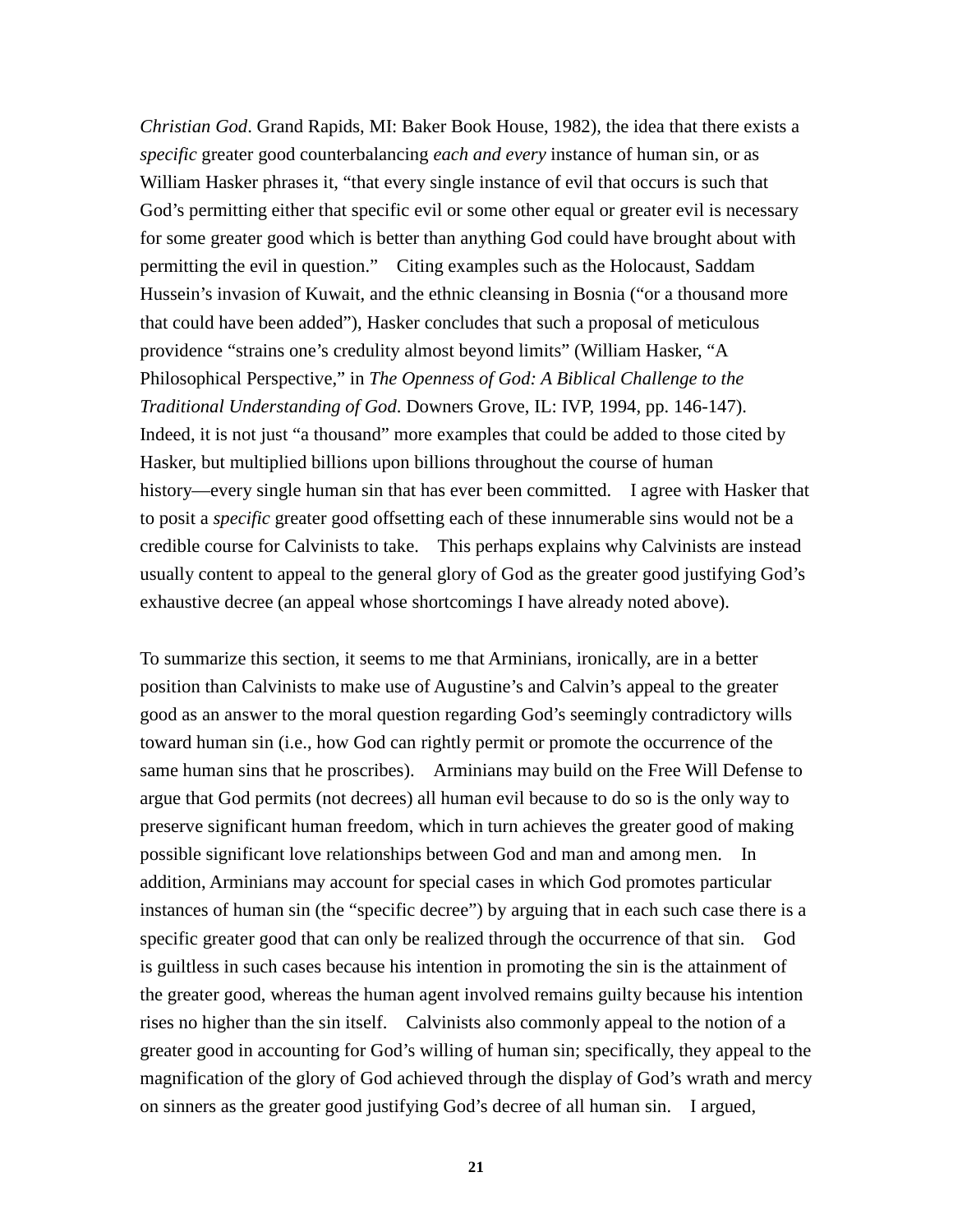*Christian God*. Grand Rapids, MI: Baker Book House, 1982), the idea that there exists a *specific* greater good counterbalancing *each and every* instance of human sin, or as William Hasker phrases it, "that every single instance of evil that occurs is such that God's permitting either that specific evil or some other equal or greater evil is necessary for some greater good which is better than anything God could have brought about with permitting the evil in question." Citing examples such as the Holocaust, Saddam Hussein's invasion of Kuwait, and the ethnic cleansing in Bosnia ("or a thousand more that could have been added"), Hasker concludes that such a proposal of meticulous providence "strains one's credulity almost beyond limits" (William Hasker, "A Philosophical Perspective," in *The Openness of God: A Biblical Challenge to the Traditional Understanding of God*. Downers Grove, IL: IVP, 1994, pp. 146-147). Indeed, it is not just "a thousand" more examples that could be added to those cited by Hasker, but multiplied billions upon billions throughout the course of human history—every single human sin that has ever been committed. I agree with Hasker that to posit a *specific* greater good offsetting each of these innumerable sins would not be a credible course for Calvinists to take. This perhaps explains why Calvinists are instead usually content to appeal to the general glory of God as the greater good justifying God's exhaustive decree (an appeal whose shortcomings I have already noted above).

To summarize this section, it seems to me that Arminians, ironically, are in a better position than Calvinists to make use of Augustine's and Calvin's appeal to the greater good as an answer to the moral question regarding God's seemingly contradictory wills toward human sin (i.e., how God can rightly permit or promote the occurrence of the same human sins that he proscribes). Arminians may build on the Free Will Defense to argue that God permits (not decrees) all human evil because to do so is the only way to preserve significant human freedom, which in turn achieves the greater good of making possible significant love relationships between God and man and among men. In addition, Arminians may account for special cases in which God promotes particular instances of human sin (the "specific decree") by arguing that in each such case there is a specific greater good that can only be realized through the occurrence of that sin. God is guiltless in such cases because his intention in promoting the sin is the attainment of the greater good, whereas the human agent involved remains guilty because his intention rises no higher than the sin itself. Calvinists also commonly appeal to the notion of a greater good in accounting for God's willing of human sin; specifically, they appeal to the magnification of the glory of God achieved through the display of God's wrath and mercy on sinners as the greater good justifying God's decree of all human sin. I argued,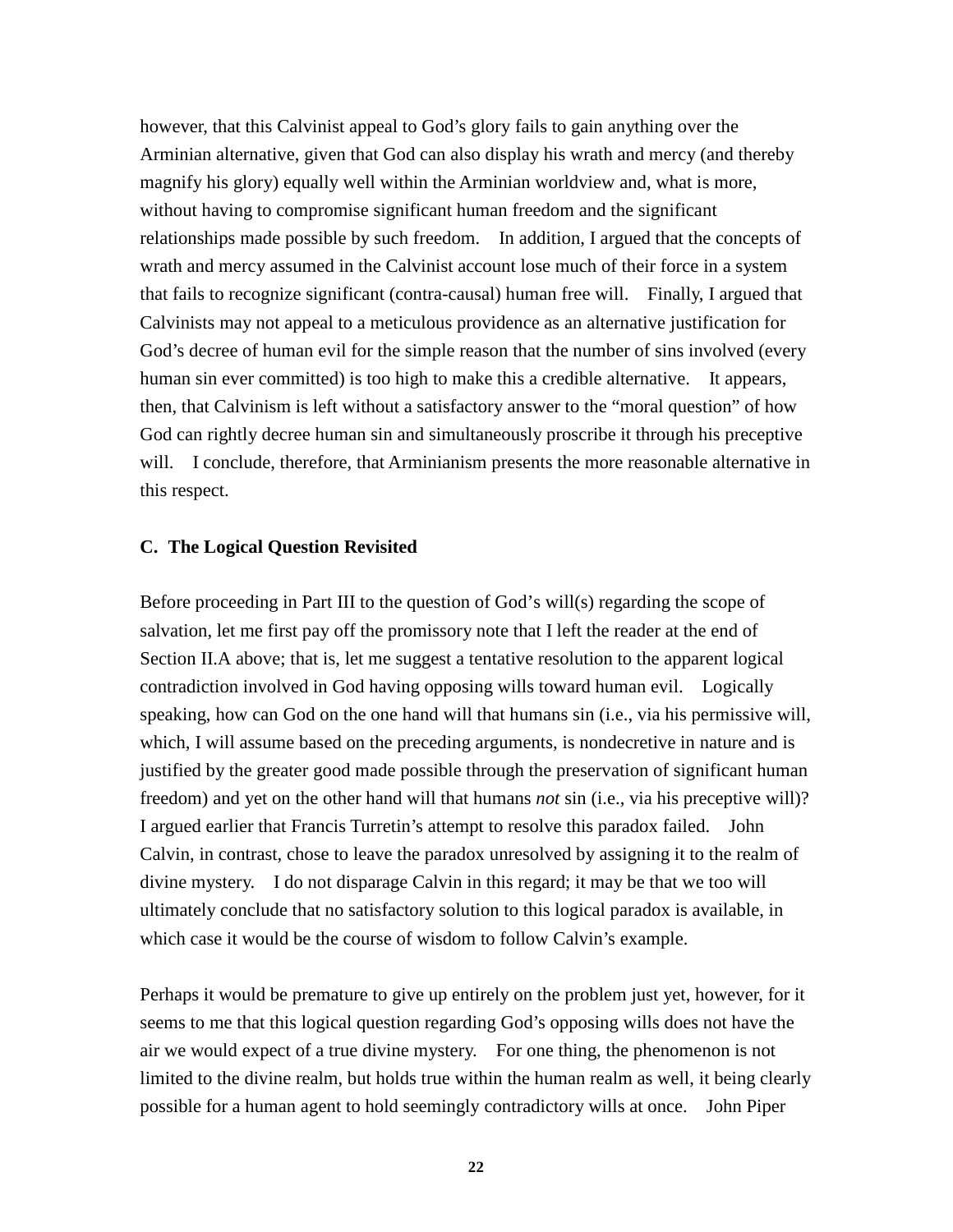however, that this Calvinist appeal to God's glory fails to gain anything over the Arminian alternative, given that God can also display his wrath and mercy (and thereby magnify his glory) equally well within the Arminian worldview and, what is more, without having to compromise significant human freedom and the significant relationships made possible by such freedom. In addition, I argued that the concepts of wrath and mercy assumed in the Calvinist account lose much of their force in a system that fails to recognize significant (contra-causal) human free will. Finally, I argued that Calvinists may not appeal to a meticulous providence as an alternative justification for God's decree of human evil for the simple reason that the number of sins involved (every human sin ever committed) is too high to make this a credible alternative. It appears, then, that Calvinism is left without a satisfactory answer to the "moral question" of how God can rightly decree human sin and simultaneously proscribe it through his preceptive will. I conclude, therefore, that Arminianism presents the more reasonable alternative in this respect.

### C. The Logical Question Revisited

Before proceeding in Part III to the question of God's will(s) regarding the scope of salvation, let me first pay off the promissory note that I left the reader at the end of Section II.A above; that is, let me suggest a tentative resolution to the apparent logical contradiction involved in God having opposing wills toward human evil. Logically speaking, how can God on the one hand will that humans sin (i.e., via his permissive will, which, I will assume based on the preceding arguments, is nondecretive in nature and is justified by the greater good made possible through the preservation of significant human freedom) and yet on the other hand will that humans *not* sin (i.e., via his preceptive will)? I argued earlier that Francis Turretin's attempt to resolve this paradox failed. John Calvin, in contrast, chose to leave the paradox unresolved by assigning it to the realm of divine mystery. I do not disparage Calvin in this regard; it may be that we too will ultimately conclude that no satisfactory solution to this logical paradox is available, in which case it would be the course of wisdom to follow Calvin's example.

Perhaps it would be premature to give up entirely on the problem just yet, however, for it seems to me that this logical question regarding God's opposing wills does not have the air we would expect of a true divine mystery. For one thing, the phenomenon is not limited to the divine realm, but holds true within the human realm as well, it being clearly possible for a human agent to hold seemingly contradictory wills at once. John Piper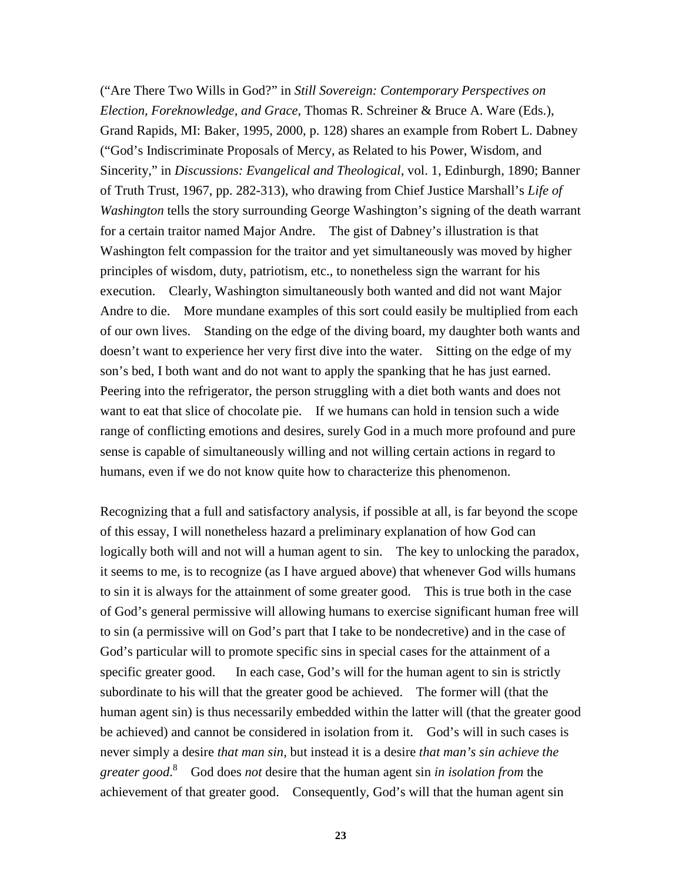("Are There Two Wills in God?" in *Still Sovereign: Contemporary Perspectives on Election, Foreknowledge, and Grace*, Thomas R. Schreiner & Bruce A. Ware (Eds.), Grand Rapids, MI: Baker, 1995, 2000, p. 128) shares an example from Robert L. Dabney ("God's Indiscriminate Proposals of Mercy, as Related to his Power, Wisdom, and Sincerity," in *Discussions: Evangelical and Theological*, vol. 1, Edinburgh, 1890; Banner of Truth Trust, 1967, pp. 282-313), who drawing from Chief Justice Marshall's *Life of Washington* tells the story surrounding George Washington's signing of the death warrant for a certain traitor named Major Andre. The gist of Dabney's illustration is that Washington felt compassion for the traitor and yet simultaneously was moved by higher principles of wisdom, duty, patriotism, etc., to nonetheless sign the warrant for his execution. Clearly, Washington simultaneously both wanted and did not want Major Andre to die. More mundane examples of this sort could easily be multiplied from each of our own lives. Standing on the edge of the diving board, my daughter both wants and doesn't want to experience her very first dive into the water. Sitting on the edge of my son's bed, I both want and do not want to apply the spanking that he has just earned. Peering into the refrigerator, the person struggling with a diet both wants and does not want to eat that slice of chocolate pie. If we humans can hold in tension such a wide range of conflicting emotions and desires, surely God in a much more profound and pure sense is capable of simultaneously willing and not willing certain actions in regard to humans, even if we do not know quite how to characterize this phenomenon.

Recognizing that a full and satisfactory analysis, if possible at all, is far beyond the scope of this essay, I will nonetheless hazard a preliminary explanation of how God can logically both will and not will a human agent to sin. The key to unlocking the paradox, it seems to me, is to recognize (as I have argued above) that whenever God wills humans to sin it is always for the attainment of some greater good. This is true both in the case of God's general permissive will allowing humans to exercise significant human free will to sin (a permissive will on God's part that I take to be nondecretive) and in the case of God's particular will to promote specific sins in special cases for the attainment of a specific greater good. In each case, God's will for the human agent to sin is strictly subordinate to his will that the greater good be achieved. The former will (that the human agent sin) is thus necessarily embedded within the latter will (that the greater good be achieved) and cannot be considered in isolation from it. God's will in such cases is never simply a desire *that man sin*, but instead it is a desire *that man's sin achieve the greater good*.[8] God does *not* desire that the human agent sin *in isolation from* the achievement of that greater good. Consequently, God's will that the human agent sin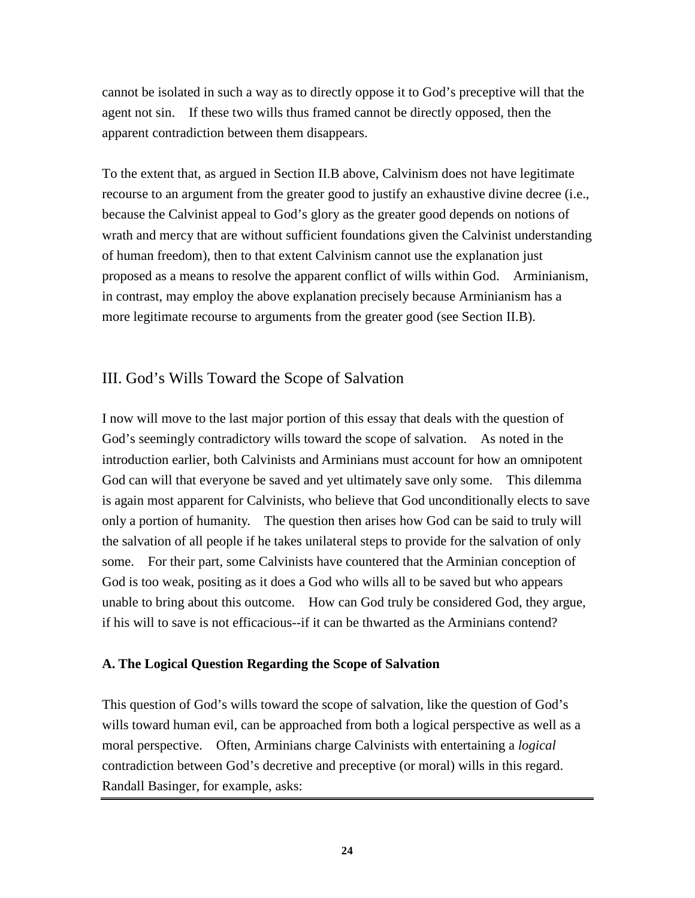cannot be isolated in such a way as to directly oppose it to God's preceptive will that the agent not sin. If these two wills thus framed cannot be directly opposed, then the apparent contradiction between them disappears.

To the extent that, as argued in Section II.B above, Calvinism does not have legitimate recourse to an argument from the greater good to justify an exhaustive divine decree (i.e., because the Calvinist appeal to God's glory as the greater good depends on notions of wrath and mercy that are without sufficient foundations given the Calvinist understanding of human freedom), then to that extent Calvinism cannot use the explanation just proposed as a means to resolve the apparent conflict of wills within God. Arminianism, in contrast, may employ the above explanation precisely because Arminianism has a more legitimate recourse to arguments from the greater good (see Section II.B).

## III. God's Wills Toward the Scope of Salvation

I now will move to the last major portion of this essay that deals with the question of God's seemingly contradictory wills toward the scope of salvation. As noted in the introduction earlier, both Calvinists and Arminians must account for how an omnipotent God can will that everyone be saved and yet ultimately save only some. This dilemma is again most apparent for Calvinists, who believe that God unconditionally elects to save only a portion of humanity. The question then arises how God can be said to truly will the salvation of all people if he takes unilateral steps to provide for the salvation of only some. For their part, some Calvinists have countered that the Arminian conception of God is too weak, positing as it does a God who wills all to be saved but who appears unable to bring about this outcome. How can God truly be considered God, they argue, if his will to save is not efficacious--if it can be thwarted as the Arminians contend?

### A. The Logical Question Regarding the Scope of Salvation

This question of God's wills toward the scope of salvation, like the question of God's wills toward human evil, can be approached from both a logical perspective as well as a moral perspective. Often, Arminians charge Calvinists with entertaining a *logical* contradiction between God's decretive and preceptive (or moral) wills in this regard. Randall Basinger, for example, asks: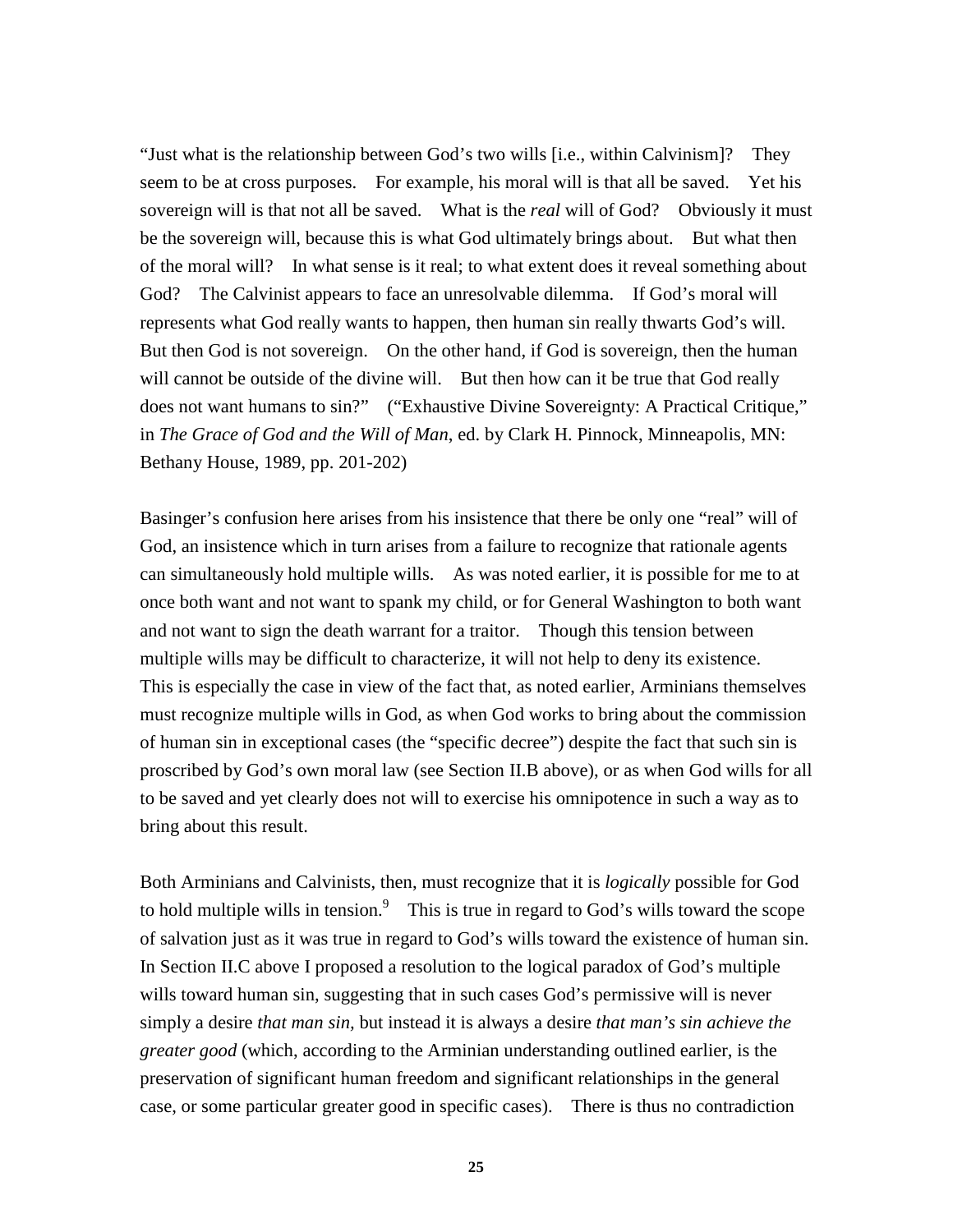"Just what is the relationship between God's two wills [i.e., within Calvinism]? They seem to be at cross purposes. For example, his moral will is that all be saved. Yet his sovereign will is that not all be saved. What is the *real* will of God? Obviously it must be the sovereign will, because this is what God ultimately brings about. But what then of the moral will? In what sense is it real; to what extent does it reveal something about God? The Calvinist appears to face an unresolvable dilemma. If God's moral will represents what God really wants to happen, then human sin really thwarts God's will. But then God is not sovereign. On the other hand, if God is sovereign, then the human will cannot be outside of the divine will. But then how can it be true that God really does not want humans to sin?" ("Exhaustive Divine Sovereignty: A Practical Critique," in *The Grace of God and the Will of Man*, ed. by Clark H. Pinnock, Minneapolis, MN: Bethany House, 1989, pp. 201-202)

Basinger's confusion here arises from his insistence that there be only one "real" will of God, an insistence which in turn arises from a failure to recognize that rationale agents can simultaneously hold multiple wills. As was noted earlier, it is possible for me to at once both want and not want to spank my child, or for General Washington to both want and not want to sign the death warrant for a traitor. Though this tension between multiple wills may be difficult to characterize, it will not help to deny its existence. This is especially the case in view of the fact that, as noted earlier, Arminians themselves must recognize multiple wills in God, as when God works to bring about the commission of human sin in exceptional cases (the "specific decree") despite the fact that such sin is proscribed by God's own moral law (see Section II.B above), or as when God wills for all to be saved and yet clearly does not will to exercise his omnipotence in such a way as to bring about this result.

Both Arminians and Calvinists, then, must recognize that it is *logically* possible for God to hold multiple wills in tension.[9] This is true in regard to God's wills toward the scope of salvation just as it was true in regard to God's wills toward the existence of human sin. In Section II.C above I proposed a resolution to the logical paradox of God's multiple wills toward human sin, suggesting that in such cases God's permissive will is never simply a desire *that man sin,* but instead it is always a desire *that man's sin achieve the greater good* (which, according to the Arminian understanding outlined earlier, is the preservation of significant human freedom and significant relationships in the general case, or some particular greater good in specific cases). There is thus no contradiction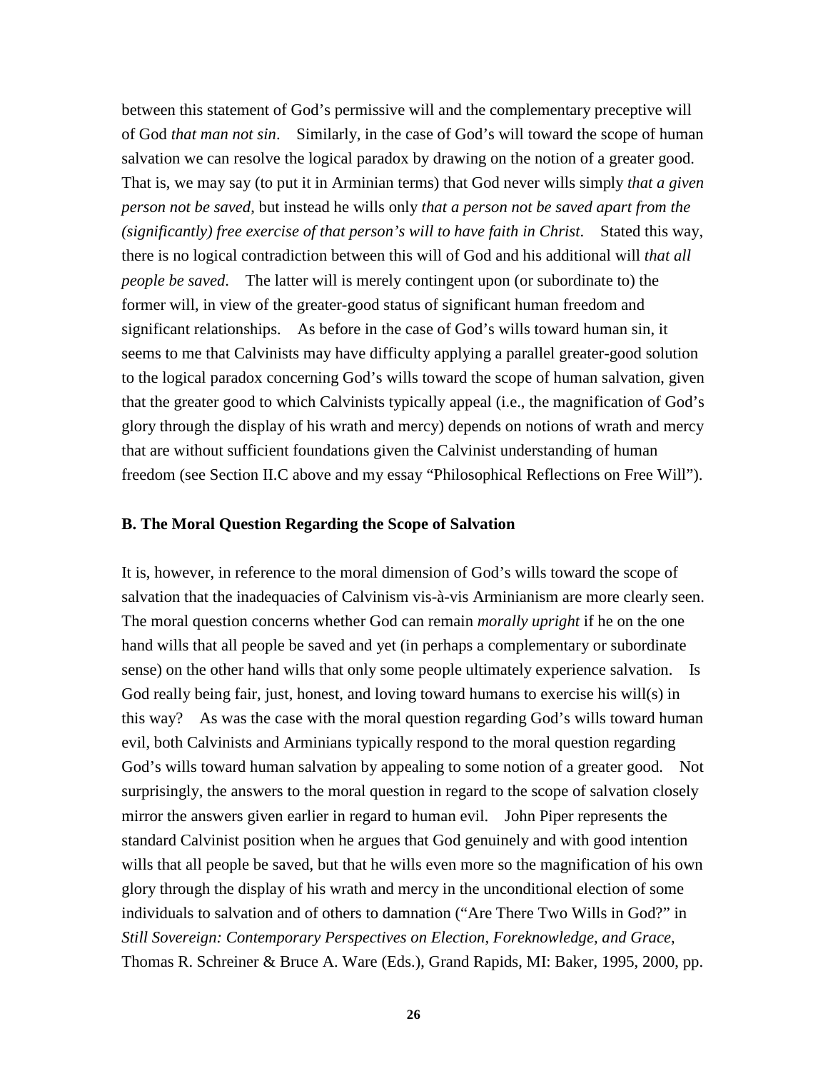between this statement of God's permissive will and the complementary preceptive will of God *that man not sin*. Similarly, in the case of God's will toward the scope of human salvation we can resolve the logical paradox by drawing on the notion of a greater good. That is, we may say (to put it in Arminian terms) that God never wills simply *that a given person not be saved*, but instead he wills only *that a person not be saved apart from the (significantly) free exercise of that person's will to have faith in Christ*. Stated this way, there is no logical contradiction between this will of God and his additional will *that all people be saved*. The latter will is merely contingent upon (or subordinate to) the former will, in view of the greater-good status of significant human freedom and significant relationships. As before in the case of God's wills toward human sin, it seems to me that Calvinists may have difficulty applying a parallel greater-good solution to the logical paradox concerning God's wills toward the scope of human salvation, given that the greater good to which Calvinists typically appeal (i.e., the magnification of God's glory through the display of his wrath and mercy) depends on notions of wrath and mercy that are without sufficient foundations given the Calvinist understanding of human freedom (see Section II.C above and my essay "Philosophical Reflections on Free Will").

### B. The Moral Question Regarding the Scope of Salvation

It is, however, in reference to the moral dimension of God's wills toward the scope of salvation that the inadequacies of Calvinism vis-à-vis Arminianism are more clearly seen. The moral question concerns whether God can remain *morally upright* if he on the one hand wills that all people be saved and yet (in perhaps a complementary or subordinate sense) on the other hand wills that only some people ultimately experience salvation. Is God really being fair, just, honest, and loving toward humans to exercise his will(s) in this way? As was the case with the moral question regarding God's wills toward human evil, both Calvinists and Arminians typically respond to the moral question regarding God's wills toward human salvation by appealing to some notion of a greater good. Not surprisingly, the answers to the moral question in regard to the scope of salvation closely mirror the answers given earlier in regard to human evil. John Piper represents the standard Calvinist position when he argues that God genuinely and with good intention wills that all people be saved, but that he wills even more so the magnification of his own glory through the display of his wrath and mercy in the unconditional election of some individuals to salvation and of others to damnation ("Are There Two Wills in God?" in *Still Sovereign: Contemporary Perspectives on Election, Foreknowledge, and Grace*, Thomas R. Schreiner & Bruce A. Ware (Eds.), Grand Rapids, MI: Baker, 1995, 2000, pp.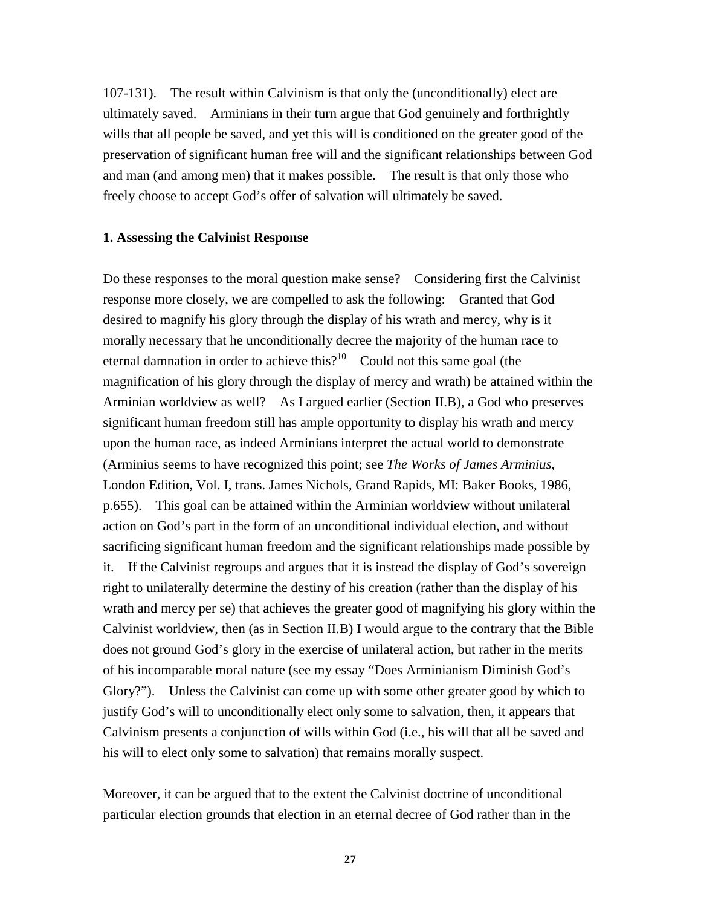107-131). The result within Calvinism is that only the (unconditionally) elect are ultimately saved. Arminians in their turn argue that God genuinely and forthrightly wills that all people be saved, and yet this will is conditioned on the greater good of the preservation of significant human free will and the significant relationships between God and man (and among men) that it makes possible. The result is that only those who freely choose to accept God's offer of salvation will ultimately be saved.

**1. Assessing the Calvinist Response**

Do these responses to the moral question make sense? Considering first the Calvinist response more closely, we are compelled to ask the following: Granted that God desired to magnify his glory through the display of his wrath and mercy, why is it morally necessary that he unconditionally decree the majority of the human race to eternal damnation in order to achieve this?[10] Could not this same goal (the magnification of his glory through the display of mercy and wrath) be attained within the Arminian worldview as well? As I argued earlier (Section II.B), a God who preserves significant human freedom still has ample opportunity to display his wrath and mercy upon the human race, as indeed Arminians interpret the actual world to demonstrate (Arminius seems to have recognized this point; see *The Works of James Arminius*, London Edition, Vol. I, trans. James Nichols, Grand Rapids, MI: Baker Books, 1986, p.655). This goal can be attained within the Arminian worldview without unilateral action on God's part in the form of an unconditional individual election, and without sacrificing significant human freedom and the significant relationships made possible by it. If the Calvinist regroups and argues that it is instead the display of God's sovereign right to unilaterally determine the destiny of his creation (rather than the display of his wrath and mercy per se) that achieves the greater good of magnifying his glory within the Calvinist worldview, then (as in Section II.B) I would argue to the contrary that the Bible does not ground God's glory in the exercise of unilateral action, but rather in the merits of his incomparable moral nature (see my essay "Does Arminianism Diminish God's Glory?"). Unless the Calvinist can come up with some other greater good by which to justify God's will to unconditionally elect only some to salvation, then, it appears that Calvinism presents a conjunction of wills within God (i.e., his will that all be saved and his will to elect only some to salvation) that remains morally suspect.

Moreover, it can be argued that to the extent the Calvinist doctrine of unconditional particular election grounds that election in an eternal decree of God rather than in the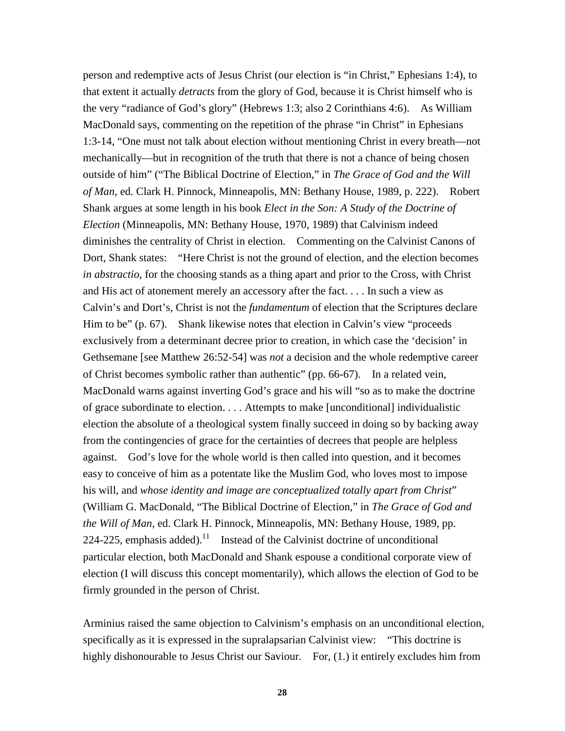person and redemptive acts of Jesus Christ (our election is "in Christ," Ephesians 1:4), to that extent it actually *detracts* from the glory of God, because it is Christ himself who is the very "radiance of God's glory" (Hebrews 1:3; also 2 Corinthians 4:6). As William MacDonald says, commenting on the repetition of the phrase "in Christ" in Ephesians 1:3-14, "One must not talk about election without mentioning Christ in every breath—not mechanically—but in recognition of the truth that there is not a chance of being chosen outside of him" ("The Biblical Doctrine of Election," in *The Grace of God and the Will of Man*, ed. Clark H. Pinnock, Minneapolis, MN: Bethany House, 1989, p. 222). Robert Shank argues at some length in his book *Elect in the Son: A Study of the Doctrine of Election* (Minneapolis, MN: Bethany House, 1970, 1989) that Calvinism indeed diminishes the centrality of Christ in election. Commenting on the Calvinist Canons of Dort, Shank states: "Here Christ is not the ground of election, and the election becomes *in abstractio*, for the choosing stands as a thing apart and prior to the Cross, with Christ and His act of atonement merely an accessory after the fact. . . . In such a view as Calvin's and Dort's, Christ is not the *fundamentum* of election that the Scriptures declare Him to be" (p. 67). Shank likewise notes that election in Calvin's view "proceeds exclusively from a determinant decree prior to creation, in which case the 'decision' in Gethsemane [see Matthew 26:52-54] was *not* a decision and the whole redemptive career of Christ becomes symbolic rather than authentic" (pp. 66-67). In a related vein, MacDonald warns against inverting God's grace and his will "so as to make the doctrine of grace subordinate to election. . . . Attempts to make [unconditional] individualistic election the absolute of a theological system finally succeed in doing so by backing away from the contingencies of grace for the certainties of decrees that people are helpless against. God's love for the whole world is then called into question, and it becomes easy to conceive of him as a potentate like the Muslim God, who loves most to impose his will, and *whose identity and image are conceptualized totally apart from Christ*" (William G. MacDonald, "The Biblical Doctrine of Election," in *The Grace of God and the Will of Man*, ed. Clark H. Pinnock, Minneapolis, MN: Bethany House, 1989, pp. 224-225, emphasis added).[11] Instead of the Calvinist doctrine of unconditional particular election, both MacDonald and Shank espouse a conditional corporate view of election (I will discuss this concept momentarily), which allows the election of God to be firmly grounded in the person of Christ.

Arminius raised the same objection to Calvinism's emphasis on an unconditional election, specifically as it is expressed in the supralapsarian Calvinist view: "This doctrine is highly dishonourable to Jesus Christ our Saviour. For, (1.) it entirely excludes him from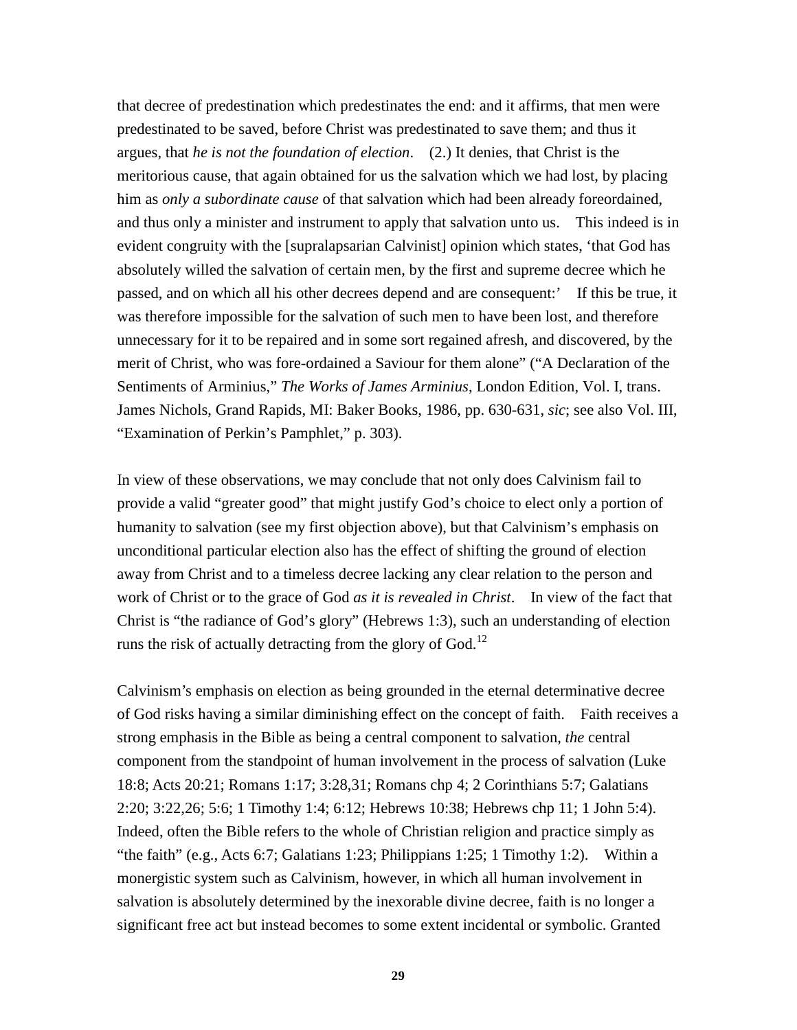that decree of predestination which predestinates the end: and it affirms, that men were predestinated to be saved, before Christ was predestinated to save them; and thus it argues, that *he is not the foundation of election*. (2.) It denies, that Christ is the meritorious cause, that again obtained for us the salvation which we had lost, by placing him as *only a subordinate cause* of that salvation which had been already foreordained, and thus only a minister and instrument to apply that salvation unto us. This indeed is in evident congruity with the [supralapsarian Calvinist] opinion which states, 'that God has absolutely willed the salvation of certain men, by the first and supreme decree which he passed, and on which all his other decrees depend and are consequent:' If this be true, it was therefore impossible for the salvation of such men to have been lost, and therefore unnecessary for it to be repaired and in some sort regained afresh, and discovered, by the merit of Christ, who was fore-ordained a Saviour for them alone" ("A Declaration of the Sentiments of Arminius," *The Works of James Arminius*, London Edition, Vol. I, trans. James Nichols, Grand Rapids, MI: Baker Books, 1986, pp. 630-631, *sic*; see also Vol. III, "Examination of Perkin's Pamphlet," p. 303).

In view of these observations, we may conclude that not only does Calvinism fail to provide a valid "greater good" that might justify God's choice to elect only a portion of humanity to salvation (see my first objection above), but that Calvinism's emphasis on unconditional particular election also has the effect of shifting the ground of election away from Christ and to a timeless decree lacking any clear relation to the person and work of Christ or to the grace of God *as it is revealed in Christ*. In view of the fact that Christ is "the radiance of God's glory" (Hebrews 1:3), such an understanding of election runs the risk of actually detracting from the glory of God.[12]

Calvinism's emphasis on election as being grounded in the eternal determinative decree of God risks having a similar diminishing effect on the concept of faith. Faith receives a strong emphasis in the Bible as being a central component to salvation, *the* central component from the standpoint of human involvement in the process of salvation (Luke 18:8; Acts 20:21; Romans 1:17; 3:28,31; Romans chp 4; 2 Corinthians 5:7; Galatians 2:20; 3:22,26; 5:6; 1 Timothy 1:4; 6:12; Hebrews 10:38; Hebrews chp 11; 1 John 5:4). Indeed, often the Bible refers to the whole of Christian religion and practice simply as "the faith" (e.g., Acts 6:7; Galatians 1:23; Philippians 1:25; 1 Timothy 1:2). Within a monergistic system such as Calvinism, however, in which all human involvement in salvation is absolutely determined by the inexorable divine decree, faith is no longer a significant free act but instead becomes to some extent incidental or symbolic. Granted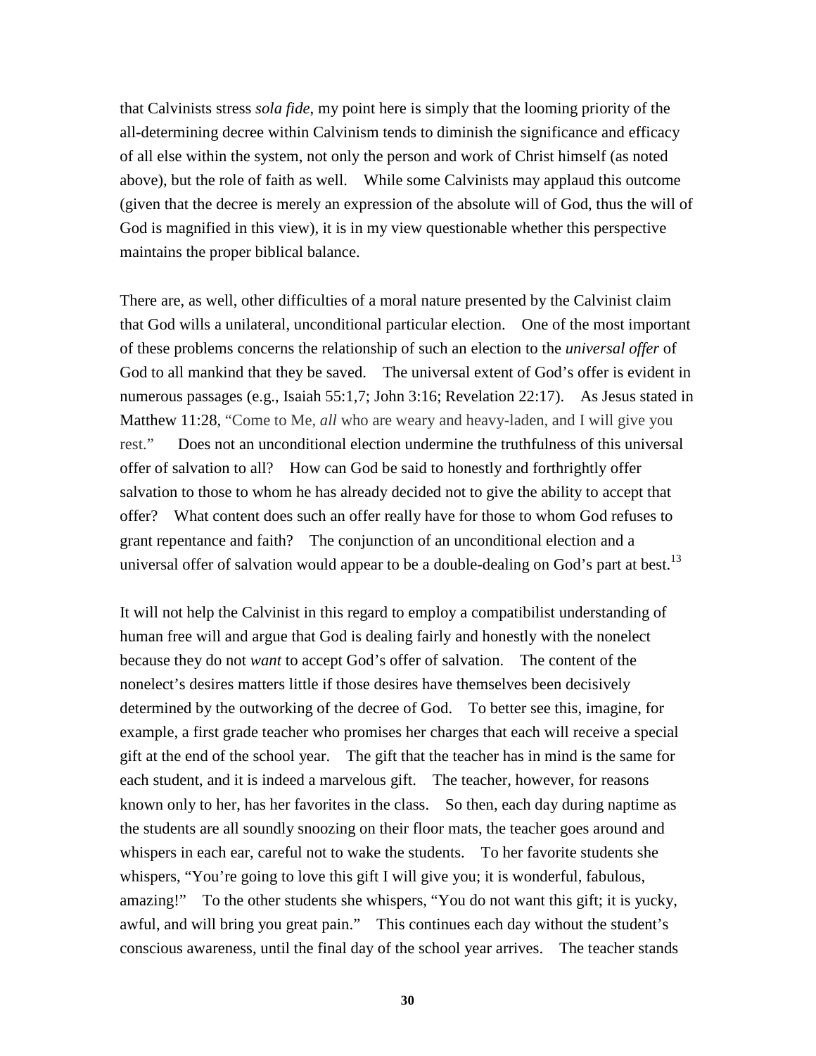that Calvinists stress *sola fide*, my point here is simply that the looming priority of the all-determining decree within Calvinism tends to diminish the significance and efficacy of all else within the system, not only the person and work of Christ himself (as noted above), but the role of faith as well. While some Calvinists may applaud this outcome (given that the decree is merely an expression of the absolute will of God, thus the will of God is magnified in this view), it is in my view questionable whether this perspective maintains the proper biblical balance.

There are, as well, other difficulties of a moral nature presented by the Calvinist claim that God wills a unilateral, unconditional particular election. One of the most important of these problems concerns the relationship of such an election to the *universal offer* of God to all mankind that they be saved. The universal extent of God's offer is evident in numerous passages (e.g., Isaiah 55:1,7; John 3:16; Revelation 22:17). As Jesus stated in Matthew 11:28, "Come to Me, *all* who are weary and heavy-laden, and I will give you rest." Does not an unconditional election undermine the truthfulness of this universal offer of salvation to all? How can God be said to honestly and forthrightly offer salvation to those to whom he has already decided not to give the ability to accept that offer? What content does such an offer really have for those to whom God refuses to grant repentance and faith? The conjunction of an unconditional election and a universal offer of salvation would appear to be a double-dealing on God's part at best.[13]

It will not help the Calvinist in this regard to employ a compatibilist understanding of human free will and argue that God is dealing fairly and honestly with the nonelect because they do not *want* to accept God's offer of salvation. The content of the nonelect's desires matters little if those desires have themselves been decisively determined by the outworking of the decree of God. To better see this, imagine, for example, a first grade teacher who promises her charges that each will receive a special gift at the end of the school year. The gift that the teacher has in mind is the same for each student, and it is indeed a marvelous gift. The teacher, however, for reasons known only to her, has her favorites in the class. So then, each day during naptime as the students are all soundly snoozing on their floor mats, the teacher goes around and whispers in each ear, careful not to wake the students. To her favorite students she whispers, "You're going to love this gift I will give you; it is wonderful, fabulous, amazing!" To the other students she whispers, "You do not want this gift; it is yucky, awful, and will bring you great pain." This continues each day without the student's conscious awareness, until the final day of the school year arrives. The teacher stands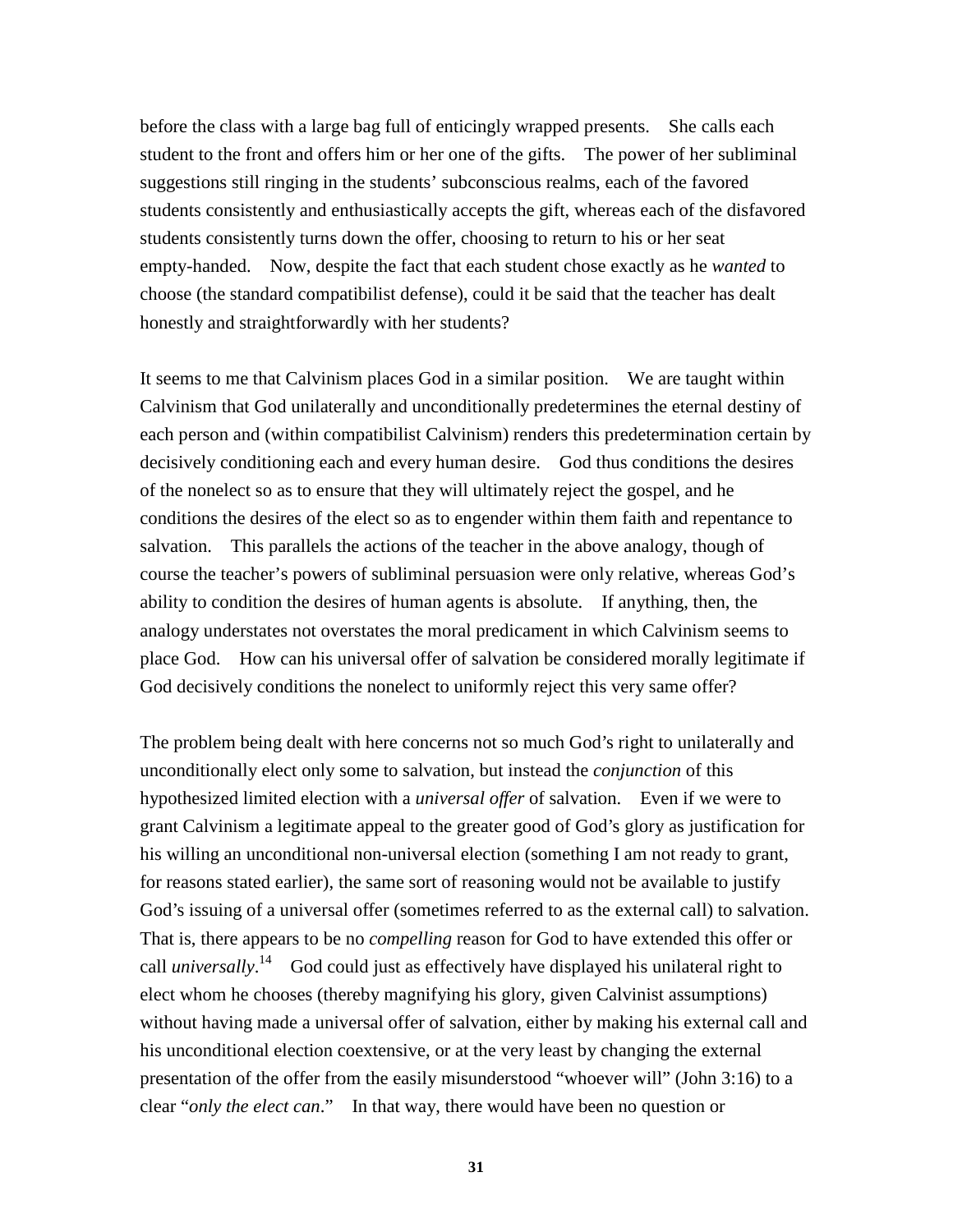before the class with a large bag full of enticingly wrapped presents. She calls each student to the front and offers him or her one of the gifts. The power of her subliminal suggestions still ringing in the students' subconscious realms, each of the favored students consistently and enthusiastically accepts the gift, whereas each of the disfavored students consistently turns down the offer, choosing to return to his or her seat empty-handed. Now, despite the fact that each student chose exactly as he *wanted* to choose (the standard compatibilist defense), could it be said that the teacher has dealt honestly and straightforwardly with her students?

It seems to me that Calvinism places God in a similar position. We are taught within Calvinism that God unilaterally and unconditionally predetermines the eternal destiny of each person and (within compatibilist Calvinism) renders this predetermination certain by decisively conditioning each and every human desire. God thus conditions the desires of the nonelect so as to ensure that they will ultimately reject the gospel, and he conditions the desires of the elect so as to engender within them faith and repentance to salvation. This parallels the actions of the teacher in the above analogy, though of course the teacher's powers of subliminal persuasion were only relative, whereas God's ability to condition the desires of human agents is absolute. If anything, then, the analogy understates not overstates the moral predicament in which Calvinism seems to place God. How can his universal offer of salvation be considered morally legitimate if God decisively conditions the nonelect to uniformly reject this very same offer?

The problem being dealt with here concerns not so much God's right to unilaterally and unconditionally elect only some to salvation, but instead the *conjunction* of this hypothesized limited election with a *universal offer* of salvation. Even if we were to grant Calvinism a legitimate appeal to the greater good of God's glory as justification for his willing an unconditional non-universal election (something I am not ready to grant, for reasons stated earlier), the same sort of reasoning would not be available to justify God's issuing of a universal offer (sometimes referred to as the external call) to salvation. That is, there appears to be no *compelling* reason for God to have extended this offer or call *universally*.[14] God could just as effectively have displayed his unilateral right to elect whom he chooses (thereby magnifying his glory, given Calvinist assumptions) without having made a universal offer of salvation, either by making his external call and his unconditional election coextensive, or at the very least by changing the external presentation of the offer from the easily misunderstood "whoever will" (John 3:16) to a clear "*only the elect can*." In that way, there would have been no question or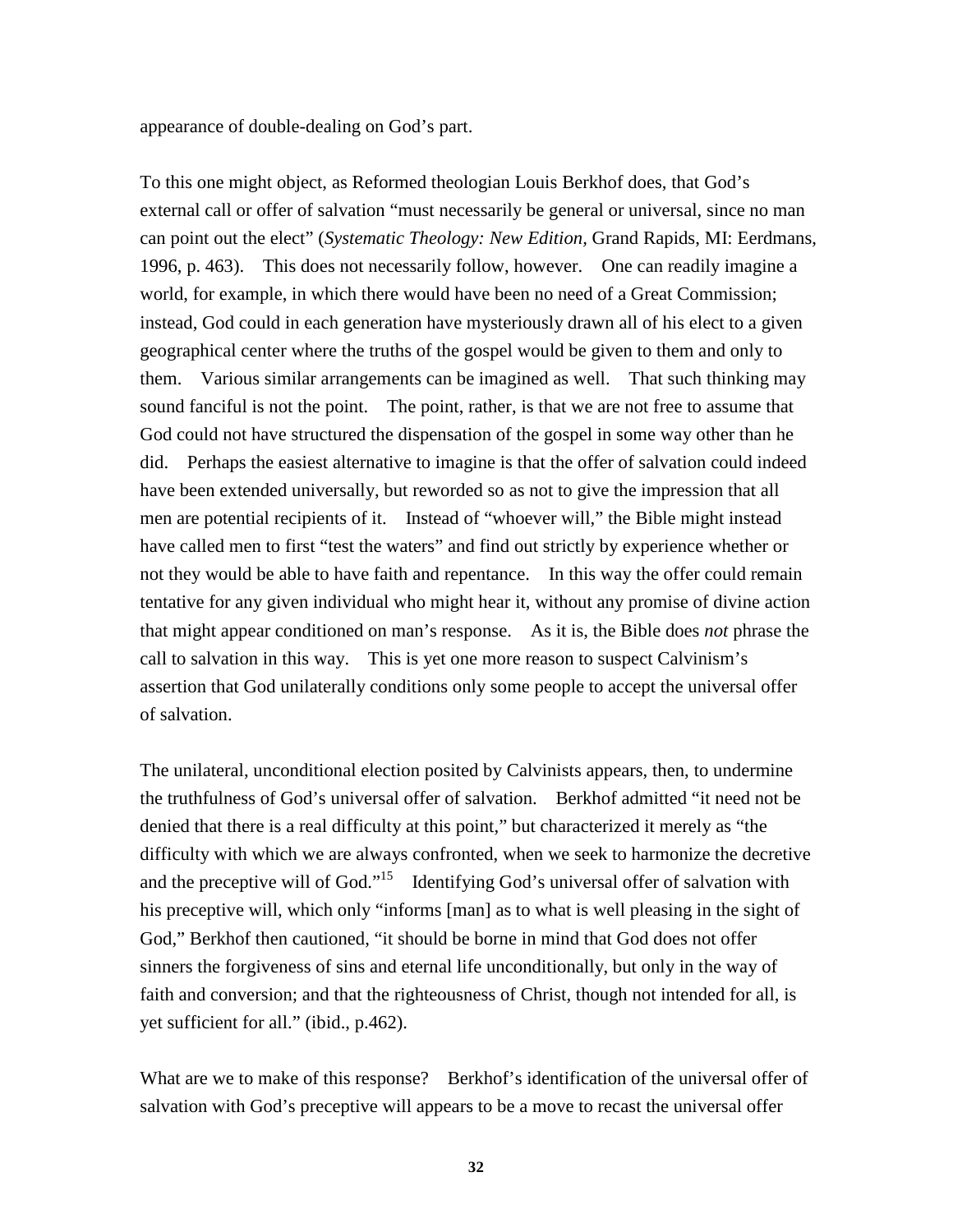appearance of double-dealing on God's part.

To this one might object, as Reformed theologian Louis Berkhof does, that God's external call or offer of salvation "must necessarily be general or universal, since no man can point out the elect" (*Systematic Theology: New Edition,* Grand Rapids, MI: Eerdmans, 1996, p. 463). This does not necessarily follow, however. One can readily imagine a world, for example, in which there would have been no need of a Great Commission; instead, God could in each generation have mysteriously drawn all of his elect to a given geographical center where the truths of the gospel would be given to them and only to them. Various similar arrangements can be imagined as well. That such thinking may sound fanciful is not the point. The point, rather, is that we are not free to assume that God could not have structured the dispensation of the gospel in some way other than he did. Perhaps the easiest alternative to imagine is that the offer of salvation could indeed have been extended universally, but reworded so as not to give the impression that all men are potential recipients of it. Instead of "whoever will," the Bible might instead have called men to first "test the waters" and find out strictly by experience whether or not they would be able to have faith and repentance. In this way the offer could remain tentative for any given individual who might hear it, without any promise of divine action that might appear conditioned on man's response. As it is, the Bible does *not* phrase the call to salvation in this way. This is yet one more reason to suspect Calvinism's assertion that God unilaterally conditions only some people to accept the universal offer of salvation.

The unilateral, unconditional election posited by Calvinists appears, then, to undermine the truthfulness of God's universal offer of salvation. Berkhof admitted "it need not be denied that there is a real difficulty at this point," but characterized it merely as "the difficulty with which we are always confronted, when we seek to harmonize the decretive and the preceptive will of God."[15] Identifying God's universal offer of salvation with his preceptive will, which only "informs [man] as to what is well pleasing in the sight of God," Berkhof then cautioned, "it should be borne in mind that God does not offer sinners the forgiveness of sins and eternal life unconditionally, but only in the way of faith and conversion; and that the righteousness of Christ, though not intended for all, is yet sufficient for all." (ibid., p.462).

What are we to make of this response? Berkhof's identification of the universal offer of salvation with God's preceptive will appears to be a move to recast the universal offer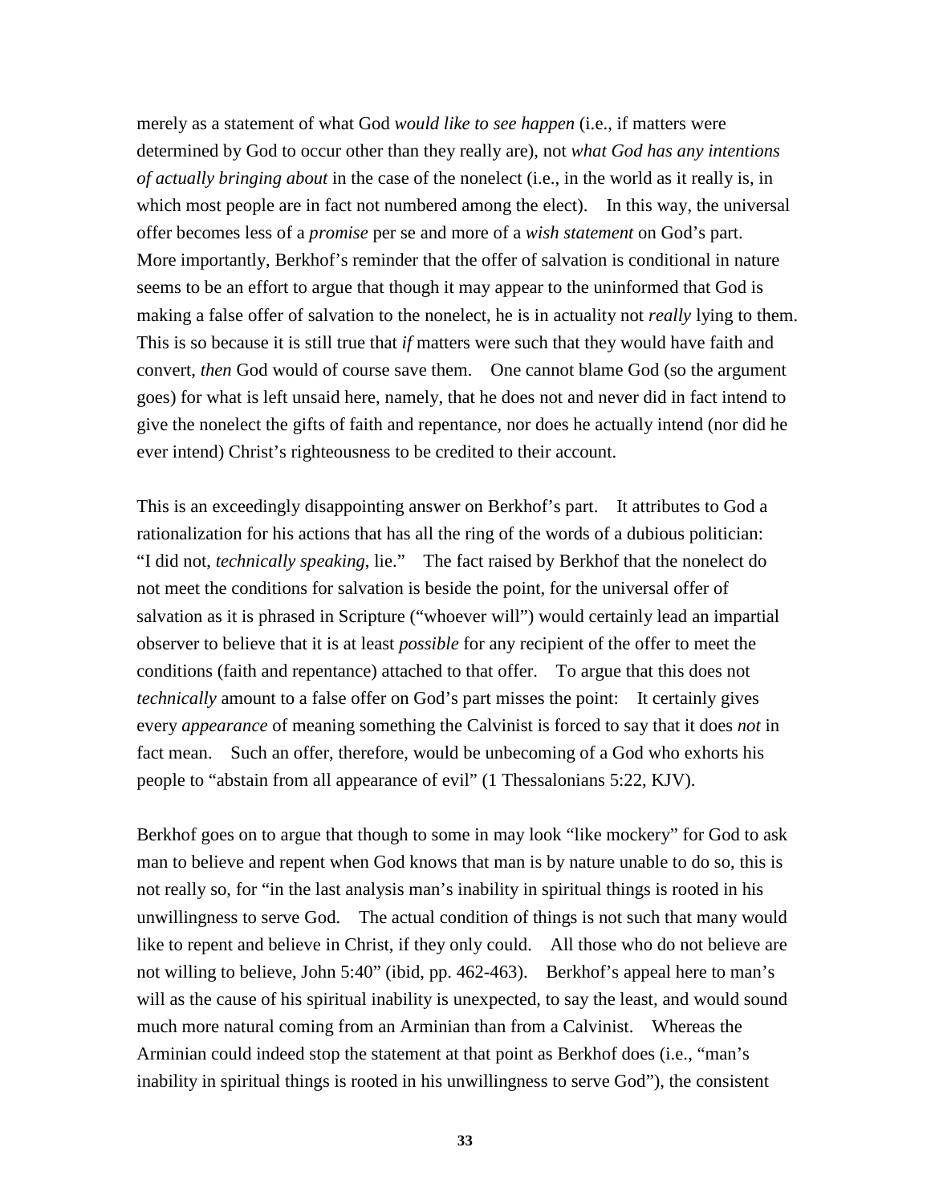merely as a statement of what God *would like to see happen* (i.e., if matters were determined by God to occur other than they really are), not *what God has any intentions of actually bringing about* in the case of the nonelect (i.e., in the world as it really is, in which most people are in fact not numbered among the elect). In this way, the universal offer becomes less of a *promise* per se and more of a *wish statement* on God's part. More importantly, Berkhof's reminder that the offer of salvation is conditional in nature seems to be an effort to argue that though it may appear to the uninformed that God is making a false offer of salvation to the nonelect, he is in actuality not *really* lying to them. This is so because it is still true that *if* matters were such that they would have faith and convert, *then* God would of course save them. One cannot blame God (so the argument goes) for what is left unsaid here, namely, that he does not and never did in fact intend to give the nonelect the gifts of faith and repentance, nor does he actually intend (nor did he ever intend) Christ's righteousness to be credited to their account.

This is an exceedingly disappointing answer on Berkhof's part. It attributes to God a rationalization for his actions that has all the ring of the words of a dubious politician: "I did not, *technically speaking*, lie." The fact raised by Berkhof that the nonelect do not meet the conditions for salvation is beside the point, for the universal offer of salvation as it is phrased in Scripture ("whoever will") would certainly lead an impartial observer to believe that it is at least *possible* for any recipient of the offer to meet the conditions (faith and repentance) attached to that offer. To argue that this does not *technically* amount to a false offer on God's part misses the point: It certainly gives every *appearance* of meaning something the Calvinist is forced to say that it does *not* in fact mean. Such an offer, therefore, would be unbecoming of a God who exhorts his people to "abstain from all appearance of evil" (1 Thessalonians 5:22, KJV).

Berkhof goes on to argue that though to some in may look "like mockery" for God to ask man to believe and repent when God knows that man is by nature unable to do so, this is not really so, for "in the last analysis man's inability in spiritual things is rooted in his unwillingness to serve God. The actual condition of things is not such that many would like to repent and believe in Christ, if they only could. All those who do not believe are not willing to believe, John 5:40" (ibid, pp. 462-463). Berkhof's appeal here to man's will as the cause of his spiritual inability is unexpected, to say the least, and would sound much more natural coming from an Arminian than from a Calvinist. Whereas the Arminian could indeed stop the statement at that point as Berkhof does (i.e., "man's inability in spiritual things is rooted in his unwillingness to serve God"), the consistent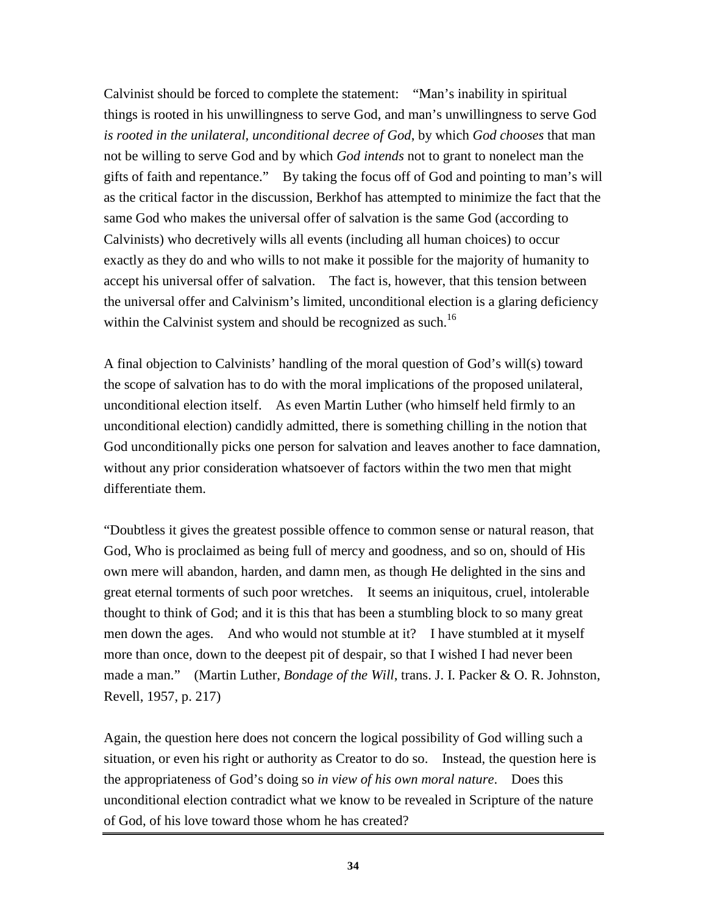Calvinist should be forced to complete the statement: "Man's inability in spiritual things is rooted in his unwillingness to serve God, and man's unwillingness to serve God *is rooted in the unilateral, unconditional decree of God*, by which *God chooses* that man not be willing to serve God and by which *God intends* not to grant to nonelect man the gifts of faith and repentance." By taking the focus off of God and pointing to man's will as the critical factor in the discussion, Berkhof has attempted to minimize the fact that the same God who makes the universal offer of salvation is the same God (according to Calvinists) who decretively wills all events (including all human choices) to occur exactly as they do and who wills to not make it possible for the majority of humanity to accept his universal offer of salvation. The fact is, however, that this tension between the universal offer and Calvinism's limited, unconditional election is a glaring deficiency within the Calvinist system and should be recognized as such.[16]

A final objection to Calvinists' handling of the moral question of God's will(s) toward the scope of salvation has to do with the moral implications of the proposed unilateral, unconditional election itself. As even Martin Luther (who himself held firmly to an unconditional election) candidly admitted, there is something chilling in the notion that God unconditionally picks one person for salvation and leaves another to face damnation, without any prior consideration whatsoever of factors within the two men that might differentiate them.

"Doubtless it gives the greatest possible offence to common sense or natural reason, that God, Who is proclaimed as being full of mercy and goodness, and so on, should of His own mere will abandon, harden, and damn men, as though He delighted in the sins and great eternal torments of such poor wretches. It seems an iniquitous, cruel, intolerable thought to think of God; and it is this that has been a stumbling block to so many great men down the ages. And who would not stumble at it? I have stumbled at it myself more than once, down to the deepest pit of despair, so that I wished I had never been made a man." (Martin Luther, *Bondage of the Will*, trans. J. I. Packer & O. R. Johnston, Revell, 1957, p. 217)

Again, the question here does not concern the logical possibility of God willing such a situation, or even his right or authority as Creator to do so. Instead, the question here is the appropriateness of God's doing so *in view of his own moral nature*. Does this unconditional election contradict what we know to be revealed in Scripture of the nature of God, of his love toward those whom he has created?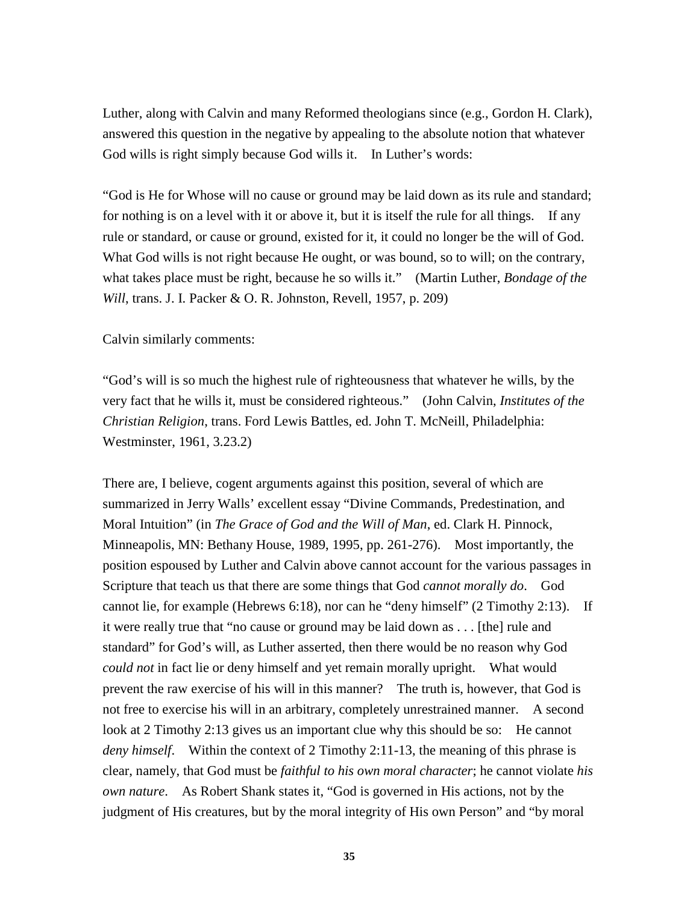Luther, along with Calvin and many Reformed theologians since (e.g., Gordon H. Clark), answered this question in the negative by appealing to the absolute notion that whatever God wills is right simply because God wills it. In Luther's words:

"God is He for Whose will no cause or ground may be laid down as its rule and standard; for nothing is on a level with it or above it, but it is itself the rule for all things. If any rule or standard, or cause or ground, existed for it, it could no longer be the will of God. What God wills is not right because He ought, or was bound, so to will; on the contrary, what takes place must be right, because he so wills it." (Martin Luther, *Bondage of the Will*, trans. J. I. Packer & O. R. Johnston, Revell, 1957, p. 209)

Calvin similarly comments:

"God's will is so much the highest rule of righteousness that whatever he wills, by the very fact that he wills it, must be considered righteous." (John Calvin, *Institutes of the Christian Religion*, trans. Ford Lewis Battles, ed. John T. McNeill, Philadelphia: Westminster, 1961, 3.23.2)

There are, I believe, cogent arguments against this position, several of which are summarized in Jerry Walls' excellent essay "Divine Commands, Predestination, and Moral Intuition" (in *The Grace of God and the Will of Man*, ed. Clark H. Pinnock, Minneapolis, MN: Bethany House, 1989, 1995, pp. 261-276). Most importantly, the position espoused by Luther and Calvin above cannot account for the various passages in Scripture that teach us that there are some things that God *cannot morally do*. God cannot lie, for example (Hebrews 6:18), nor can he "deny himself" (2 Timothy 2:13). If it were really true that "no cause or ground may be laid down as . . . [the] rule and standard" for God's will, as Luther asserted, then there would be no reason why God *could not* in fact lie or deny himself and yet remain morally upright. What would prevent the raw exercise of his will in this manner? The truth is, however, that God is not free to exercise his will in an arbitrary, completely unrestrained manner. A second look at 2 Timothy 2:13 gives us an important clue why this should be so: He cannot *deny himself*. Within the context of 2 Timothy 2:11-13, the meaning of this phrase is clear, namely, that God must be *faithful to his own moral character*; he cannot violate *his own nature*. As Robert Shank states it, "God is governed in His actions, not by the judgment of His creatures, but by the moral integrity of His own Person" and "by moral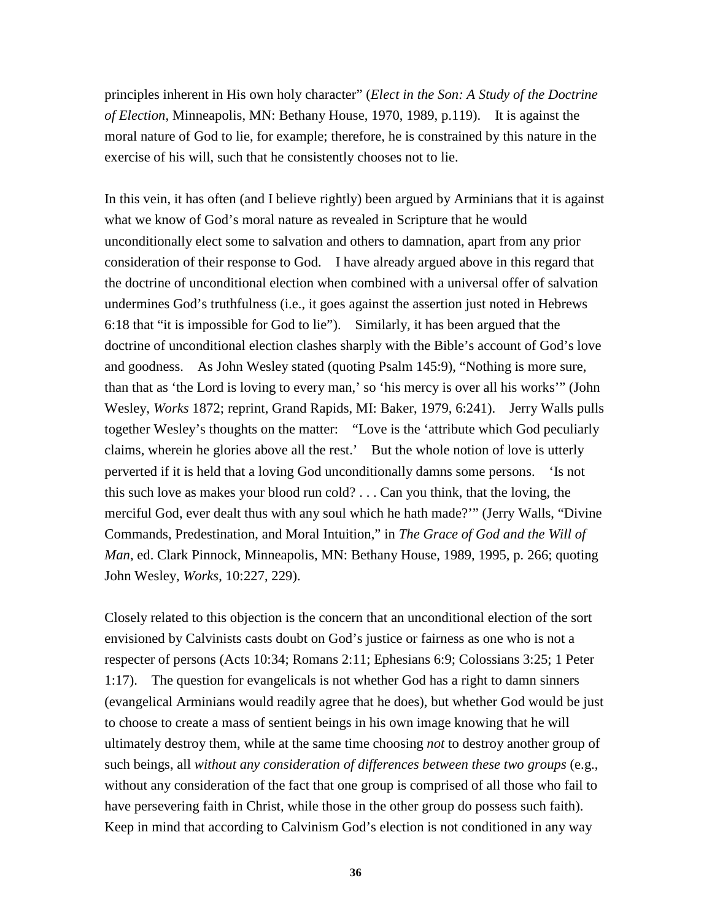principles inherent in His own holy character" (*Elect in the Son: A Study of the Doctrine of Election*, Minneapolis, MN: Bethany House, 1970, 1989, p.119). It is against the moral nature of God to lie, for example; therefore, he is constrained by this nature in the exercise of his will, such that he consistently chooses not to lie.

In this vein, it has often (and I believe rightly) been argued by Arminians that it is against what we know of God's moral nature as revealed in Scripture that he would unconditionally elect some to salvation and others to damnation, apart from any prior consideration of their response to God. I have already argued above in this regard that the doctrine of unconditional election when combined with a universal offer of salvation undermines God's truthfulness (i.e., it goes against the assertion just noted in Hebrews 6:18 that "it is impossible for God to lie"). Similarly, it has been argued that the doctrine of unconditional election clashes sharply with the Bible's account of God's love and goodness. As John Wesley stated (quoting Psalm 145:9), "Nothing is more sure, than that as 'the Lord is loving to every man,' so 'his mercy is over all his works'" (John Wesley, *Works* 1872; reprint, Grand Rapids, MI: Baker, 1979, 6:241). Jerry Walls pulls together Wesley's thoughts on the matter: "Love is the 'attribute which God peculiarly claims, wherein he glories above all the rest.' But the whole notion of love is utterly perverted if it is held that a loving God unconditionally damns some persons. 'Is not this such love as makes your blood run cold? . . . Can you think, that the loving, the merciful God, ever dealt thus with any soul which he hath made?'" (Jerry Walls, "Divine Commands, Predestination, and Moral Intuition," in *The Grace of God and the Will of Man*, ed. Clark Pinnock, Minneapolis, MN: Bethany House, 1989, 1995, p. 266; quoting John Wesley, *Works*, 10:227, 229).

Closely related to this objection is the concern that an unconditional election of the sort envisioned by Calvinists casts doubt on God's justice or fairness as one who is not a respecter of persons (Acts 10:34; Romans 2:11; Ephesians 6:9; Colossians 3:25; 1 Peter 1:17). The question for evangelicals is not whether God has a right to damn sinners (evangelical Arminians would readily agree that he does), but whether God would be just to choose to create a mass of sentient beings in his own image knowing that he will ultimately destroy them, while at the same time choosing *not* to destroy another group of such beings, all *without any consideration of differences between these two groups* (e.g., without any consideration of the fact that one group is comprised of all those who fail to have persevering faith in Christ, while those in the other group do possess such faith). Keep in mind that according to Calvinism God's election is not conditioned in any way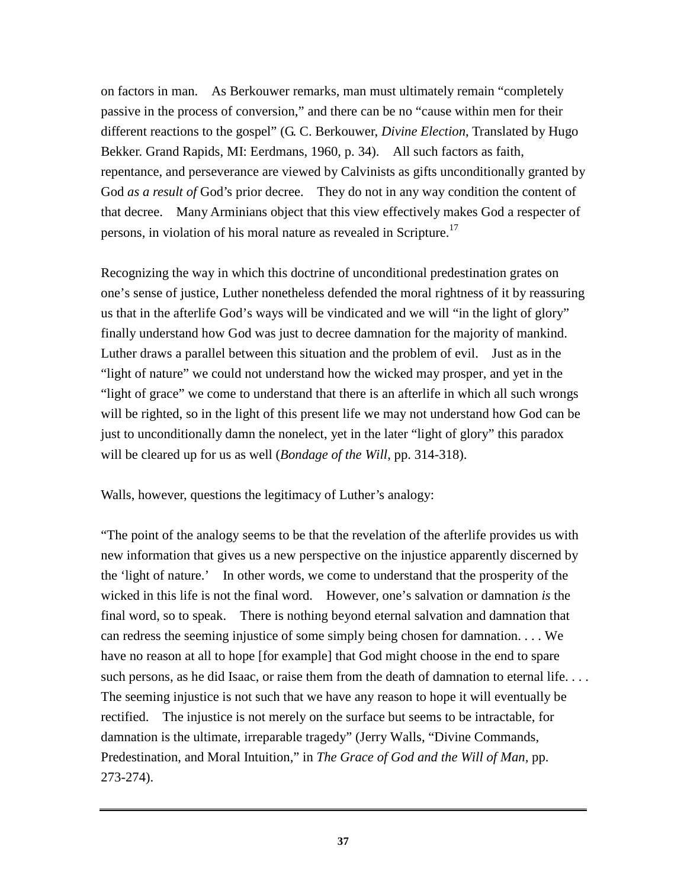on factors in man. As Berkouwer remarks, man must ultimately remain "completely passive in the process of conversion," and there can be no "cause within men for their different reactions to the gospel" (G. C. Berkouwer, *Divine Election*, Translated by Hugo Bekker. Grand Rapids, MI: Eerdmans, 1960, p. 34). All such factors as faith, repentance, and perseverance are viewed by Calvinists as gifts unconditionally granted by God *as a result of* God's prior decree. They do not in any way condition the content of that decree. Many Arminians object that this view effectively makes God a respecter of persons, in violation of his moral nature as revealed in Scripture.[17]

Recognizing the way in which this doctrine of unconditional predestination grates on one's sense of justice, Luther nonetheless defended the moral rightness of it by reassuring us that in the afterlife God's ways will be vindicated and we will "in the light of glory" finally understand how God was just to decree damnation for the majority of mankind. Luther draws a parallel between this situation and the problem of evil. Just as in the "light of nature" we could not understand how the wicked may prosper, and yet in the "light of grace" we come to understand that there is an afterlife in which all such wrongs will be righted, so in the light of this present life we may not understand how God can be just to unconditionally damn the nonelect, yet in the later "light of glory" this paradox will be cleared up for us as well (*Bondage of the Will*, pp. 314-318).

Walls, however, questions the legitimacy of Luther's analogy:

"The point of the analogy seems to be that the revelation of the afterlife provides us with new information that gives us a new perspective on the injustice apparently discerned by the 'light of nature.' In other words, we come to understand that the prosperity of the wicked in this life is not the final word. However, one's salvation or damnation *is* the final word, so to speak. There is nothing beyond eternal salvation and damnation that can redress the seeming injustice of some simply being chosen for damnation. . . . We have no reason at all to hope [for example] that God might choose in the end to spare such persons, as he did Isaac, or raise them from the death of damnation to eternal life. . . . The seeming injustice is not such that we have any reason to hope it will eventually be rectified. The injustice is not merely on the surface but seems to be intractable, for damnation is the ultimate, irreparable tragedy" (Jerry Walls, "Divine Commands, Predestination, and Moral Intuition," in *The Grace of God and the Will of Man*, pp. 273-274).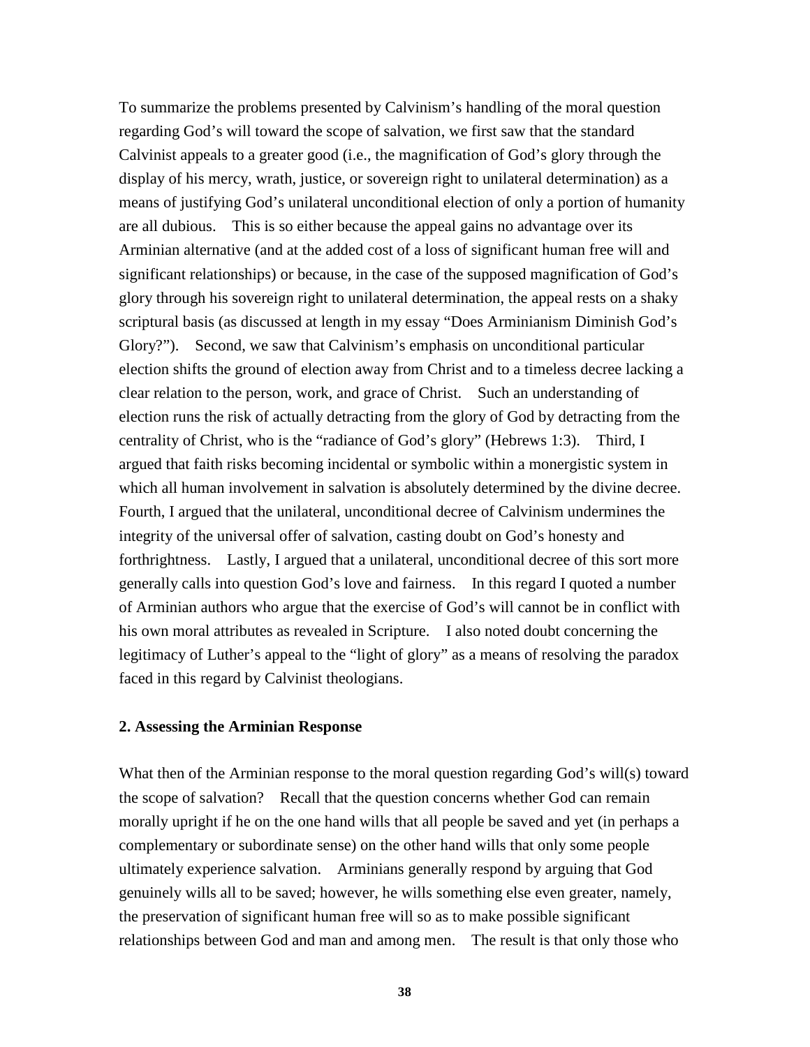To summarize the problems presented by Calvinism's handling of the moral question regarding God's will toward the scope of salvation, we first saw that the standard Calvinist appeals to a greater good (i.e., the magnification of God's glory through the display of his mercy, wrath, justice, or sovereign right to unilateral determination) as a means of justifying God's unilateral unconditional election of only a portion of humanity are all dubious. This is so either because the appeal gains no advantage over its Arminian alternative (and at the added cost of a loss of significant human free will and significant relationships) or because, in the case of the supposed magnification of God's glory through his sovereign right to unilateral determination, the appeal rests on a shaky scriptural basis (as discussed at length in my essay "Does Arminianism Diminish God's Glory?"). Second, we saw that Calvinism's emphasis on unconditional particular election shifts the ground of election away from Christ and to a timeless decree lacking a clear relation to the person, work, and grace of Christ. Such an understanding of election runs the risk of actually detracting from the glory of God by detracting from the centrality of Christ, who is the "radiance of God's glory" (Hebrews 1:3). Third, I argued that faith risks becoming incidental or symbolic within a monergistic system in which all human involvement in salvation is absolutely determined by the divine decree. Fourth, I argued that the unilateral, unconditional decree of Calvinism undermines the integrity of the universal offer of salvation, casting doubt on God's honesty and forthrightness. Lastly, I argued that a unilateral, unconditional decree of this sort more generally calls into question God's love and fairness. In this regard I quoted a number of Arminian authors who argue that the exercise of God's will cannot be in conflict with his own moral attributes as revealed in Scripture. I also noted doubt concerning the legitimacy of Luther's appeal to the "light of glory" as a means of resolving the paradox faced in this regard by Calvinist theologians.

## 2. Assessing the Arminian Response

What then of the Arminian response to the moral question regarding God's will(s) toward the scope of salvation? Recall that the question concerns whether God can remain morally upright if he on the one hand wills that all people be saved and yet (in perhaps a complementary or subordinate sense) on the other hand wills that only some people ultimately experience salvation. Arminians generally respond by arguing that God genuinely wills all to be saved; however, he wills something else even greater, namely, the preservation of significant human free will so as to make possible significant relationships between God and man and among men. The result is that only those who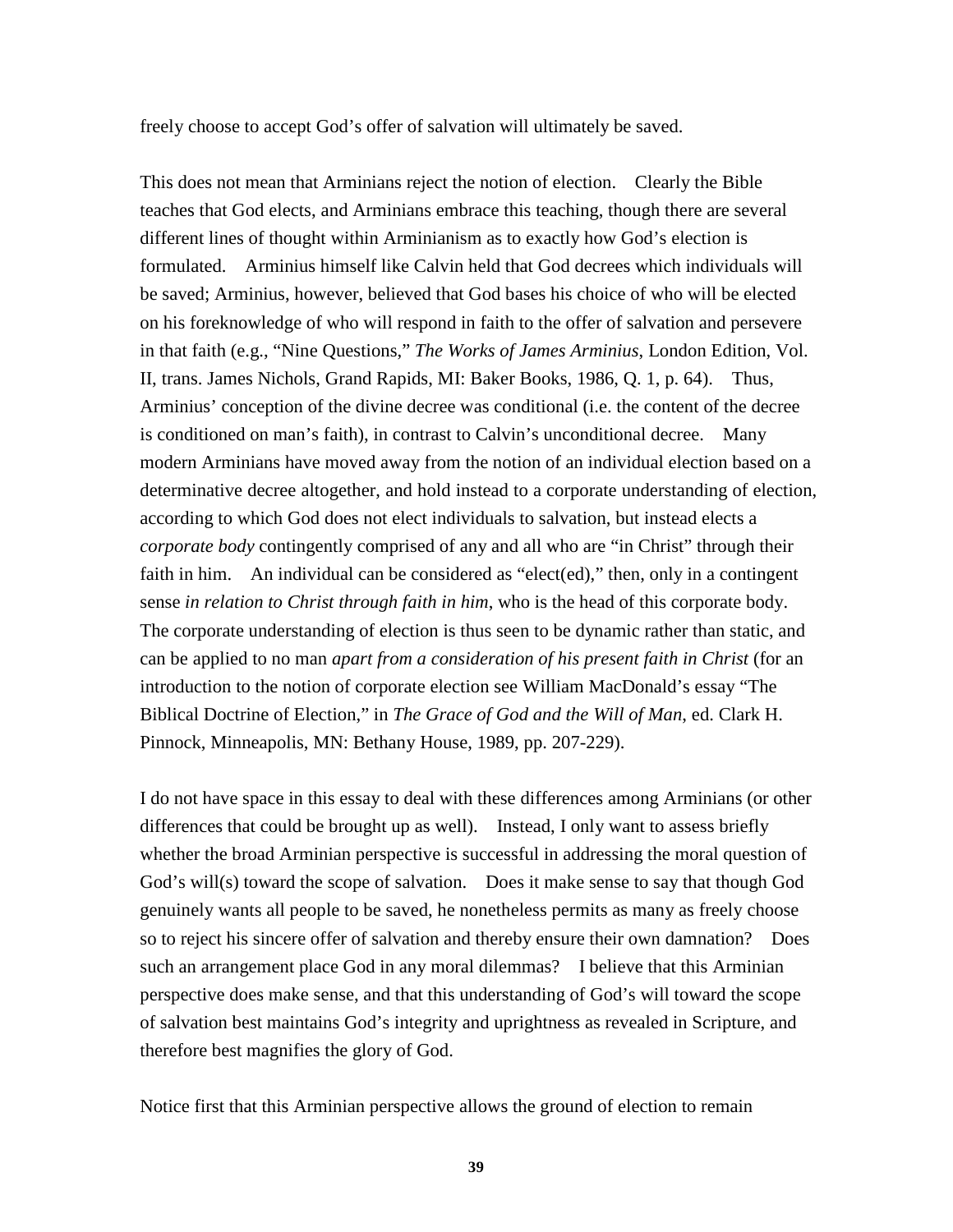freely choose to accept God's offer of salvation will ultimately be saved.

This does not mean that Arminians reject the notion of election. Clearly the Bible teaches that God elects, and Arminians embrace this teaching, though there are several different lines of thought within Arminianism as to exactly how God's election is formulated. Arminius himself like Calvin held that God decrees which individuals will be saved; Arminius, however, believed that God bases his choice of who will be elected on his foreknowledge of who will respond in faith to the offer of salvation and persevere in that faith (e.g., "Nine Questions," *The Works of James Arminius*, London Edition, Vol. II, trans. James Nichols, Grand Rapids, MI: Baker Books, 1986, Q. 1, p. 64). Thus, Arminius' conception of the divine decree was conditional (i.e. the content of the decree is conditioned on man's faith), in contrast to Calvin's unconditional decree. Many modern Arminians have moved away from the notion of an individual election based on a determinative decree altogether, and hold instead to a corporate understanding of election, according to which God does not elect individuals to salvation, but instead elects a *corporate body* contingently comprised of any and all who are "in Christ" through their faith in him. An individual can be considered as "elect(ed)," then, only in a contingent sense *in relation to Christ through faith in him*, who is the head of this corporate body. The corporate understanding of election is thus seen to be dynamic rather than static, and can be applied to no man *apart from a consideration of his present faith in Christ* (for an introduction to the notion of corporate election see William MacDonald's essay "The Biblical Doctrine of Election," in *The Grace of God and the Will of Man*, ed. Clark H. Pinnock, Minneapolis, MN: Bethany House, 1989, pp. 207-229).

I do not have space in this essay to deal with these differences among Arminians (or other differences that could be brought up as well). Instead, I only want to assess briefly whether the broad Arminian perspective is successful in addressing the moral question of God's will(s) toward the scope of salvation. Does it make sense to say that though God genuinely wants all people to be saved, he nonetheless permits as many as freely choose so to reject his sincere offer of salvation and thereby ensure their own damnation? Does such an arrangement place God in any moral dilemmas? I believe that this Arminian perspective does make sense, and that this understanding of God's will toward the scope of salvation best maintains God's integrity and uprightness as revealed in Scripture, and therefore best magnifies the glory of God.

Notice first that this Arminian perspective allows the ground of election to remain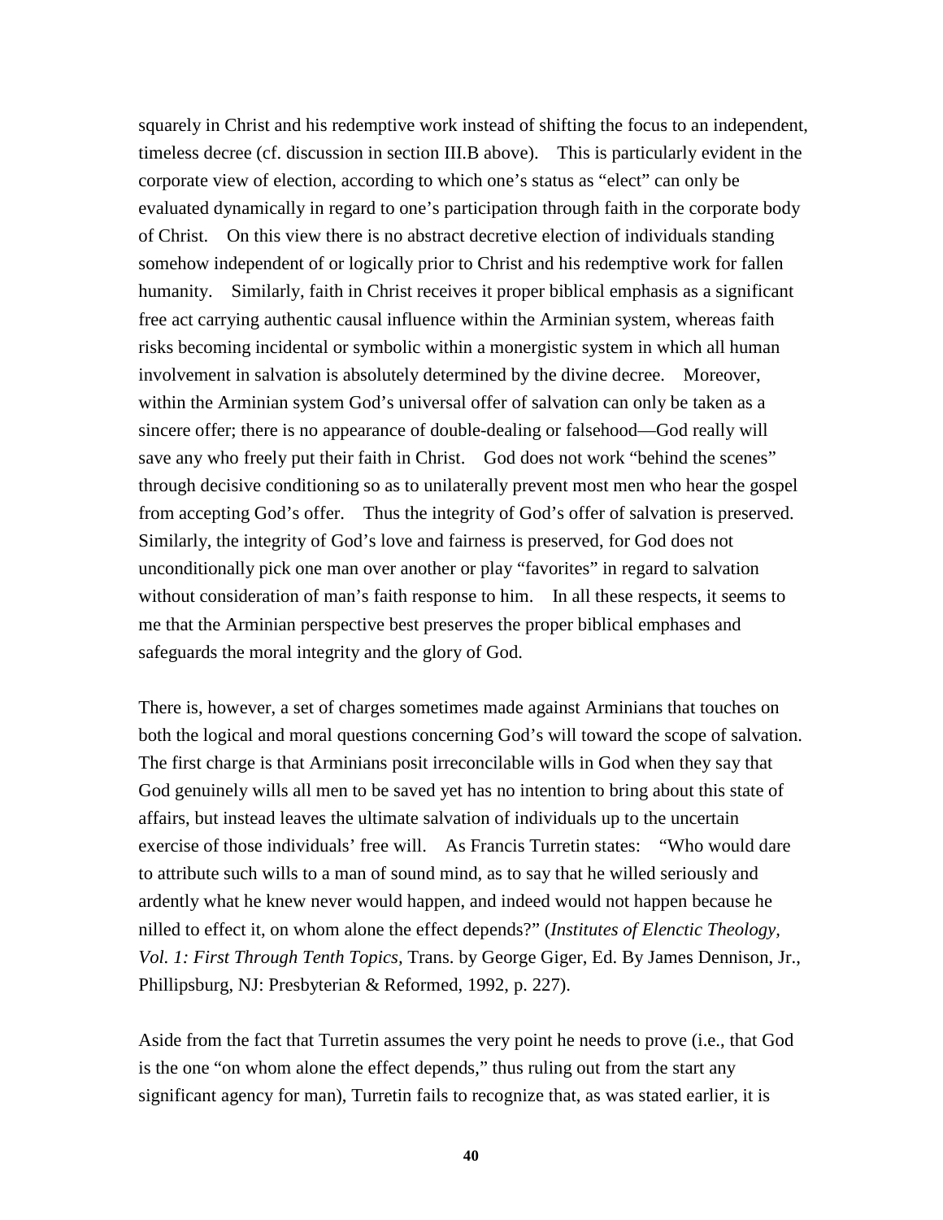squarely in Christ and his redemptive work instead of shifting the focus to an independent, timeless decree (cf. discussion in section III.B above). This is particularly evident in the corporate view of election, according to which one's status as "elect" can only be evaluated dynamically in regard to one's participation through faith in the corporate body of Christ. On this view there is no abstract decretive election of individuals standing somehow independent of or logically prior to Christ and his redemptive work for fallen humanity. Similarly, faith in Christ receives it proper biblical emphasis as a significant free act carrying authentic causal influence within the Arminian system, whereas faith risks becoming incidental or symbolic within a monergistic system in which all human involvement in salvation is absolutely determined by the divine decree. Moreover, within the Arminian system God's universal offer of salvation can only be taken as a sincere offer; there is no appearance of double-dealing or falsehood—God really will save any who freely put their faith in Christ. God does not work "behind the scenes" through decisive conditioning so as to unilaterally prevent most men who hear the gospel from accepting God's offer. Thus the integrity of God's offer of salvation is preserved. Similarly, the integrity of God's love and fairness is preserved, for God does not unconditionally pick one man over another or play "favorites" in regard to salvation without consideration of man's faith response to him. In all these respects, it seems to me that the Arminian perspective best preserves the proper biblical emphases and safeguards the moral integrity and the glory of God.

There is, however, a set of charges sometimes made against Arminians that touches on both the logical and moral questions concerning God's will toward the scope of salvation. The first charge is that Arminians posit irreconcilable wills in God when they say that God genuinely wills all men to be saved yet has no intention to bring about this state of affairs, but instead leaves the ultimate salvation of individuals up to the uncertain exercise of those individuals' free will. As Francis Turretin states: "Who would dare to attribute such wills to a man of sound mind, as to say that he willed seriously and ardently what he knew never would happen, and indeed would not happen because he nilled to effect it, on whom alone the effect depends?" (*Institutes of Elenctic Theology, Vol. 1: First Through Tenth Topics,* Trans. by George Giger, Ed. By James Dennison, Jr., Phillipsburg, NJ: Presbyterian & Reformed, 1992, p. 227).

Aside from the fact that Turretin assumes the very point he needs to prove (i.e., that God is the one "on whom alone the effect depends," thus ruling out from the start any significant agency for man), Turretin fails to recognize that, as was stated earlier, it is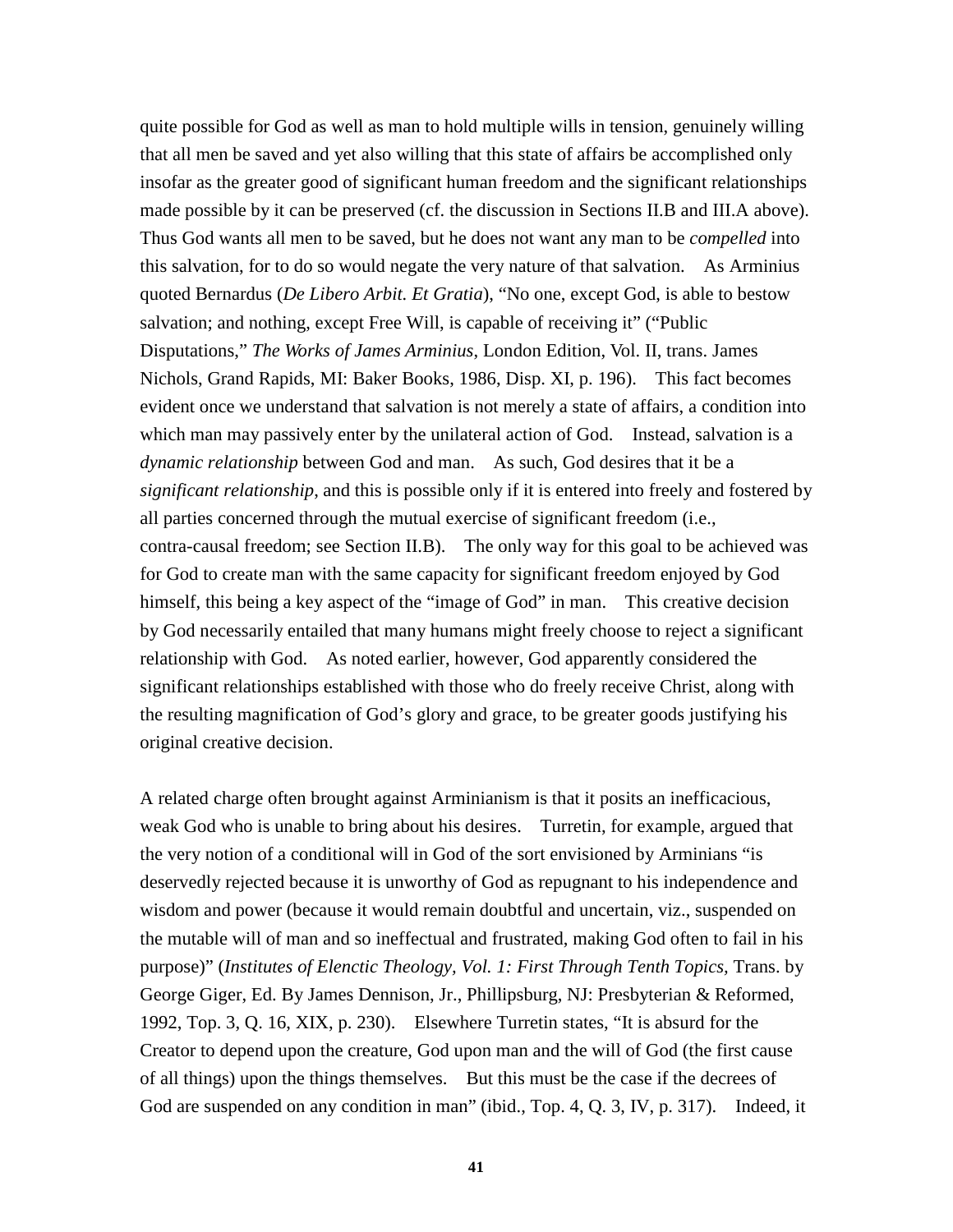quite possible for God as well as man to hold multiple wills in tension, genuinely willing that all men be saved and yet also willing that this state of affairs be accomplished only insofar as the greater good of significant human freedom and the significant relationships made possible by it can be preserved (cf. the discussion in Sections II.B and III.A above). Thus God wants all men to be saved, but he does not want any man to be *compelled* into this salvation, for to do so would negate the very nature of that salvation. As Arminius quoted Bernardus (*De Libero Arbit. Et Gratia*), "No one, except God, is able to bestow salvation; and nothing, except Free Will, is capable of receiving it" ("Public Disputations," *The Works of James Arminius*, London Edition, Vol. II, trans. James Nichols, Grand Rapids, MI: Baker Books, 1986, Disp. XI, p. 196). This fact becomes evident once we understand that salvation is not merely a state of affairs, a condition into which man may passively enter by the unilateral action of God. Instead, salvation is a *dynamic relationship* between God and man. As such, God desires that it be a *significant relationship*, and this is possible only if it is entered into freely and fostered by all parties concerned through the mutual exercise of significant freedom (i.e., contra-causal freedom; see Section II.B). The only way for this goal to be achieved was for God to create man with the same capacity for significant freedom enjoyed by God himself, this being a key aspect of the "image of God" in man. This creative decision by God necessarily entailed that many humans might freely choose to reject a significant relationship with God. As noted earlier, however, God apparently considered the significant relationships established with those who do freely receive Christ, along with the resulting magnification of God's glory and grace, to be greater goods justifying his original creative decision.

A related charge often brought against Arminianism is that it posits an inefficacious, weak God who is unable to bring about his desires. Turretin, for example, argued that the very notion of a conditional will in God of the sort envisioned by Arminians "is deservedly rejected because it is unworthy of God as repugnant to his independence and wisdom and power (because it would remain doubtful and uncertain, viz., suspended on the mutable will of man and so ineffectual and frustrated, making God often to fail in his purpose)" (*Institutes of Elenctic Theology, Vol. 1: First Through Tenth Topics,* Trans. by George Giger, Ed. By James Dennison, Jr., Phillipsburg, NJ: Presbyterian & Reformed, 1992, Top. 3, Q. 16, XIX, p. 230). Elsewhere Turretin states, "It is absurd for the Creator to depend upon the creature, God upon man and the will of God (the first cause of all things) upon the things themselves. But this must be the case if the decrees of God are suspended on any condition in man" (ibid., Top. 4, Q. 3, IV, p. 317). Indeed, it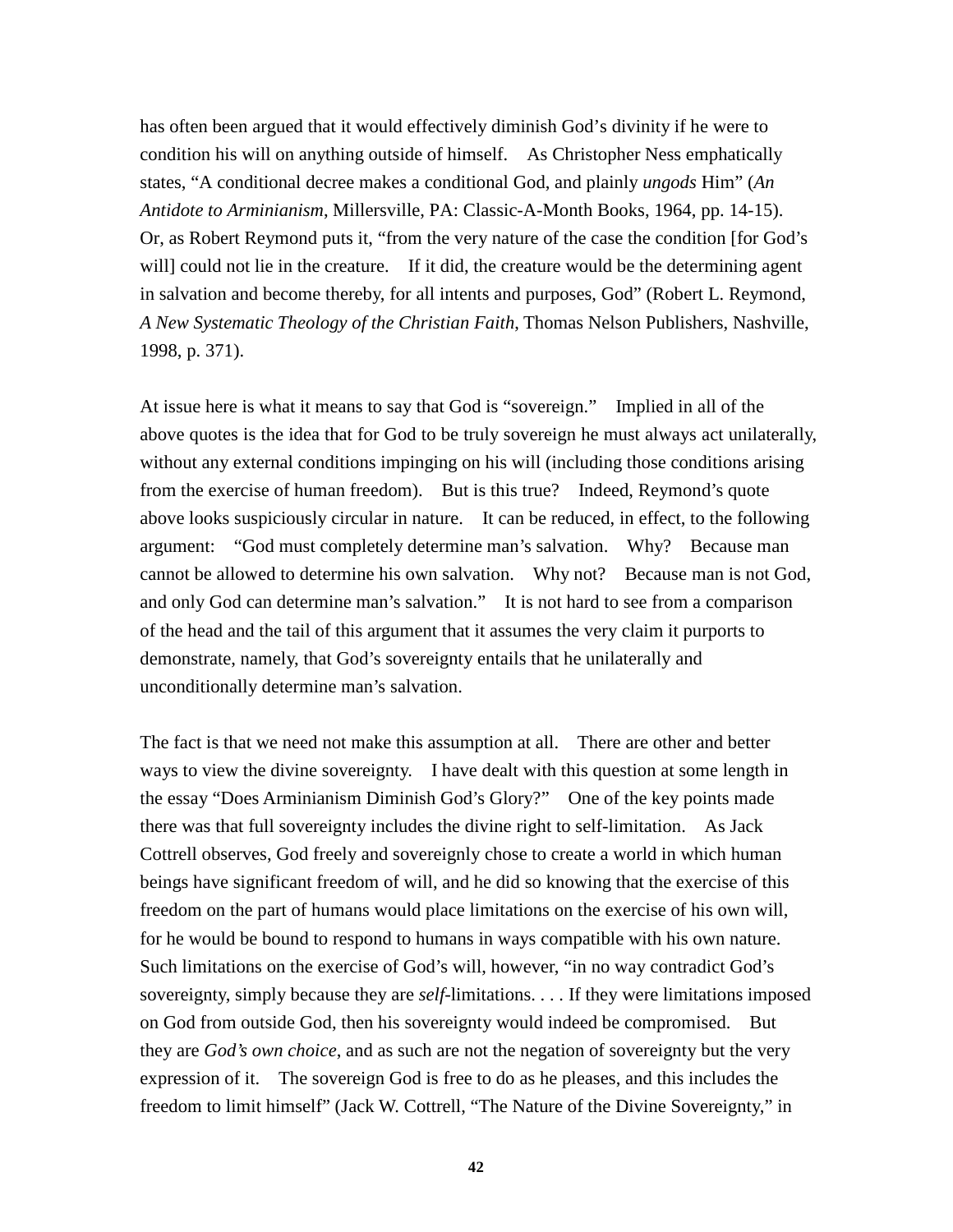has often been argued that it would effectively diminish God's divinity if he were to condition his will on anything outside of himself. As Christopher Ness emphatically states, "A conditional decree makes a conditional God, and plainly *ungods* Him" (*An Antidote to Arminianism*, Millersville, PA: Classic-A-Month Books, 1964, pp. 14-15). Or, as Robert Reymond puts it, "from the very nature of the case the condition [for God's will] could not lie in the creature. If it did, the creature would be the determining agent in salvation and become thereby, for all intents and purposes, God" (Robert L. Reymond, *A New Systematic Theology of the Christian Faith*, Thomas Nelson Publishers, Nashville, 1998, p. 371).

At issue here is what it means to say that God is "sovereign." Implied in all of the above quotes is the idea that for God to be truly sovereign he must always act unilaterally, without any external conditions impinging on his will (including those conditions arising from the exercise of human freedom). But is this true? Indeed, Reymond's quote above looks suspiciously circular in nature. It can be reduced, in effect, to the following argument: "God must completely determine man's salvation. Why? Because man cannot be allowed to determine his own salvation. Why not? Because man is not God, and only God can determine man's salvation." It is not hard to see from a comparison of the head and the tail of this argument that it assumes the very claim it purports to demonstrate, namely, that God's sovereignty entails that he unilaterally and unconditionally determine man's salvation.

The fact is that we need not make this assumption at all. There are other and better ways to view the divine sovereignty. I have dealt with this question at some length in the essay "Does Arminianism Diminish God's Glory?" One of the key points made there was that full sovereignty includes the divine right to self-limitation. As Jack Cottrell observes, God freely and sovereignly chose to create a world in which human beings have significant freedom of will, and he did so knowing that the exercise of this freedom on the part of humans would place limitations on the exercise of his own will, for he would be bound to respond to humans in ways compatible with his own nature. Such limitations on the exercise of God's will, however, "in no way contradict God's sovereignty, simply because they are *self*-limitations. . . . If they were limitations imposed on God from outside God, then his sovereignty would indeed be compromised. But they are *God's own choice*, and as such are not the negation of sovereignty but the very expression of it. The sovereign God is free to do as he pleases, and this includes the freedom to limit himself" (Jack W. Cottrell, "The Nature of the Divine Sovereignty," in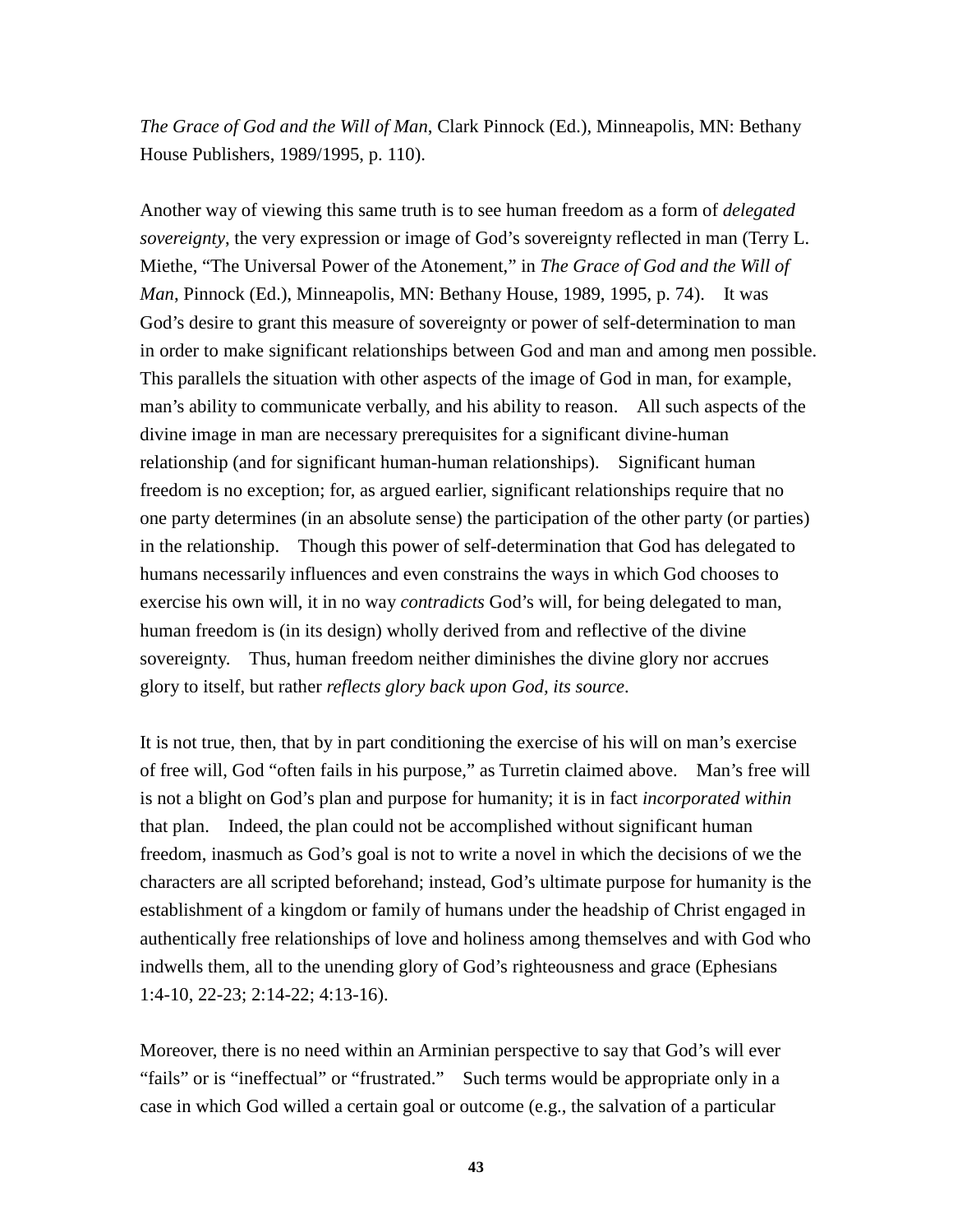*The Grace of God and the Will of Man*, Clark Pinnock (Ed.), Minneapolis, MN: Bethany House Publishers, 1989/1995, p. 110).

Another way of viewing this same truth is to see human freedom as a form of *delegated sovereignty*, the very expression or image of God's sovereignty reflected in man (Terry L. Miethe, "The Universal Power of the Atonement," in *The Grace of God and the Will of Man*, Pinnock (Ed.), Minneapolis, MN: Bethany House, 1989, 1995, p. 74). It was God's desire to grant this measure of sovereignty or power of self-determination to man in order to make significant relationships between God and man and among men possible. This parallels the situation with other aspects of the image of God in man, for example, man's ability to communicate verbally, and his ability to reason. All such aspects of the divine image in man are necessary prerequisites for a significant divine-human relationship (and for significant human-human relationships). Significant human freedom is no exception; for, as argued earlier, significant relationships require that no one party determines (in an absolute sense) the participation of the other party (or parties) in the relationship. Though this power of self-determination that God has delegated to humans necessarily influences and even constrains the ways in which God chooses to exercise his own will, it in no way *contradicts* God's will, for being delegated to man, human freedom is (in its design) wholly derived from and reflective of the divine sovereignty. Thus, human freedom neither diminishes the divine glory nor accrues glory to itself, but rather *reflects glory back upon God, its source*.

It is not true, then, that by in part conditioning the exercise of his will on man's exercise of free will, God "often fails in his purpose," as Turretin claimed above. Man's free will is not a blight on God's plan and purpose for humanity; it is in fact *incorporated within* that plan. Indeed, the plan could not be accomplished without significant human freedom, inasmuch as God's goal is not to write a novel in which the decisions of we the characters are all scripted beforehand; instead, God's ultimate purpose for humanity is the establishment of a kingdom or family of humans under the headship of Christ engaged in authentically free relationships of love and holiness among themselves and with God who indwells them, all to the unending glory of God's righteousness and grace (Ephesians 1:4-10, 22-23; 2:14-22; 4:13-16).

Moreover, there is no need within an Arminian perspective to say that God's will ever "fails" or is "ineffectual" or "frustrated." Such terms would be appropriate only in a case in which God willed a certain goal or outcome (e.g., the salvation of a particular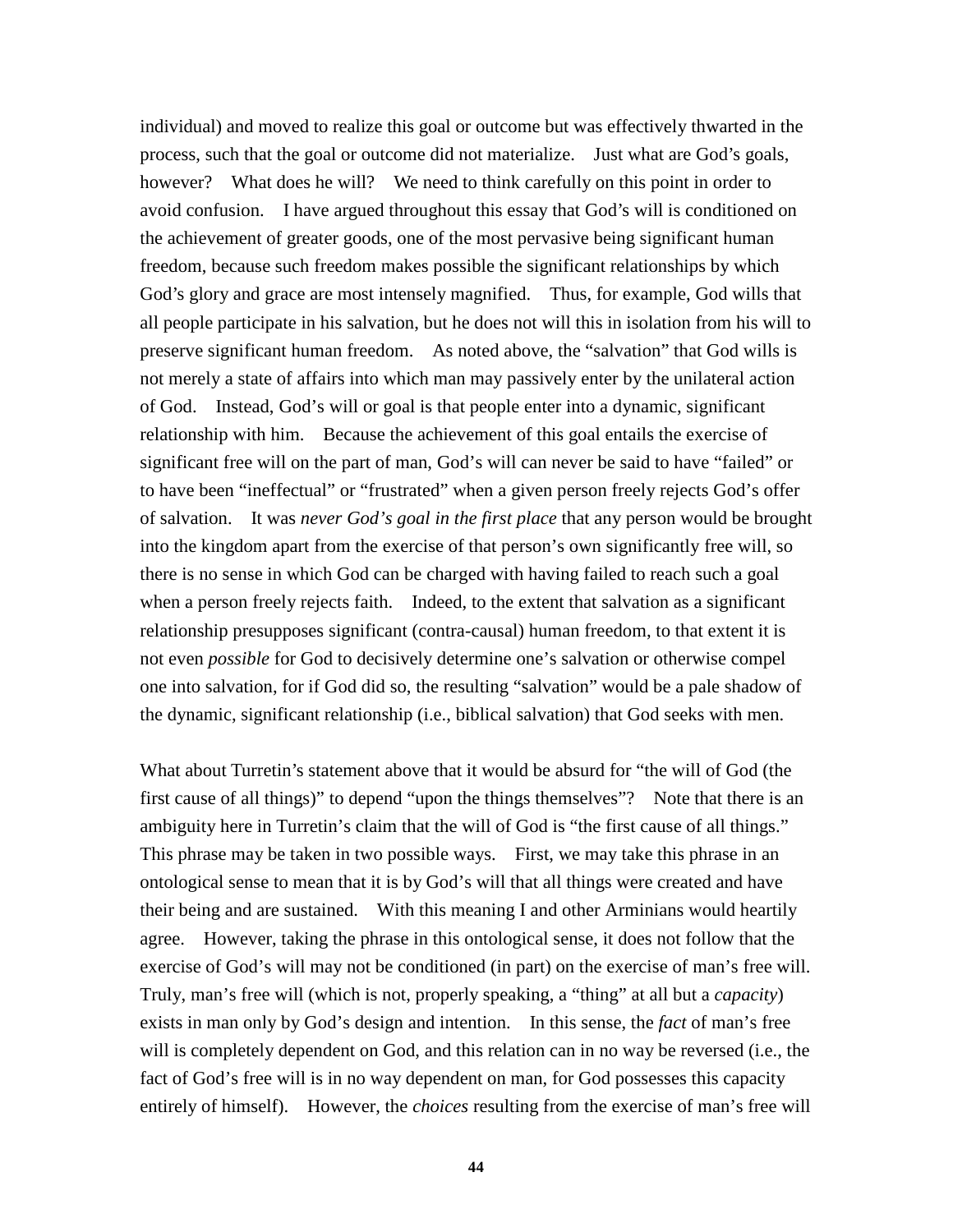individual) and moved to realize this goal or outcome but was effectively thwarted in the process, such that the goal or outcome did not materialize. Just what are God's goals, however? What does he will? We need to think carefully on this point in order to avoid confusion. I have argued throughout this essay that God's will is conditioned on the achievement of greater goods, one of the most pervasive being significant human freedom, because such freedom makes possible the significant relationships by which God's glory and grace are most intensely magnified. Thus, for example, God wills that all people participate in his salvation, but he does not will this in isolation from his will to preserve significant human freedom. As noted above, the "salvation" that God wills is not merely a state of affairs into which man may passively enter by the unilateral action of God. Instead, God's will or goal is that people enter into a dynamic, significant relationship with him. Because the achievement of this goal entails the exercise of significant free will on the part of man, God's will can never be said to have "failed" or to have been "ineffectual" or "frustrated" when a given person freely rejects God's offer of salvation. It was *never God's goal in the first place* that any person would be brought into the kingdom apart from the exercise of that person's own significantly free will, so there is no sense in which God can be charged with having failed to reach such a goal when a person freely rejects faith. Indeed, to the extent that salvation as a significant relationship presupposes significant (contra-causal) human freedom, to that extent it is not even *possible* for God to decisively determine one's salvation or otherwise compel one into salvation, for if God did so, the resulting "salvation" would be a pale shadow of the dynamic, significant relationship (i.e., biblical salvation) that God seeks with men.

What about Turretin's statement above that it would be absurd for "the will of God (the first cause of all things)" to depend "upon the things themselves"? Note that there is an ambiguity here in Turretin's claim that the will of God is "the first cause of all things." This phrase may be taken in two possible ways. First, we may take this phrase in an ontological sense to mean that it is by God's will that all things were created and have their being and are sustained. With this meaning I and other Arminians would heartily agree. However, taking the phrase in this ontological sense, it does not follow that the exercise of God's will may not be conditioned (in part) on the exercise of man's free will. Truly, man's free will (which is not, properly speaking, a "thing" at all but a *capacity*) exists in man only by God's design and intention. In this sense, the *fact* of man's free will is completely dependent on God, and this relation can in no way be reversed (i.e., the fact of God's free will is in no way dependent on man, for God possesses this capacity entirely of himself). However, the *choices* resulting from the exercise of man's free will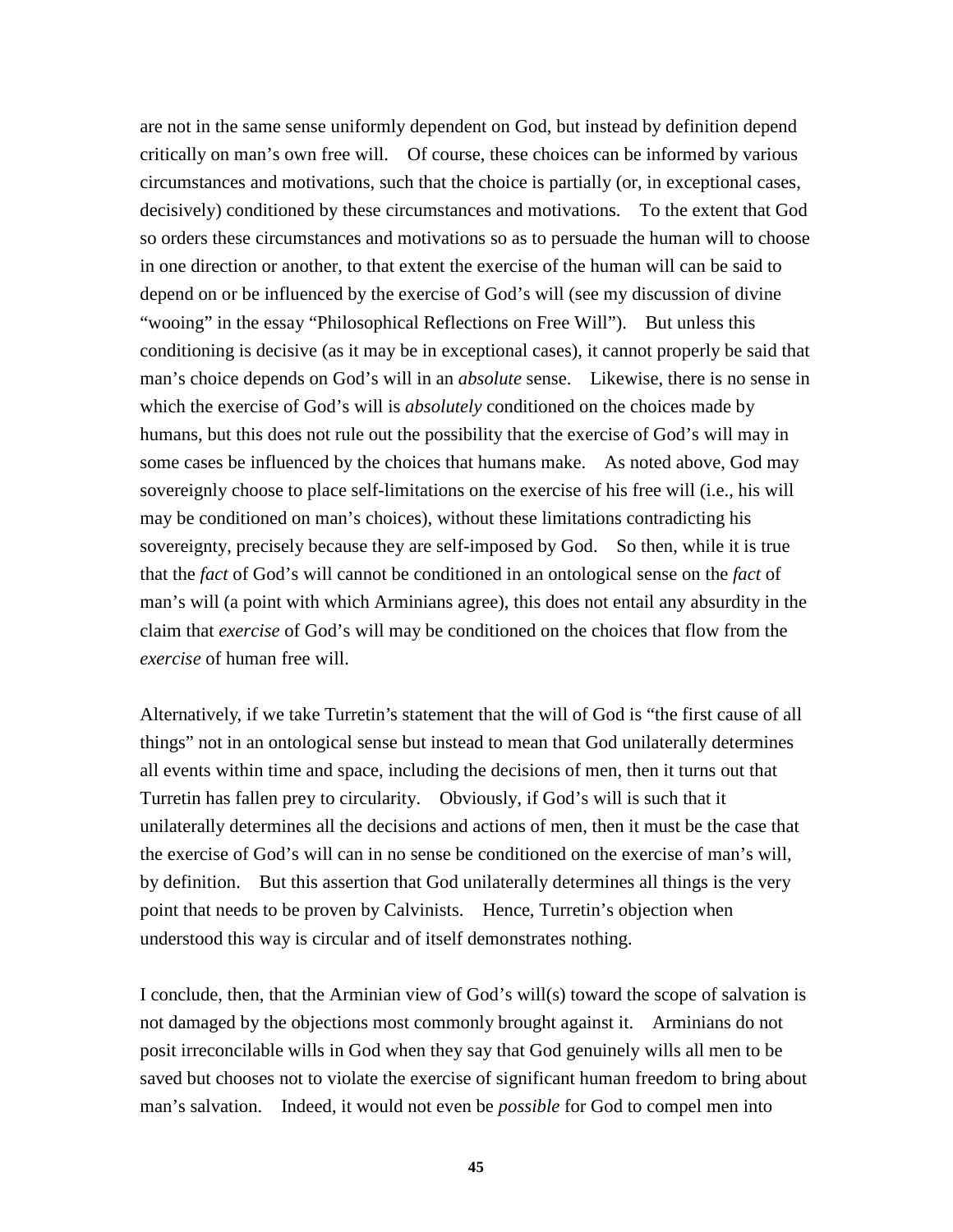are not in the same sense uniformly dependent on God, but instead by definition depend critically on man's own free will. Of course, these choices can be informed by various circumstances and motivations, such that the choice is partially (or, in exceptional cases, decisively) conditioned by these circumstances and motivations. To the extent that God so orders these circumstances and motivations so as to persuade the human will to choose in one direction or another, to that extent the exercise of the human will can be said to depend on or be influenced by the exercise of God's will (see my discussion of divine "wooing" in the essay "Philosophical Reflections on Free Will"). But unless this conditioning is decisive (as it may be in exceptional cases), it cannot properly be said that man's choice depends on God's will in an *absolute* sense. Likewise, there is no sense in which the exercise of God's will is *absolutely* conditioned on the choices made by humans, but this does not rule out the possibility that the exercise of God's will may in some cases be influenced by the choices that humans make. As noted above, God may sovereignly choose to place self-limitations on the exercise of his free will (i.e., his will may be conditioned on man's choices), without these limitations contradicting his sovereignty, precisely because they are self-imposed by God. So then, while it is true that the *fact* of God's will cannot be conditioned in an ontological sense on the *fact* of man's will (a point with which Arminians agree), this does not entail any absurdity in the claim that *exercise* of God's will may be conditioned on the choices that flow from the *exercise* of human free will.

Alternatively, if we take Turretin's statement that the will of God is "the first cause of all things" not in an ontological sense but instead to mean that God unilaterally determines all events within time and space, including the decisions of men, then it turns out that Turretin has fallen prey to circularity. Obviously, if God's will is such that it unilaterally determines all the decisions and actions of men, then it must be the case that the exercise of God's will can in no sense be conditioned on the exercise of man's will, by definition. But this assertion that God unilaterally determines all things is the very point that needs to be proven by Calvinists. Hence, Turretin's objection when understood this way is circular and of itself demonstrates nothing.

I conclude, then, that the Arminian view of God's will(s) toward the scope of salvation is not damaged by the objections most commonly brought against it. Arminians do not posit irreconcilable wills in God when they say that God genuinely wills all men to be saved but chooses not to violate the exercise of significant human freedom to bring about man's salvation. Indeed, it would not even be *possible* for God to compel men into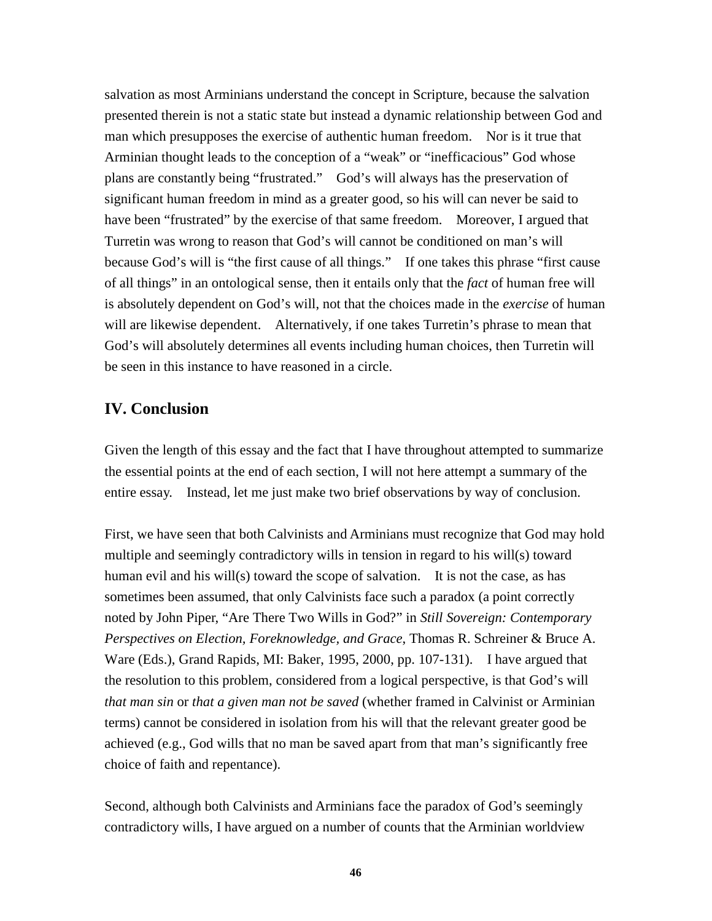salvation as most Arminians understand the concept in Scripture, because the salvation presented therein is not a static state but instead a dynamic relationship between God and man which presupposes the exercise of authentic human freedom. Nor is it true that Arminian thought leads to the conception of a "weak" or "inefficacious" God whose plans are constantly being "frustrated." God's will always has the preservation of significant human freedom in mind as a greater good, so his will can never be said to have been "frustrated" by the exercise of that same freedom. Moreover, I argued that Turretin was wrong to reason that God's will cannot be conditioned on man's will because God's will is "the first cause of all things." If one takes this phrase "first cause of all things" in an ontological sense, then it entails only that the *fact* of human free will is absolutely dependent on God's will, not that the choices made in the *exercise* of human will are likewise dependent. Alternatively, if one takes Turretin's phrase to mean that God's will absolutely determines all events including human choices, then Turretin will be seen in this instance to have reasoned in a circle.

## IV. Conclusion

Given the length of this essay and the fact that I have throughout attempted to summarize the essential points at the end of each section, I will not here attempt a summary of the entire essay. Instead, let me just make two brief observations by way of conclusion.

First, we have seen that both Calvinists and Arminians must recognize that God may hold multiple and seemingly contradictory wills in tension in regard to his will(s) toward human evil and his will(s) toward the scope of salvation. It is not the case, as has sometimes been assumed, that only Calvinists face such a paradox (a point correctly noted by John Piper, "Are There Two Wills in God?" in *Still Sovereign: Contemporary Perspectives on Election, Foreknowledge, and Grace*, Thomas R. Schreiner & Bruce A. Ware (Eds.), Grand Rapids, MI: Baker, 1995, 2000, pp. 107-131). I have argued that the resolution to this problem, considered from a logical perspective, is that God's will *that man sin* or *that a given man not be saved* (whether framed in Calvinist or Arminian terms) cannot be considered in isolation from his will that the relevant greater good be achieved (e.g., God wills that no man be saved apart from that man's significantly free choice of faith and repentance).

Second, although both Calvinists and Arminians face the paradox of God's seemingly contradictory wills, I have argued on a number of counts that the Arminian worldview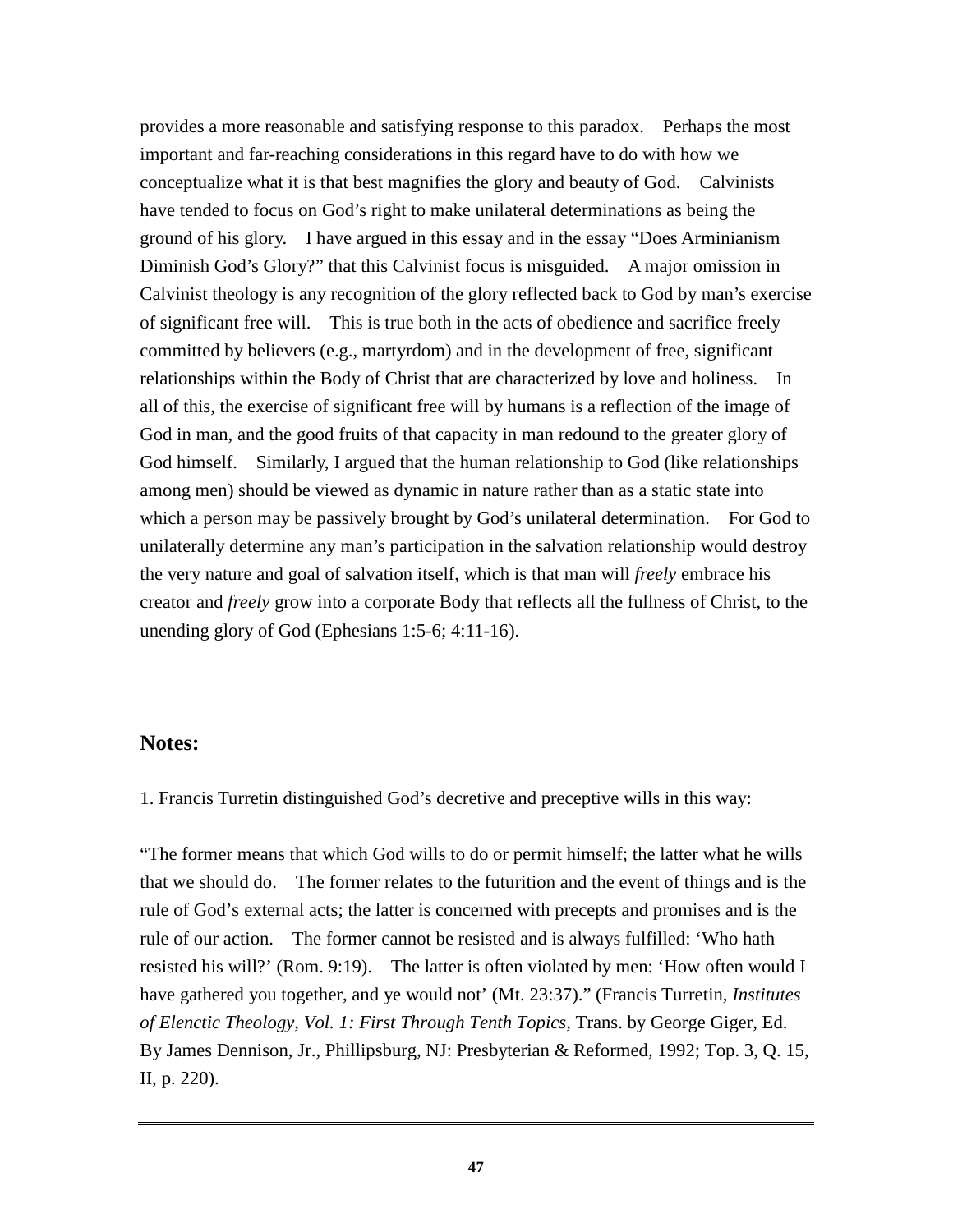provides a more reasonable and satisfying response to this paradox. Perhaps the most important and far-reaching considerations in this regard have to do with how we conceptualize what it is that best magnifies the glory and beauty of God. Calvinists have tended to focus on God's right to make unilateral determinations as being the ground of his glory. I have argued in this essay and in the essay "Does Arminianism Diminish God's Glory?" that this Calvinist focus is misguided. A major omission in Calvinist theology is any recognition of the glory reflected back to God by man's exercise of significant free will. This is true both in the acts of obedience and sacrifice freely committed by believers (e.g., martyrdom) and in the development of free, significant relationships within the Body of Christ that are characterized by love and holiness. In all of this, the exercise of significant free will by humans is a reflection of the image of God in man, and the good fruits of that capacity in man redound to the greater glory of God himself. Similarly, I argued that the human relationship to God (like relationships among men) should be viewed as dynamic in nature rather than as a static state into which a person may be passively brought by God's unilateral determination. For God to unilaterally determine any man's participation in the salvation relationship would destroy the very nature and goal of salvation itself, which is that man will *freely* embrace his creator and *freely* grow into a corporate Body that reflects all the fullness of Christ, to the unending glory of God (Ephesians 1:5-6; 4:11-16).

## Notes:

1. Francis Turretin distinguished God's decretive and preceptive wills in this way:

"The former means that which God wills to do or permit himself; the latter what he wills that we should do. The former relates to the futurition and the event of things and is the rule of God's external acts; the latter is concerned with precepts and promises and is the rule of our action. The former cannot be resisted and is always fulfilled: 'Who hath resisted his will?' (Rom. 9:19). The latter is often violated by men: 'How often would I have gathered you together, and ye would not' (Mt. 23:37)." (Francis Turretin, *Institutes of Elenctic Theology, Vol. 1: First Through Tenth Topics,* Trans. by George Giger, Ed. By James Dennison, Jr., Phillipsburg, NJ: Presbyterian & Reformed, 1992; Top. 3, Q. 15, II, p. 220).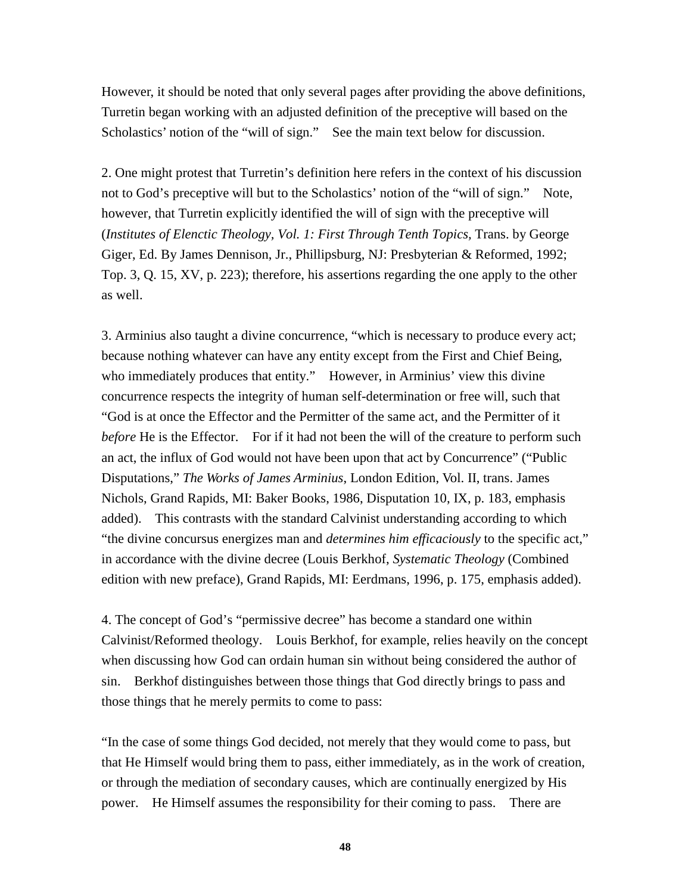However, it should be noted that only several pages after providing the above definitions, Turretin began working with an adjusted definition of the preceptive will based on the Scholastics' notion of the "will of sign." See the main text below for discussion.

2. One might protest that Turretin's definition here refers in the context of his discussion not to God's preceptive will but to the Scholastics' notion of the "will of sign." Note, however, that Turretin explicitly identified the will of sign with the preceptive will (*Institutes of Elenctic Theology, Vol. 1: First Through Tenth Topics*, Trans. by George Giger, Ed. By James Dennison, Jr., Phillipsburg, NJ: Presbyterian & Reformed, 1992; Top. 3, Q. 15, XV, p. 223); therefore, his assertions regarding the one apply to the other as well.

3. Arminius also taught a divine concurrence, "which is necessary to produce every act; because nothing whatever can have any entity except from the First and Chief Being, who immediately produces that entity." However, in Arminius' view this divine concurrence respects the integrity of human self-determination or free will, such that "God is at once the Effector and the Permitter of the same act, and the Permitter of it *before* He is the Effector. For if it had not been the will of the creature to perform such an act, the influx of God would not have been upon that act by Concurrence" ("Public Disputations," *The Works of James Arminius*, London Edition, Vol. II, trans. James Nichols, Grand Rapids, MI: Baker Books, 1986, Disputation 10, IX, p. 183, emphasis added). This contrasts with the standard Calvinist understanding according to which "the divine concursus energizes man and *determines him efficaciously* to the specific act," in accordance with the divine decree (Louis Berkhof, *Systematic Theology* (Combined edition with new preface), Grand Rapids, MI: Eerdmans, 1996, p. 175, emphasis added).

4. The concept of God's "permissive decree" has become a standard one within Calvinist/Reformed theology. Louis Berkhof, for example, relies heavily on the concept when discussing how God can ordain human sin without being considered the author of sin. Berkhof distinguishes between those things that God directly brings to pass and those things that he merely permits to come to pass:

"In the case of some things God decided, not merely that they would come to pass, but that He Himself would bring them to pass, either immediately, as in the work of creation, or through the mediation of secondary causes, which are continually energized by His power. He Himself assumes the responsibility for their coming to pass. There are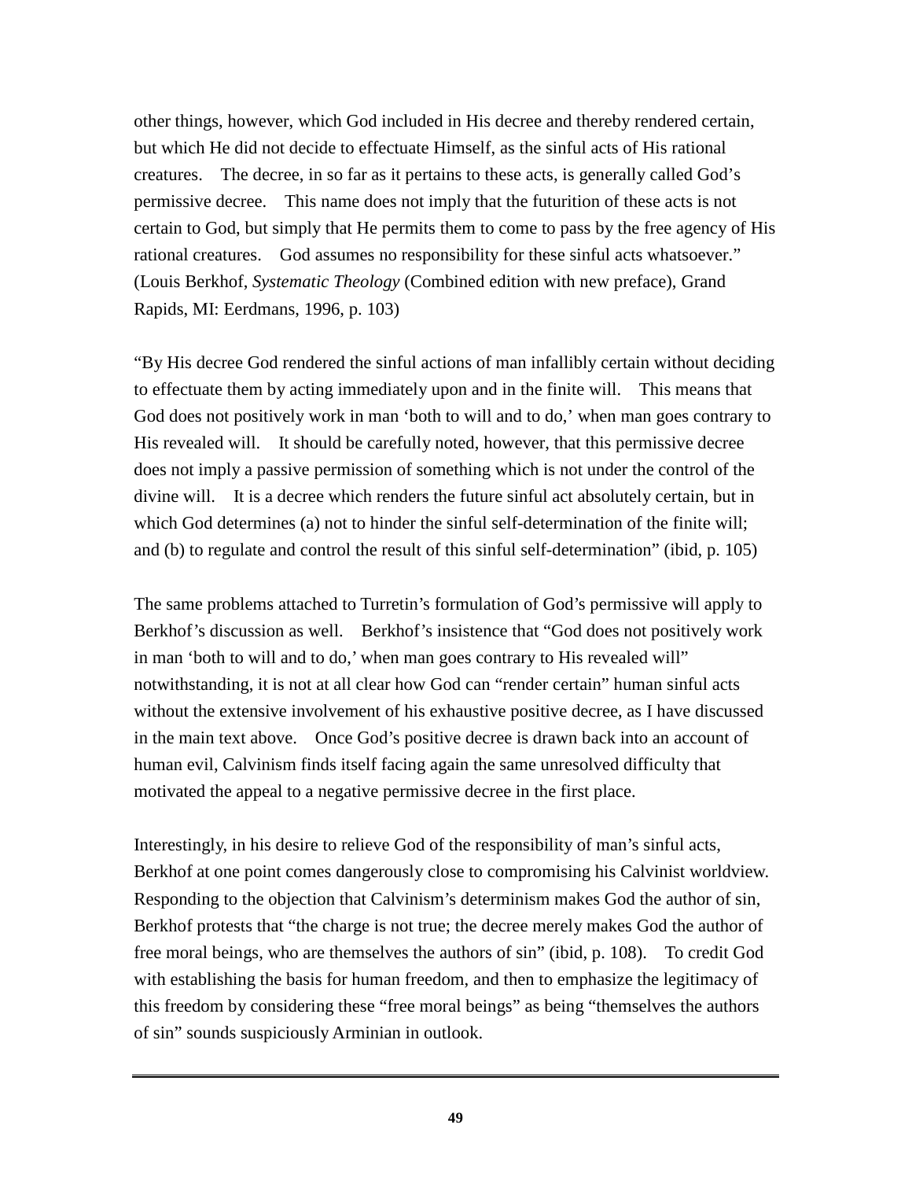other things, however, which God included in His decree and thereby rendered certain, but which He did not decide to effectuate Himself, as the sinful acts of His rational creatures. The decree, in so far as it pertains to these acts, is generally called God's permissive decree. This name does not imply that the futurition of these acts is not certain to God, but simply that He permits them to come to pass by the free agency of His rational creatures. God assumes no responsibility for these sinful acts whatsoever." (Louis Berkhof, *Systematic Theology* (Combined edition with new preface), Grand Rapids, MI: Eerdmans, 1996, p. 103)

"By His decree God rendered the sinful actions of man infallibly certain without deciding to effectuate them by acting immediately upon and in the finite will. This means that God does not positively work in man 'both to will and to do,' when man goes contrary to His revealed will. It should be carefully noted, however, that this permissive decree does not imply a passive permission of something which is not under the control of the divine will. It is a decree which renders the future sinful act absolutely certain, but in which God determines (a) not to hinder the sinful self-determination of the finite will; and (b) to regulate and control the result of this sinful self-determination" (ibid, p. 105)

The same problems attached to Turretin's formulation of God's permissive will apply to Berkhof's discussion as well. Berkhof's insistence that "God does not positively work in man 'both to will and to do,' when man goes contrary to His revealed will" notwithstanding, it is not at all clear how God can "render certain" human sinful acts without the extensive involvement of his exhaustive positive decree, as I have discussed in the main text above. Once God's positive decree is drawn back into an account of human evil, Calvinism finds itself facing again the same unresolved difficulty that motivated the appeal to a negative permissive decree in the first place.

Interestingly, in his desire to relieve God of the responsibility of man's sinful acts, Berkhof at one point comes dangerously close to compromising his Calvinist worldview. Responding to the objection that Calvinism's determinism makes God the author of sin, Berkhof protests that "the charge is not true; the decree merely makes God the author of free moral beings, who are themselves the authors of sin" (ibid, p. 108). To credit God with establishing the basis for human freedom, and then to emphasize the legitimacy of this freedom by considering these "free moral beings" as being "themselves the authors of sin" sounds suspiciously Arminian in outlook.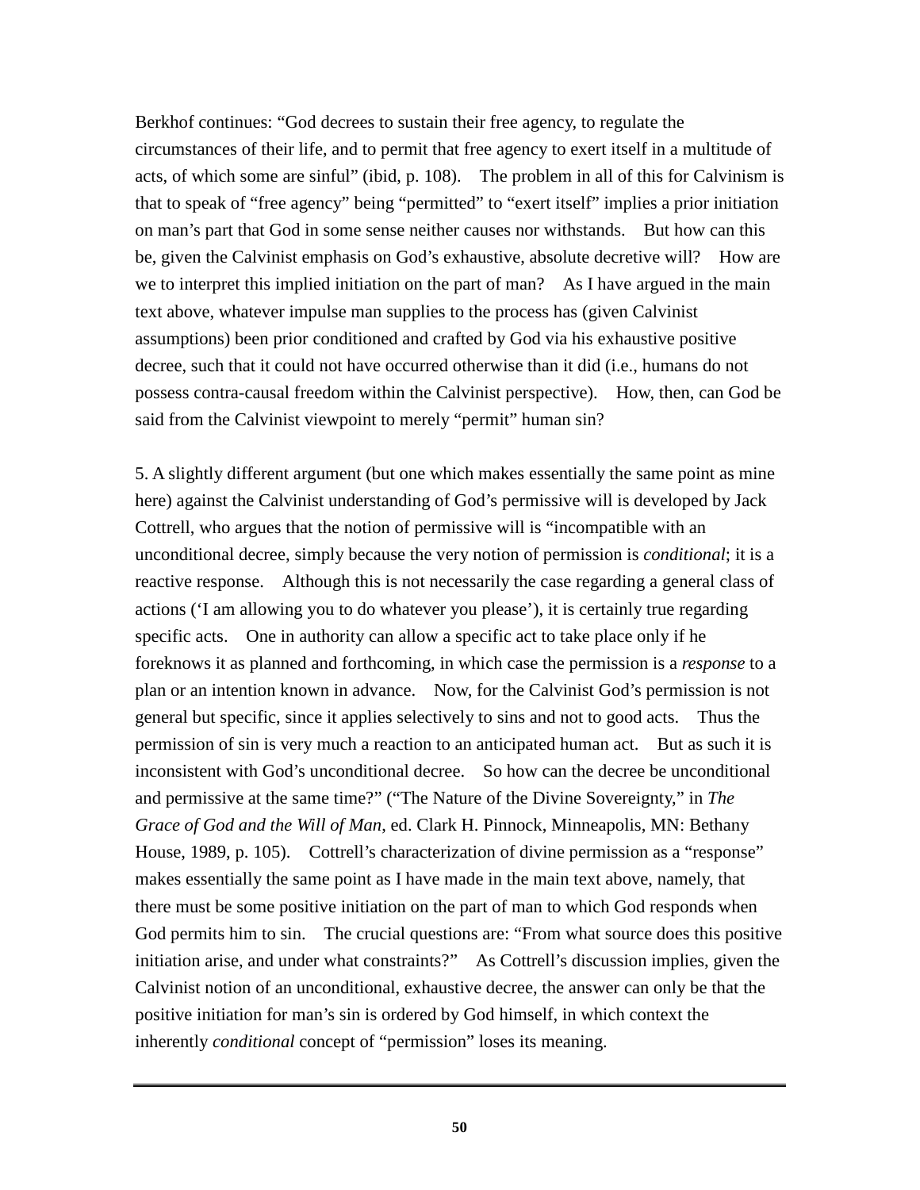Berkhof continues: "God decrees to sustain their free agency, to regulate the circumstances of their life, and to permit that free agency to exert itself in a multitude of acts, of which some are sinful" (ibid, p. 108). The problem in all of this for Calvinism is that to speak of "free agency" being "permitted" to "exert itself" implies a prior initiation on man's part that God in some sense neither causes nor withstands. But how can this be, given the Calvinist emphasis on God's exhaustive, absolute decretive will? How are we to interpret this implied initiation on the part of man? As I have argued in the main text above, whatever impulse man supplies to the process has (given Calvinist assumptions) been prior conditioned and crafted by God via his exhaustive positive decree, such that it could not have occurred otherwise than it did (i.e., humans do not possess contra-causal freedom within the Calvinist perspective). How, then, can God be said from the Calvinist viewpoint to merely "permit" human sin?

5. A slightly different argument (but one which makes essentially the same point as mine here) against the Calvinist understanding of God's permissive will is developed by Jack Cottrell, who argues that the notion of permissive will is "incompatible with an unconditional decree, simply because the very notion of permission is *conditional*; it is a reactive response. Although this is not necessarily the case regarding a general class of actions ('I am allowing you to do whatever you please'), it is certainly true regarding specific acts. One in authority can allow a specific act to take place only if he foreknows it as planned and forthcoming, in which case the permission is a *response* to a plan or an intention known in advance. Now, for the Calvinist God's permission is not general but specific, since it applies selectively to sins and not to good acts. Thus the permission of sin is very much a reaction to an anticipated human act. But as such it is inconsistent with God's unconditional decree. So how can the decree be unconditional and permissive at the same time?" ("The Nature of the Divine Sovereignty," in *The Grace of God and the Will of Man*, ed. Clark H. Pinnock, Minneapolis, MN: Bethany House, 1989, p. 105). Cottrell's characterization of divine permission as a "response" makes essentially the same point as I have made in the main text above, namely, that there must be some positive initiation on the part of man to which God responds when God permits him to sin. The crucial questions are: "From what source does this positive initiation arise, and under what constraints?" As Cottrell's discussion implies, given the Calvinist notion of an unconditional, exhaustive decree, the answer can only be that the positive initiation for man's sin is ordered by God himself, in which context the inherently *conditional* concept of "permission" loses its meaning.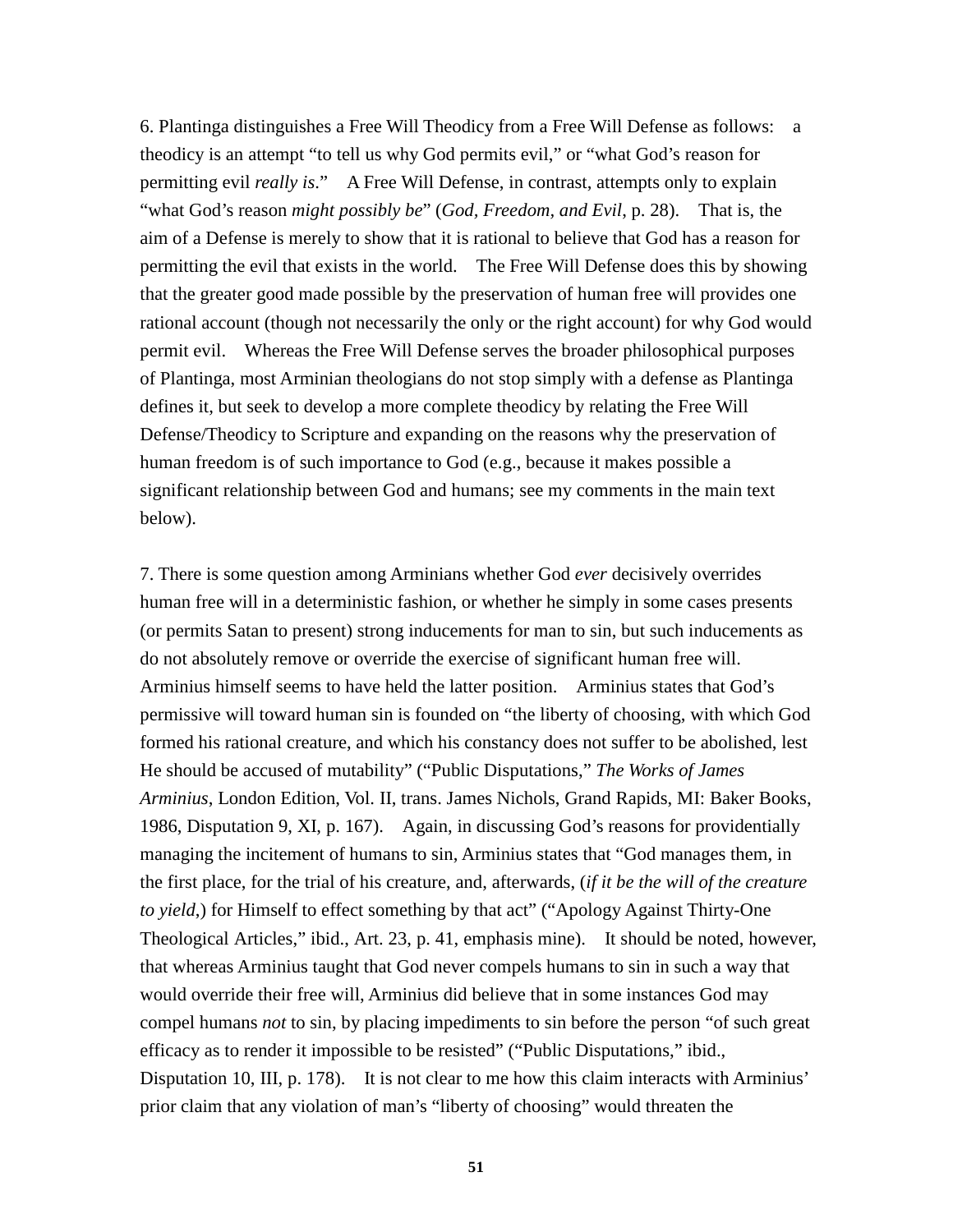6. Plantinga distinguishes a Free Will Theodicy from a Free Will Defense as follows: a theodicy is an attempt "to tell us why God permits evil," or "what God's reason for permitting evil *really is*." A Free Will Defense, in contrast, attempts only to explain "what God's reason *might possibly be*" (*God, Freedom, and Evil*, p. 28). That is, the aim of a Defense is merely to show that it is rational to believe that God has a reason for permitting the evil that exists in the world. The Free Will Defense does this by showing that the greater good made possible by the preservation of human free will provides one rational account (though not necessarily the only or the right account) for why God would permit evil. Whereas the Free Will Defense serves the broader philosophical purposes of Plantinga, most Arminian theologians do not stop simply with a defense as Plantinga defines it, but seek to develop a more complete theodicy by relating the Free Will Defense/Theodicy to Scripture and expanding on the reasons why the preservation of human freedom is of such importance to God (e.g., because it makes possible a significant relationship between God and humans; see my comments in the main text below).

7. There is some question among Arminians whether God *ever* decisively overrides human free will in a deterministic fashion, or whether he simply in some cases presents (or permits Satan to present) strong inducements for man to sin, but such inducements as do not absolutely remove or override the exercise of significant human free will. Arminius himself seems to have held the latter position. Arminius states that God's permissive will toward human sin is founded on "the liberty of choosing, with which God formed his rational creature, and which his constancy does not suffer to be abolished, lest He should be accused of mutability" ("Public Disputations," *The Works of James Arminius*, London Edition, Vol. II, trans. James Nichols, Grand Rapids, MI: Baker Books, 1986, Disputation 9, XI, p. 167). Again, in discussing God's reasons for providentially managing the incitement of humans to sin, Arminius states that "God manages them, in the first place, for the trial of his creature, and, afterwards, (*if it be the will of the creature to yield*,) for Himself to effect something by that act" ("Apology Against Thirty-One Theological Articles," ibid., Art. 23, p. 41, emphasis mine). It should be noted, however, that whereas Arminius taught that God never compels humans to sin in such a way that would override their free will, Arminius did believe that in some instances God may compel humans *not* to sin, by placing impediments to sin before the person "of such great efficacy as to render it impossible to be resisted" ("Public Disputations," ibid., Disputation 10, III, p. 178). It is not clear to me how this claim interacts with Arminius' prior claim that any violation of man's "liberty of choosing" would threaten the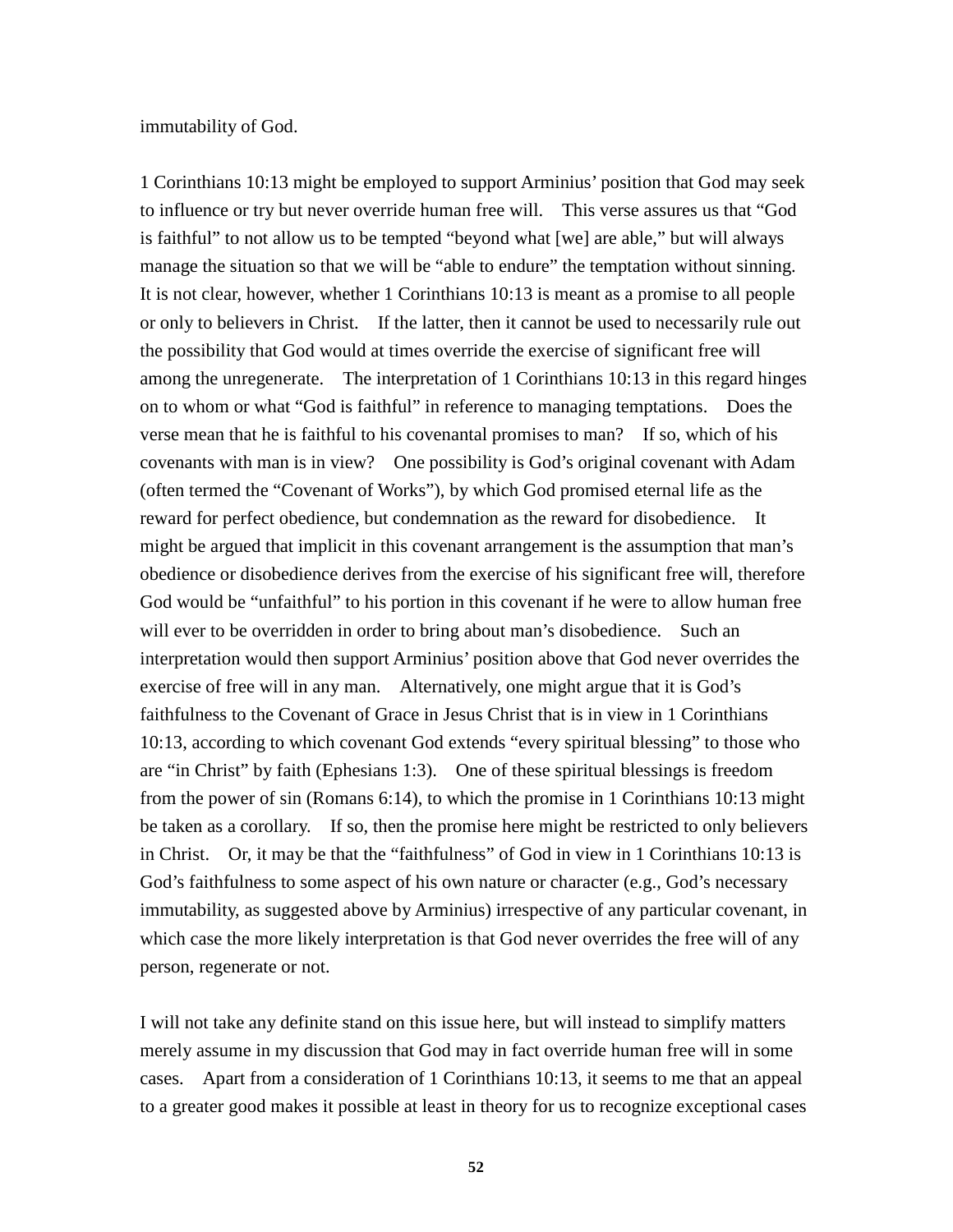immutability of God.

1 Corinthians 10:13 might be employed to support Arminius' position that God may seek to influence or try but never override human free will. This verse assures us that "God is faithful" to not allow us to be tempted "beyond what [we] are able," but will always manage the situation so that we will be "able to endure" the temptation without sinning. It is not clear, however, whether 1 Corinthians 10:13 is meant as a promise to all people or only to believers in Christ. If the latter, then it cannot be used to necessarily rule out the possibility that God would at times override the exercise of significant free will among the unregenerate. The interpretation of 1 Corinthians 10:13 in this regard hinges on to whom or what "God is faithful" in reference to managing temptations. Does the verse mean that he is faithful to his covenantal promises to man? If so, which of his covenants with man is in view? One possibility is God's original covenant with Adam (often termed the "Covenant of Works"), by which God promised eternal life as the reward for perfect obedience, but condemnation as the reward for disobedience. It might be argued that implicit in this covenant arrangement is the assumption that man's obedience or disobedience derives from the exercise of his significant free will, therefore God would be "unfaithful" to his portion in this covenant if he were to allow human free will ever to be overridden in order to bring about man's disobedience. Such an interpretation would then support Arminius' position above that God never overrides the exercise of free will in any man. Alternatively, one might argue that it is God's faithfulness to the Covenant of Grace in Jesus Christ that is in view in 1 Corinthians 10:13, according to which covenant God extends "every spiritual blessing" to those who are "in Christ" by faith (Ephesians 1:3). One of these spiritual blessings is freedom from the power of sin (Romans 6:14), to which the promise in 1 Corinthians 10:13 might be taken as a corollary. If so, then the promise here might be restricted to only believers in Christ. Or, it may be that the "faithfulness" of God in view in 1 Corinthians 10:13 is God's faithfulness to some aspect of his own nature or character (e.g., God's necessary immutability, as suggested above by Arminius) irrespective of any particular covenant, in which case the more likely interpretation is that God never overrides the free will of any person, regenerate or not.

I will not take any definite stand on this issue here, but will instead to simplify matters merely assume in my discussion that God may in fact override human free will in some cases. Apart from a consideration of 1 Corinthians 10:13, it seems to me that an appeal to a greater good makes it possible at least in theory for us to recognize exceptional cases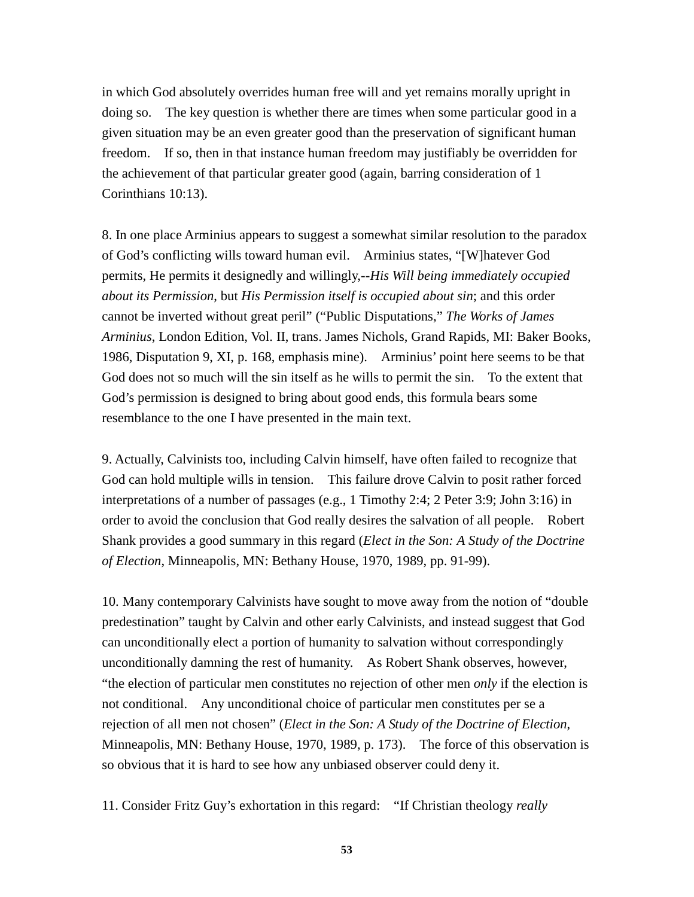in which God absolutely overrides human free will and yet remains morally upright in doing so. The key question is whether there are times when some particular good in a given situation may be an even greater good than the preservation of significant human freedom. If so, then in that instance human freedom may justifiably be overridden for the achievement of that particular greater good (again, barring consideration of 1 Corinthians 10:13).

8. In one place Arminius appears to suggest a somewhat similar resolution to the paradox of God's conflicting wills toward human evil. Arminius states, "[W]hatever God permits, He permits it designedly and willingly,--*His Will being immediately occupied about its Permission*, but *His Permission itself is occupied about sin*; and this order cannot be inverted without great peril" ("Public Disputations," *The Works of James Arminius*, London Edition, Vol. II, trans. James Nichols, Grand Rapids, MI: Baker Books, 1986, Disputation 9, XI, p. 168, emphasis mine). Arminius' point here seems to be that God does not so much will the sin itself as he wills to permit the sin. To the extent that God's permission is designed to bring about good ends, this formula bears some resemblance to the one I have presented in the main text.

9. Actually, Calvinists too, including Calvin himself, have often failed to recognize that God can hold multiple wills in tension. This failure drove Calvin to posit rather forced interpretations of a number of passages (e.g., 1 Timothy 2:4; 2 Peter 3:9; John 3:16) in order to avoid the conclusion that God really desires the salvation of all people. Robert Shank provides a good summary in this regard (*Elect in the Son: A Study of the Doctrine of Election*, Minneapolis, MN: Bethany House, 1970, 1989, pp. 91-99).

10. Many contemporary Calvinists have sought to move away from the notion of "double predestination" taught by Calvin and other early Calvinists, and instead suggest that God can unconditionally elect a portion of humanity to salvation without correspondingly unconditionally damning the rest of humanity. As Robert Shank observes, however, "the election of particular men constitutes no rejection of other men *only* if the election is not conditional. Any unconditional choice of particular men constitutes per se a rejection of all men not chosen" (*Elect in the Son: A Study of the Doctrine of Election*, Minneapolis, MN: Bethany House, 1970, 1989, p. 173). The force of this observation is so obvious that it is hard to see how any unbiased observer could deny it.

11. Consider Fritz Guy's exhortation in this regard: "If Christian theology *really*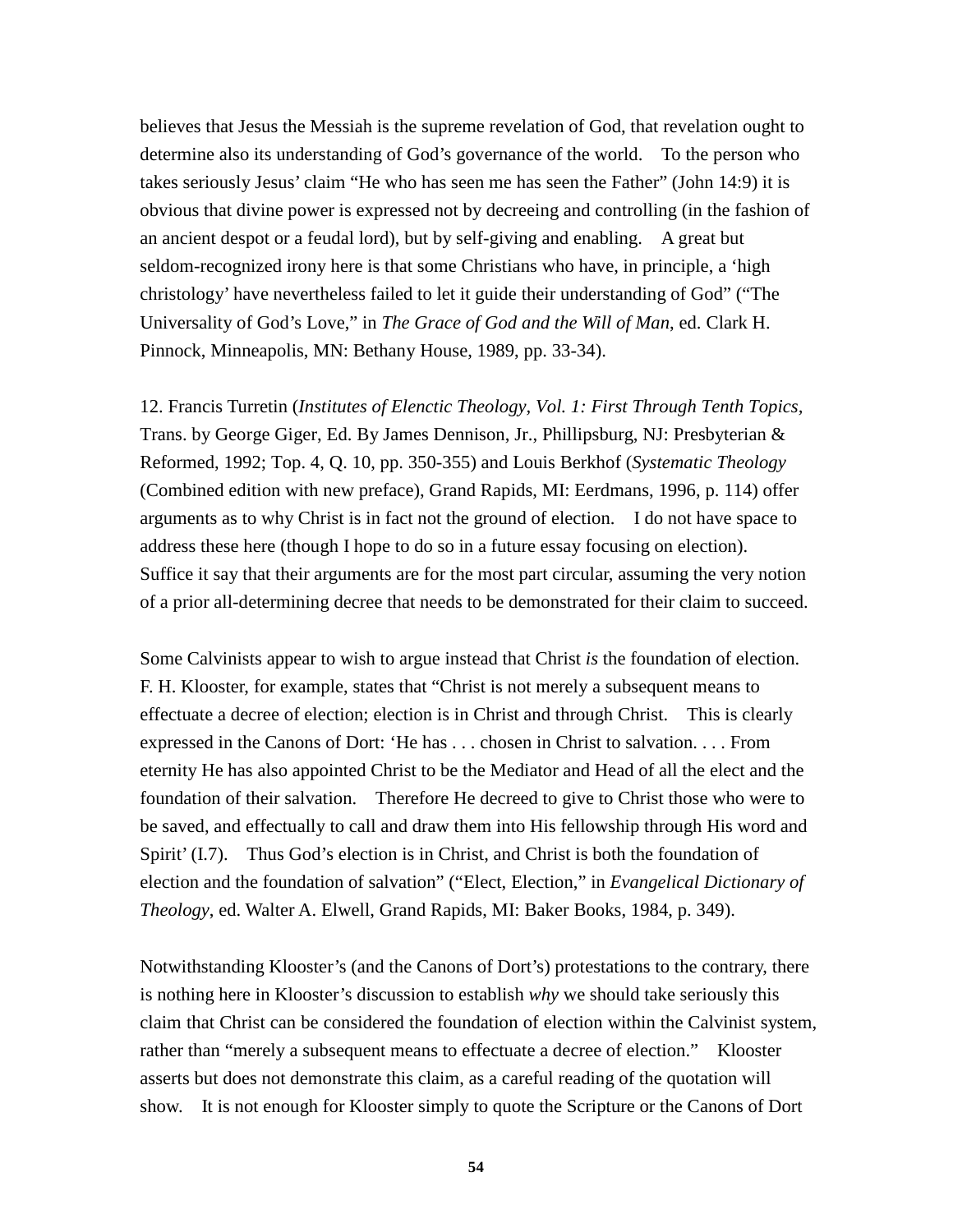believes that Jesus the Messiah is the supreme revelation of God, that revelation ought to determine also its understanding of God's governance of the world. To the person who takes seriously Jesus' claim "He who has seen me has seen the Father" (John 14:9) it is obvious that divine power is expressed not by decreeing and controlling (in the fashion of an ancient despot or a feudal lord), but by self-giving and enabling. A great but seldom-recognized irony here is that some Christians who have, in principle, a 'high christology' have nevertheless failed to let it guide their understanding of God" ("The Universality of God's Love," in *The Grace of God and the Will of Man*, ed. Clark H. Pinnock, Minneapolis, MN: Bethany House, 1989, pp. 33-34).

12. Francis Turretin (*Institutes of Elenctic Theology, Vol. 1: First Through Tenth Topics*, Trans. by George Giger, Ed. By James Dennison, Jr., Phillipsburg, NJ: Presbyterian & Reformed, 1992; Top. 4, Q. 10, pp. 350-355) and Louis Berkhof (*Systematic Theology* (Combined edition with new preface), Grand Rapids, MI: Eerdmans, 1996, p. 114) offer arguments as to why Christ is in fact not the ground of election. I do not have space to address these here (though I hope to do so in a future essay focusing on election). Suffice it say that their arguments are for the most part circular, assuming the very notion of a prior all-determining decree that needs to be demonstrated for their claim to succeed.

Some Calvinists appear to wish to argue instead that Christ *is* the foundation of election. F. H. Klooster, for example, states that "Christ is not merely a subsequent means to effectuate a decree of election; election is in Christ and through Christ. This is clearly expressed in the Canons of Dort: 'He has . . . chosen in Christ to salvation. . . . From eternity He has also appointed Christ to be the Mediator and Head of all the elect and the foundation of their salvation. Therefore He decreed to give to Christ those who were to be saved, and effectually to call and draw them into His fellowship through His word and Spirit' (I.7). Thus God's election is in Christ, and Christ is both the foundation of election and the foundation of salvation" ("Elect, Election," in *Evangelical Dictionary of Theology*, ed. Walter A. Elwell, Grand Rapids, MI: Baker Books, 1984, p. 349).

Notwithstanding Klooster's (and the Canons of Dort's) protestations to the contrary, there is nothing here in Klooster's discussion to establish *why* we should take seriously this claim that Christ can be considered the foundation of election within the Calvinist system, rather than "merely a subsequent means to effectuate a decree of election." Klooster asserts but does not demonstrate this claim, as a careful reading of the quotation will show. It is not enough for Klooster simply to quote the Scripture or the Canons of Dort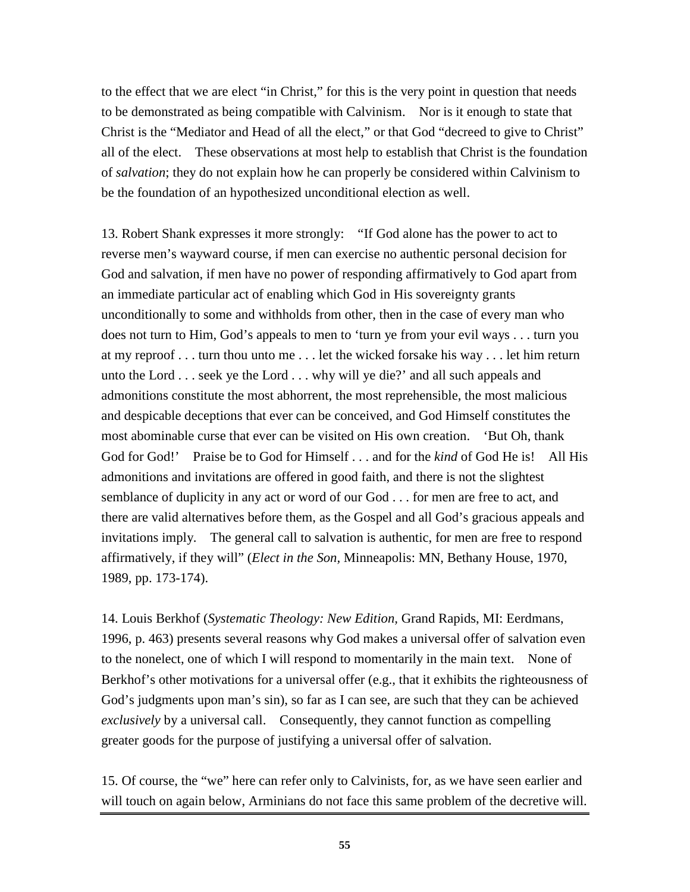to the effect that we are elect "in Christ," for this is the very point in question that needs to be demonstrated as being compatible with Calvinism. Nor is it enough to state that Christ is the "Mediator and Head of all the elect," or that God "decreed to give to Christ" all of the elect. These observations at most help to establish that Christ is the foundation of *salvation*; they do not explain how he can properly be considered within Calvinism to be the foundation of an hypothesized unconditional election as well.

13. Robert Shank expresses it more strongly: "If God alone has the power to act to reverse men's wayward course, if men can exercise no authentic personal decision for God and salvation, if men have no power of responding affirmatively to God apart from an immediate particular act of enabling which God in His sovereignty grants unconditionally to some and withholds from other, then in the case of every man who does not turn to Him, God's appeals to men to 'turn ye from your evil ways . . . turn you at my reproof . . . turn thou unto me . . . let the wicked forsake his way . . . let him return unto the Lord . . . seek ye the Lord . . . why will ye die?' and all such appeals and admonitions constitute the most abhorrent, the most reprehensible, the most malicious and despicable deceptions that ever can be conceived, and God Himself constitutes the most abominable curse that ever can be visited on His own creation. 'But Oh, thank God for God!' Praise be to God for Himself . . . and for the *kind* of God He is! All His admonitions and invitations are offered in good faith, and there is not the slightest semblance of duplicity in any act or word of our God . . . for men are free to act, and there are valid alternatives before them, as the Gospel and all God's gracious appeals and invitations imply. The general call to salvation is authentic, for men are free to respond affirmatively, if they will" (*Elect in the Son*, Minneapolis: MN, Bethany House, 1970, 1989, pp. 173-174).

14. Louis Berkhof (*Systematic Theology: New Edition*, Grand Rapids, MI: Eerdmans, 1996, p. 463) presents several reasons why God makes a universal offer of salvation even to the nonelect, one of which I will respond to momentarily in the main text. None of Berkhof's other motivations for a universal offer (e.g., that it exhibits the righteousness of God's judgments upon man's sin), so far as I can see, are such that they can be achieved *exclusively* by a universal call. Consequently, they cannot function as compelling greater goods for the purpose of justifying a universal offer of salvation.

15. Of course, the "we" here can refer only to Calvinists, for, as we have seen earlier and will touch on again below, Arminians do not face this same problem of the decretive will.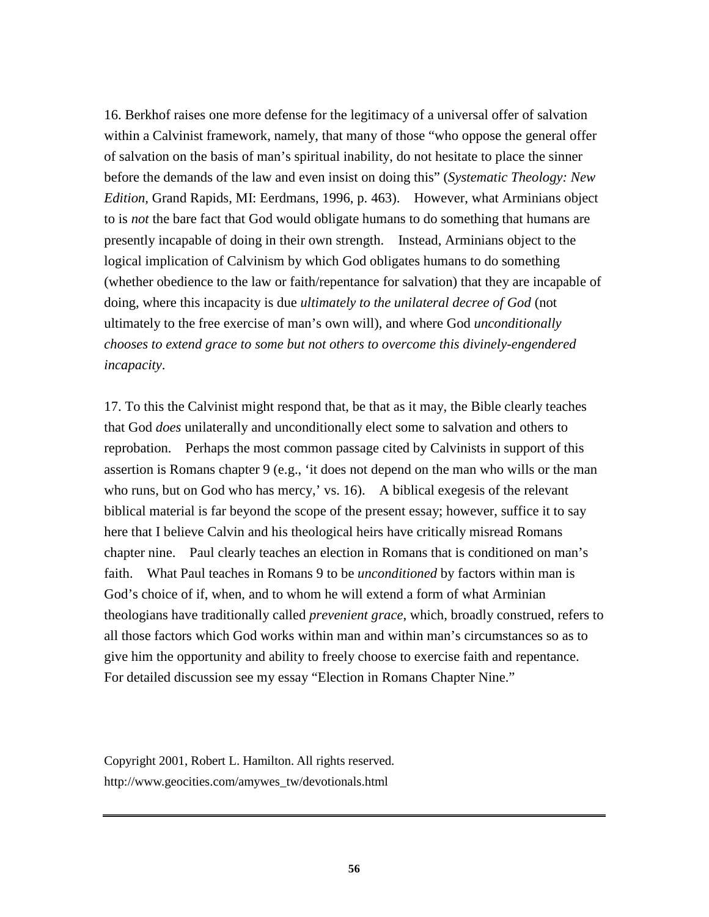16. Berkhof raises one more defense for the legitimacy of a universal offer of salvation within a Calvinist framework, namely, that many of those "who oppose the general offer of salvation on the basis of man's spiritual inability, do not hesitate to place the sinner before the demands of the law and even insist on doing this" (*Systematic Theology: New Edition*, Grand Rapids, MI: Eerdmans, 1996, p. 463). However, what Arminians object to is *not* the bare fact that God would obligate humans to do something that humans are presently incapable of doing in their own strength. Instead, Arminians object to the logical implication of Calvinism by which God obligates humans to do something (whether obedience to the law or faith/repentance for salvation) that they are incapable of doing, where this incapacity is due *ultimately to the unilateral decree of God* (not ultimately to the free exercise of man's own will), and where God *unconditionally chooses to extend grace to some but not others to overcome this divinely-engendered incapacity*.

17. To this the Calvinist might respond that, be that as it may, the Bible clearly teaches that God *does* unilaterally and unconditionally elect some to salvation and others to reprobation. Perhaps the most common passage cited by Calvinists in support of this assertion is Romans chapter 9 (e.g., 'it does not depend on the man who wills or the man who runs, but on God who has mercy,' vs. 16). A biblical exegesis of the relevant biblical material is far beyond the scope of the present essay; however, suffice it to say here that I believe Calvin and his theological heirs have critically misread Romans chapter nine. Paul clearly teaches an election in Romans that is conditioned on man's faith. What Paul teaches in Romans 9 to be *unconditioned* by factors within man is God's choice of if, when, and to whom he will extend a form of what Arminian theologians have traditionally called *prevenient grace*, which, broadly construed, refers to all those factors which God works within man and within man's circumstances so as to give him the opportunity and ability to freely choose to exercise faith and repentance. For detailed discussion see my essay "Election in Romans Chapter Nine."

Copyright 2001, Robert L. Hamilton. All rights reserved.
http://www.geocities.com/amywes_tw/devotionals.html